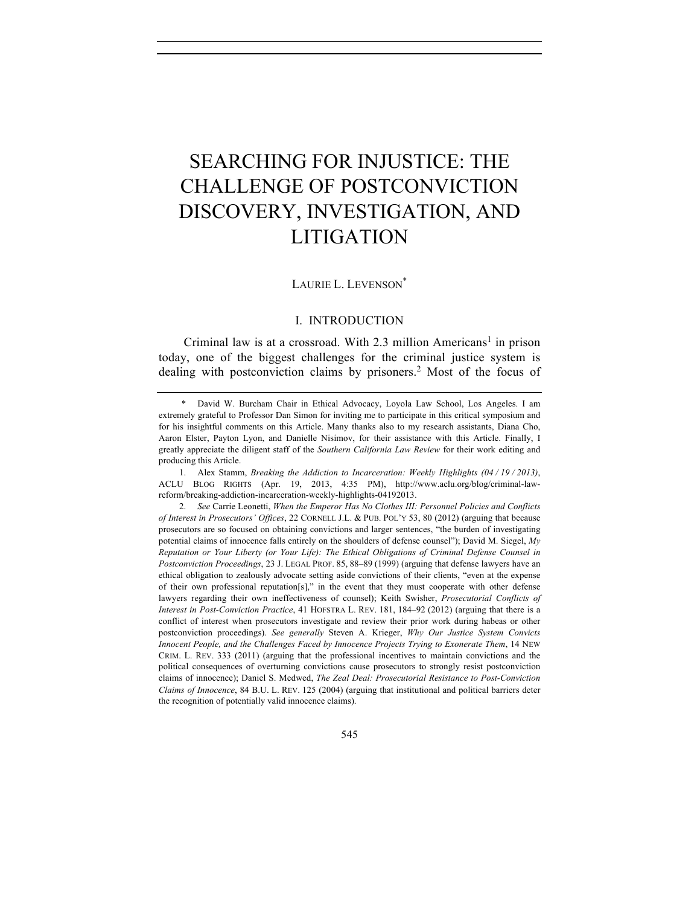# SEARCHING FOR INJUSTICE: THE CHALLENGE OF POSTCONVICTION DISCOVERY, INVESTIGATION, AND LITIGATION

LAURIE L. LEVENSON[*]

## I. INTRODUCTION

Criminal law is at a crossroad. With 2.3 million Americans[1] in prison today, one of the biggest challenges for the criminal justice system is dealing with postconviction claims by prisoners.[2] Most of the focus of

---

\* David W. Burcham Chair in Ethical Advocacy, Loyola Law School, Los Angeles. I am extremely grateful to Professor Dan Simon for inviting me to participate in this critical symposium and for his insightful comments on this Article. Many thanks also to my research assistants, Diana Cho, Aaron Elster, Payton Lyon, and Danielle Nisimov, for their assistance with this Article. Finally, I greatly appreciate the diligent staff of the *Southern California Law Review* for their work editing and producing this Article.

1. Alex Stamm, *Breaking the Addiction to Incarceration: Weekly Highlights (04 / 19 / 2013)*, ACLU BLOG RIGHTS (Apr. 19, 2013, 4:35 PM), http://www.aclu.org/blog/criminal-law-reform/breaking-addiction-incarceration-weekly-highlights-04192013.

2. *See* Carrie Leonetti, *When the Emperor Has No Clothes III: Personnel Policies and Conflicts of Interest in Prosecutors' Offices*, 22 CORNELL J.L. & PUB. POL'Y 53, 80 (2012) (arguing that because prosecutors are so focused on obtaining convictions and larger sentences, "the burden of investigating potential claims of innocence falls entirely on the shoulders of defense counsel"); David M. Siegel, *My Reputation or Your Liberty (or Your Life): The Ethical Obligations of Criminal Defense Counsel in Postconviction Proceedings*, 23 J. LEGAL PROF. 85, 88–89 (1999) (arguing that defense lawyers have an ethical obligation to zealously advocate setting aside convictions of their clients, "even at the expense of their own professional reputation[s]," in the event that they must cooperate with other defense lawyers regarding their own ineffectiveness of counsel); Keith Swisher, *Prosecutorial Conflicts of Interest in Post-Conviction Practice*, 41 HOFSTRA L. REV. 181, 184–92 (2012) (arguing that there is a conflict of interest when prosecutors investigate and review their prior work during habeas or other postconviction proceedings). *See generally* Steven A. Krieger, *Why Our Justice System Convicts Innocent People, and the Challenges Faced by Innocence Projects Trying to Exonerate Them*, 14 NEW CRIM. L. REV. 333 (2011) (arguing that the professional incentives to maintain convictions and the political consequences of overturning convictions cause prosecutors to strongly resist postconviction claims of innocence); Daniel S. Medwed, *The Zeal Deal: Prosecutorial Resistance to Post-Conviction Claims of Innocence*, 84 B.U. L. REV. 125 (2004) (arguing that institutional and political barriers deter the recognition of potentially valid innocence claims).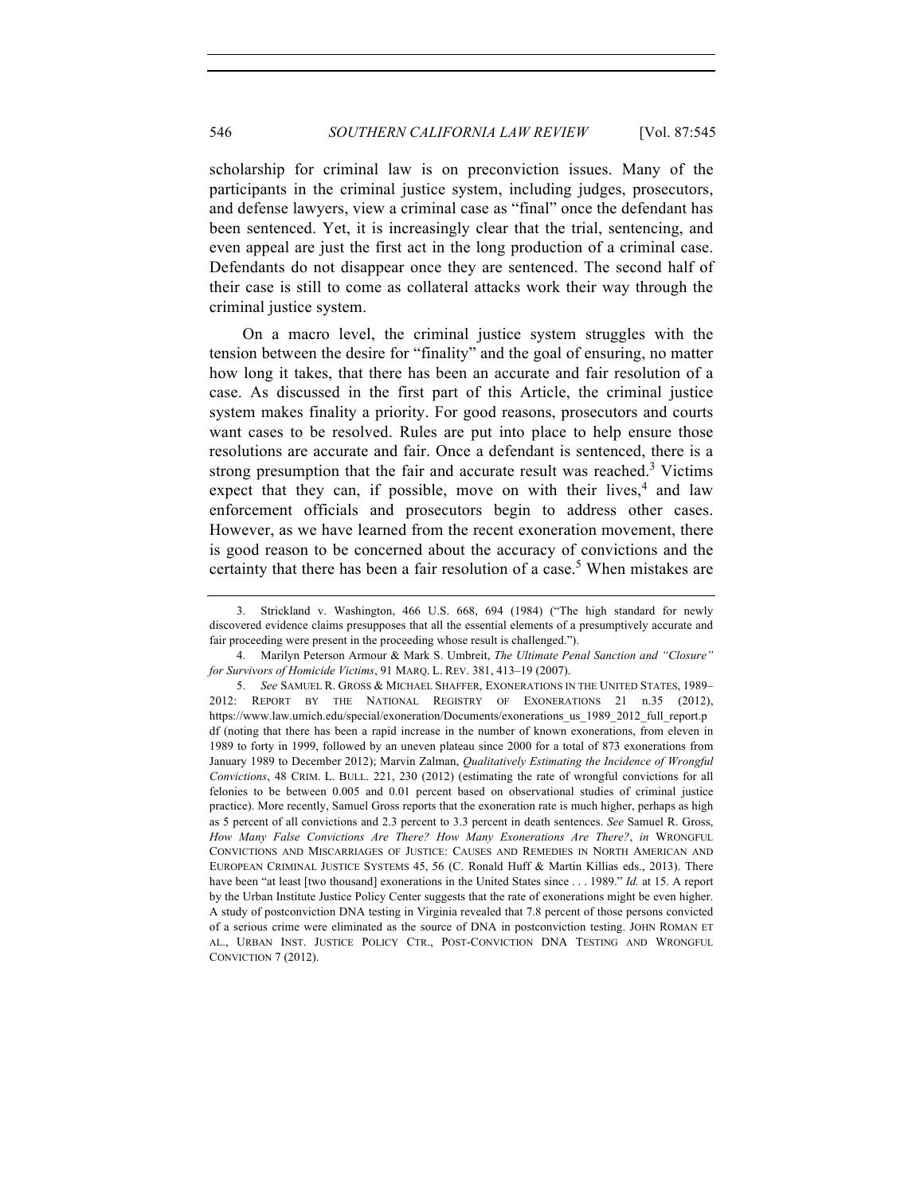scholarship for criminal law is on preconviction issues. Many of the participants in the criminal justice system, including judges, prosecutors, and defense lawyers, view a criminal case as "final" once the defendant has been sentenced. Yet, it is increasingly clear that the trial, sentencing, and even appeal are just the first act in the long production of a criminal case. Defendants do not disappear once they are sentenced. The second half of their case is still to come as collateral attacks work their way through the criminal justice system.

On a macro level, the criminal justice system struggles with the tension between the desire for "finality" and the goal of ensuring, no matter how long it takes, that there has been an accurate and fair resolution of a case. As discussed in the first part of this Article, the criminal justice system makes finality a priority. For good reasons, prosecutors and courts want cases to be resolved. Rules are put into place to help ensure those resolutions are accurate and fair. Once a defendant is sentenced, there is a strong presumption that the fair and accurate result was reached.[3] Victims expect that they can, if possible, move on with their lives,[4] and law enforcement officials and prosecutors begin to address other cases. However, as we have learned from the recent exoneration movement, there is good reason to be concerned about the accuracy of convictions and the certainty that there has been a fair resolution of a case.[5] When mistakes are

---

3. Strickland v. Washington, 466 U.S. 668, 694 (1984) ("The high standard for newly discovered evidence claims presupposes that all the essential elements of a presumptively accurate and fair proceeding were present in the proceeding whose result is challenged.").

4. Marilyn Peterson Armour & Mark S. Umbreit, *The Ultimate Penal Sanction and "Closure" for Survivors of Homicide Victims*, 91 MARQ. L. REV. 381, 413–19 (2007).

5. *See* SAMUEL R. GROSS & MICHAEL SHAFFER, EXONERATIONS IN THE UNITED STATES, 1989–2012: REPORT BY THE NATIONAL REGISTRY OF EXONERATIONS 21 n.35 (2012), https://www.law.umich.edu/special/exoneration/Documents/exonerations_us_1989_2012_full_report.pdf (noting that there has been a rapid increase in the number of known exonerations, from eleven in 1989 to forty in 1999, followed by an uneven plateau since 2000 for a total of 873 exonerations from January 1989 to December 2012); Marvin Zalman, *Qualitatively Estimating the Incidence of Wrongful Convictions*, 48 CRIM. L. BULL. 221, 230 (2012) (estimating the rate of wrongful convictions for all felonies to be between 0.005 and 0.01 percent based on observational studies of criminal justice practice). More recently, Samuel Gross reports that the exoneration rate is much higher, perhaps as high as 5 percent of all convictions and 2.3 percent to 3.3 percent in death sentences. *See* Samuel R. Gross, *How Many False Convictions Are There? How Many Exonerations Are There?*, *in* WRONGFUL CONVICTIONS AND MISCARRIAGES OF JUSTICE: CAUSES AND REMEDIES IN NORTH AMERICAN AND EUROPEAN CRIMINAL JUSTICE SYSTEMS 45, 56 (C. Ronald Huff & Martin Killias eds., 2013). There have been "at least [two thousand] exonerations in the United States since . . . 1989." *Id.* at 15. A report by the Urban Institute Justice Policy Center suggests that the rate of exonerations might be even higher. A study of postconviction DNA testing in Virginia revealed that 7.8 percent of those persons convicted of a serious crime were eliminated as the source of DNA in postconviction testing. JOHN ROMAN ET AL., URBAN INST. JUSTICE POLICY CTR., POST-CONVICTION DNA TESTING AND WRONGFUL CONVICTION 7 (2012).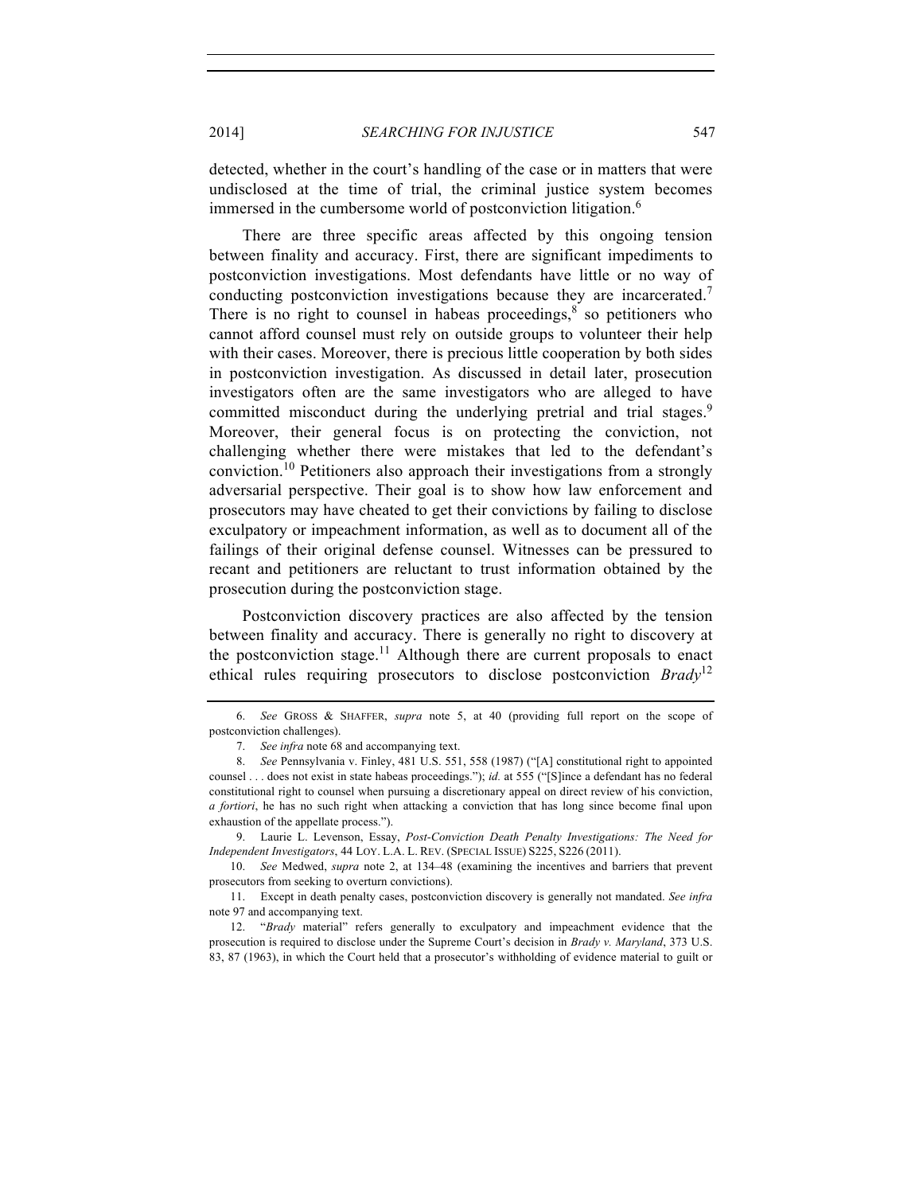detected, whether in the court's handling of the case or in matters that were undisclosed at the time of trial, the criminal justice system becomes immersed in the cumbersome world of postconviction litigation.[6]

There are three specific areas affected by this ongoing tension between finality and accuracy. First, there are significant impediments to postconviction investigations. Most defendants have little or no way of conducting postconviction investigations because they are incarcerated.[7] There is no right to counsel in habeas proceedings,[8] so petitioners who cannot afford counsel must rely on outside groups to volunteer their help with their cases. Moreover, there is precious little cooperation by both sides in postconviction investigation. As discussed in detail later, prosecution investigators often are the same investigators who are alleged to have committed misconduct during the underlying pretrial and trial stages.[9] Moreover, their general focus is on protecting the conviction, not challenging whether there were mistakes that led to the defendant's conviction.[10] Petitioners also approach their investigations from a strongly adversarial perspective. Their goal is to show how law enforcement and prosecutors may have cheated to get their convictions by failing to disclose exculpatory or impeachment information, as well as to document all of the failings of their original defense counsel. Witnesses can be pressured to recant and petitioners are reluctant to trust information obtained by the prosecution during the postconviction stage.

Postconviction discovery practices are also affected by the tension between finality and accuracy. There is generally no right to discovery at the postconviction stage.[11] Although there are current proposals to enact ethical rules requiring prosecutors to disclose postconviction *Brady*[12]

---

6. *See* GROSS & SHAFFER, *supra* note 5, at 40 (providing full report on the scope of postconviction challenges).

7. *See infra* note 68 and accompanying text.

8. *See* Pennsylvania v. Finley, 481 U.S. 551, 558 (1987) ("[A] constitutional right to appointed counsel . . . does not exist in state habeas proceedings."); *id.* at 555 ("[S]ince a defendant has no federal constitutional right to counsel when pursuing a discretionary appeal on direct review of his conviction, *a fortiori*, he has no such right when attacking a conviction that has long since become final upon exhaustion of the appellate process.").

9. Laurie L. Levenson, Essay, *Post-Conviction Death Penalty Investigations: The Need for Independent Investigators*, 44 LOY. L.A. L. REV. (SPECIAL ISSUE) S225, S226 (2011).

10. *See* Medwed, *supra* note 2, at 134–48 (examining the incentives and barriers that prevent prosecutors from seeking to overturn convictions).

11. Except in death penalty cases, postconviction discovery is generally not mandated. *See infra* note 97 and accompanying text.

12. "*Brady* material" refers generally to exculpatory and impeachment evidence that the prosecution is required to disclose under the Supreme Court's decision in *Brady v. Maryland*, 373 U.S. 83, 87 (1963), in which the Court held that a prosecutor's withholding of evidence material to guilt or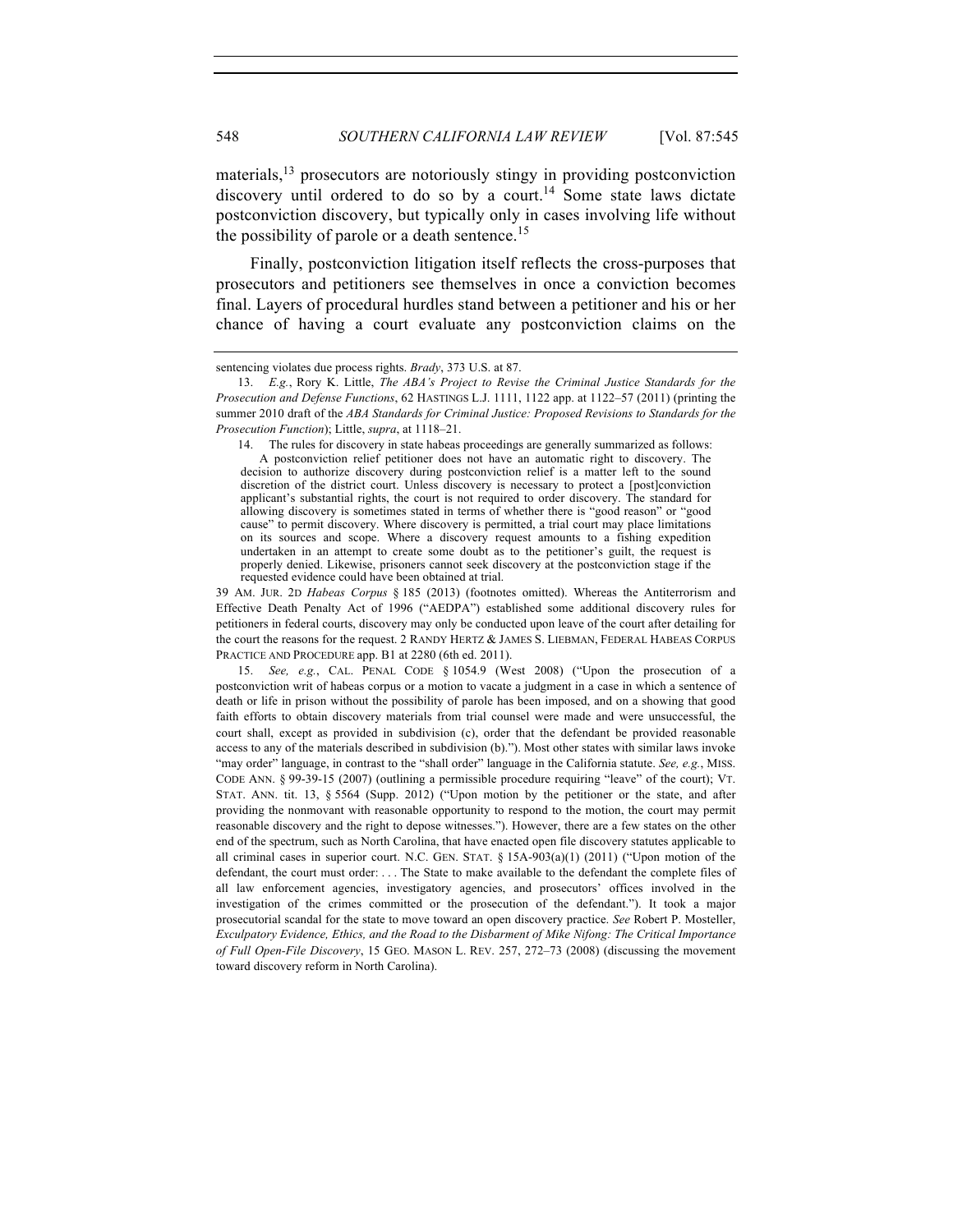materials,[13] prosecutors are notoriously stingy in providing postconviction discovery until ordered to do so by a court.[14] Some state laws dictate postconviction discovery, but typically only in cases involving life without the possibility of parole or a death sentence.[15]

Finally, postconviction litigation itself reflects the cross-purposes that prosecutors and petitioners see themselves in once a conviction becomes final. Layers of procedural hurdles stand between a petitioner and his or her chance of having a court evaluate any postconviction claims on the

---

sentencing violates due process rights. *Brady*, 373 U.S. at 87.

13. *E.g.*, Rory K. Little, *The ABA's Project to Revise the Criminal Justice Standards for the Prosecution and Defense Functions*, 62 HASTINGS L.J. 1111, 1122 app. at 1122–57 (2011) (printing the summer 2010 draft of the *ABA Standards for Criminal Justice: Proposed Revisions to Standards for the Prosecution Function*); Little, *supra*, at 1118–21.

14. The rules for discovery in state habeas proceedings are generally summarized as follows:

> A postconviction relief petitioner does not have an automatic right to discovery. The decision to authorize discovery during postconviction relief is a matter left to the sound discretion of the district court. Unless discovery is necessary to protect a [post]conviction applicant's substantial rights, the court is not required to order discovery. The standard for allowing discovery is sometimes stated in terms of whether there is "good reason" or "good cause" to permit discovery. Where discovery is permitted, a trial court may place limitations on its sources and scope. Where a discovery request amounts to a fishing expedition undertaken in an attempt to create some doubt as to the petitioner's guilt, the request is properly denied. Likewise, prisoners cannot seek discovery at the postconviction stage if the requested evidence could have been obtained at trial.

39 AM. JUR. 2D *Habeas Corpus* § 185 (2013) (footnotes omitted). Whereas the Antiterrorism and Effective Death Penalty Act of 1996 ("AEDPA") established some additional discovery rules for petitioners in federal courts, discovery may only be conducted upon leave of the court after detailing for the court the reasons for the request. 2 RANDY HERTZ & JAMES S. LIEBMAN, FEDERAL HABEAS CORPUS PRACTICE AND PROCEDURE app. B1 at 2280 (6th ed. 2011).

15. *See, e.g.*, CAL. PENAL CODE § 1054.9 (West 2008) ("Upon the prosecution of a postconviction writ of habeas corpus or a motion to vacate a judgment in a case in which a sentence of death or life in prison without the possibility of parole has been imposed, and on a showing that good faith efforts to obtain discovery materials from trial counsel were made and were unsuccessful, the court shall, except as provided in subdivision (c), order that the defendant be provided reasonable access to any of the materials described in subdivision (b)."). Most other states with similar laws invoke "may order" language, in contrast to the "shall order" language in the California statute. *See, e.g.*, MISS. CODE ANN. § 99-39-15 (2007) (outlining a permissible procedure requiring "leave" of the court); VT. STAT. ANN. tit. 13, § 5564 (Supp. 2012) ("Upon motion by the petitioner or the state, and after providing the nonmovant with reasonable opportunity to respond to the motion, the court may permit reasonable discovery and the right to depose witnesses."). However, there are a few states on the other end of the spectrum, such as North Carolina, that have enacted open file discovery statutes applicable to all criminal cases in superior court. N.C. GEN. STAT. § 15A-903(a)(1) (2011) ("Upon motion of the defendant, the court must order: . . . The State to make available to the defendant the complete files of all law enforcement agencies, investigatory agencies, and prosecutors' offices involved in the investigation of the crimes committed or the prosecution of the defendant."). It took a major prosecutorial scandal for the state to move toward an open discovery practice. *See* Robert P. Mosteller, *Exculpatory Evidence, Ethics, and the Road to the Disbarment of Mike Nifong: The Critical Importance of Full Open-File Discovery*, 15 GEO. MASON L. REV. 257, 272–73 (2008) (discussing the movement toward discovery reform in North Carolina).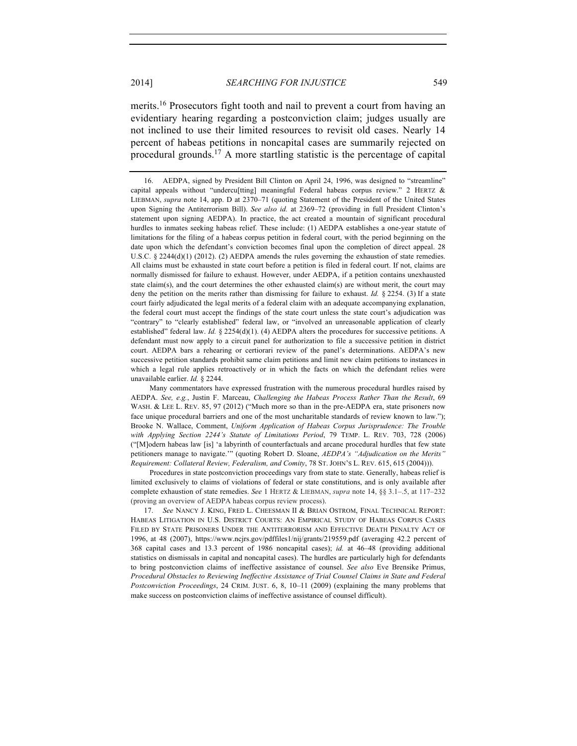merits.[16] Prosecutors fight tooth and nail to prevent a court from having an evidentiary hearing regarding a postconviction claim; judges usually are not inclined to use their limited resources to revisit old cases. Nearly 14 percent of habeas petitions in noncapital cases are summarily rejected on procedural grounds.[17] A more startling statistic is the percentage of capital

---

16. AEDPA, signed by President Bill Clinton on April 24, 1996, was designed to "streamline" capital appeals without "undercu[tting] meaningful Federal habeas corpus review." 2 HERTZ & LIEBMAN, *supra* note 14, app. D at 2370–71 (quoting Statement of the President of the United States upon Signing the Antiterrorism Bill). *See also id.* at 2369–72 (providing in full President Clinton's statement upon signing AEDPA). In practice, the act created a mountain of significant procedural hurdles to inmates seeking habeas relief. These include: (1) AEDPA establishes a one-year statute of limitations for the filing of a habeas corpus petition in federal court, with the period beginning on the date upon which the defendant's conviction becomes final upon the completion of direct appeal. 28 U.S.C. § 2244(d)(1) (2012). (2) AEDPA amends the rules governing the exhaustion of state remedies. All claims must be exhausted in state court before a petition is filed in federal court. If not, claims are normally dismissed for failure to exhaust. However, under AEDPA, if a petition contains unexhausted state claim(s), and the court determines the other exhausted claim(s) are without merit, the court may deny the petition on the merits rather than dismissing for failure to exhaust. *Id.* § 2254. (3) If a state court fairly adjudicated the legal merits of a federal claim with an adequate accompanying explanation, the federal court must accept the findings of the state court unless the state court's adjudication was "contrary" to "clearly established" federal law, or "involved an unreasonable application of clearly established" federal law. *Id.* § 2254(d)(1). (4) AEDPA alters the procedures for successive petitions. A defendant must now apply to a circuit panel for authorization to file a successive petition in district court. AEDPA bars a rehearing or certiorari review of the panel's determinations. AEDPA's new successive petition standards prohibit same claim petitions and limit new claim petitions to instances in which a legal rule applies retroactively or in which the facts on which the defendant relies were unavailable earlier. *Id.* § 2244.

Many commentators have expressed frustration with the numerous procedural hurdles raised by AEDPA. *See, e.g.*, Justin F. Marceau, *Challenging the Habeas Process Rather Than the Result*, 69 WASH. & LEE L. REV. 85, 97 (2012) ("Much more so than in the pre-AEDPA era, state prisoners now face unique procedural barriers and one of the most uncharitable standards of review known to law."); Brooke N. Wallace, Comment, *Uniform Application of Habeas Corpus Jurisprudence: The Trouble with Applying Section 2244's Statute of Limitations Period*, 79 TEMP. L. REV. 703, 728 (2006) ("[M]odern habeas law [is] 'a labyrinth of counterfactuals and arcane procedural hurdles that few state petitioners manage to navigate.'" (quoting Robert D. Sloane, *AEDPA's "Adjudication on the Merits" Requirement: Collateral Review, Federalism, and Comity*, 78 ST. JOHN'S L. REV. 615, 615 (2004))).

Procedures in state postconviction proceedings vary from state to state. Generally, habeas relief is limited exclusively to claims of violations of federal or state constitutions, and is only available after complete exhaustion of state remedies. *See* 1 HERTZ & LIEBMAN, *supra* note 14, §§ 3.1–.5, at 117–232 (proving an overview of AEDPA habeas corpus review process).

17. *See* NANCY J. KING, FRED L. CHEESMAN II & BRIAN OSTROM, FINAL TECHNICAL REPORT: HABEAS LITIGATION IN U.S. DISTRICT COURTS: AN EMPIRICAL STUDY OF HABEAS CORPUS CASES FILED BY STATE PRISONERS UNDER THE ANTITERRORISM AND EFFECTIVE DEATH PENALTY ACT OF 1996, at 48 (2007), https://www.ncjrs.gov/pdffiles1/nij/grants/219559.pdf (averaging 42.2 percent of 368 capital cases and 13.3 percent of 1986 noncapital cases); *id.* at 46–48 (providing additional statistics on dismissals in capital and noncapital cases). The hurdles are particularly high for defendants to bring postconviction claims of ineffective assistance of counsel. *See also* Eve Brensike Primus, *Procedural Obstacles to Reviewing Ineffective Assistance of Trial Counsel Claims in State and Federal Postconviction Proceedings*, 24 CRIM. JUST. 6, 8, 10–11 (2009) (explaining the many problems that make success on postconviction claims of ineffective assistance of counsel difficult).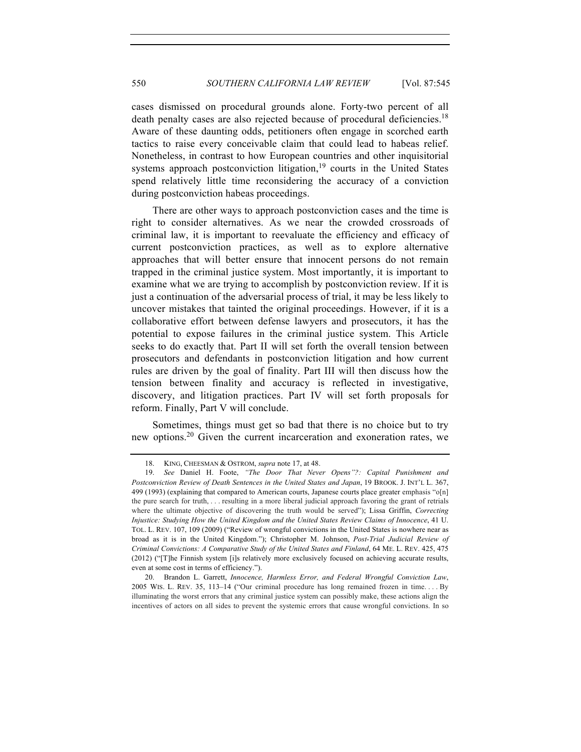cases dismissed on procedural grounds alone. Forty-two percent of all death penalty cases are also rejected because of procedural deficiencies.[18] Aware of these daunting odds, petitioners often engage in scorched earth tactics to raise every conceivable claim that could lead to habeas relief. Nonetheless, in contrast to how European countries and other inquisitorial systems approach postconviction litigation,[19] courts in the United States spend relatively little time reconsidering the accuracy of a conviction during postconviction habeas proceedings.

There are other ways to approach postconviction cases and the time is right to consider alternatives. As we near the crowded crossroads of criminal law, it is important to reevaluate the efficiency and efficacy of current postconviction practices, as well as to explore alternative approaches that will better ensure that innocent persons do not remain trapped in the criminal justice system. Most importantly, it is important to examine what we are trying to accomplish by postconviction review. If it is just a continuation of the adversarial process of trial, it may be less likely to uncover mistakes that tainted the original proceedings. However, if it is a collaborative effort between defense lawyers and prosecutors, it has the potential to expose failures in the criminal justice system. This Article seeks to do exactly that. Part II will set forth the overall tension between prosecutors and defendants in postconviction litigation and how current rules are driven by the goal of finality. Part III will then discuss how the tension between finality and accuracy is reflected in investigative, discovery, and litigation practices. Part IV will set forth proposals for reform. Finally, Part V will conclude.

Sometimes, things must get so bad that there is no choice but to try new options.[20] Given the current incarceration and exoneration rates, we

---

18. KING, CHEESMAN & OSTROM, *supra* note 17, at 48.

19. *See* Daniel H. Foote, *"The Door That Never Opens"?: Capital Punishment and Postconviction Review of Death Sentences in the United States and Japan*, 19 BROOK. J. INT'L L. 367, 499 (1993) (explaining that compared to American courts, Japanese courts place greater emphasis "o[n] the pure search for truth, . . . resulting in a more liberal judicial approach favoring the grant of retrials where the ultimate objective of discovering the truth would be served"); Lissa Griffin, *Correcting Injustice: Studying How the United Kingdom and the United States Review Claims of Innocence*, 41 U. TOL. L. REV. 107, 109 (2009) ("Review of wrongful convictions in the United States is nowhere near as broad as it is in the United Kingdom."); Christopher M. Johnson, *Post-Trial Judicial Review of Criminal Convictions: A Comparative Study of the United States and Finland*, 64 ME. L. REV. 425, 475 (2012) ("[T]he Finnish system [i]s relatively more exclusively focused on achieving accurate results, even at some cost in terms of efficiency.").

20. Brandon L. Garrett, *Innocence, Harmless Error, and Federal Wrongful Conviction Law*, 2005 WIS. L. REV. 35, 113–14 ("Our criminal procedure has long remained frozen in time. . . . By illuminating the worst errors that any criminal justice system can possibly make, these actions align the incentives of actors on all sides to prevent the systemic errors that cause wrongful convictions. In so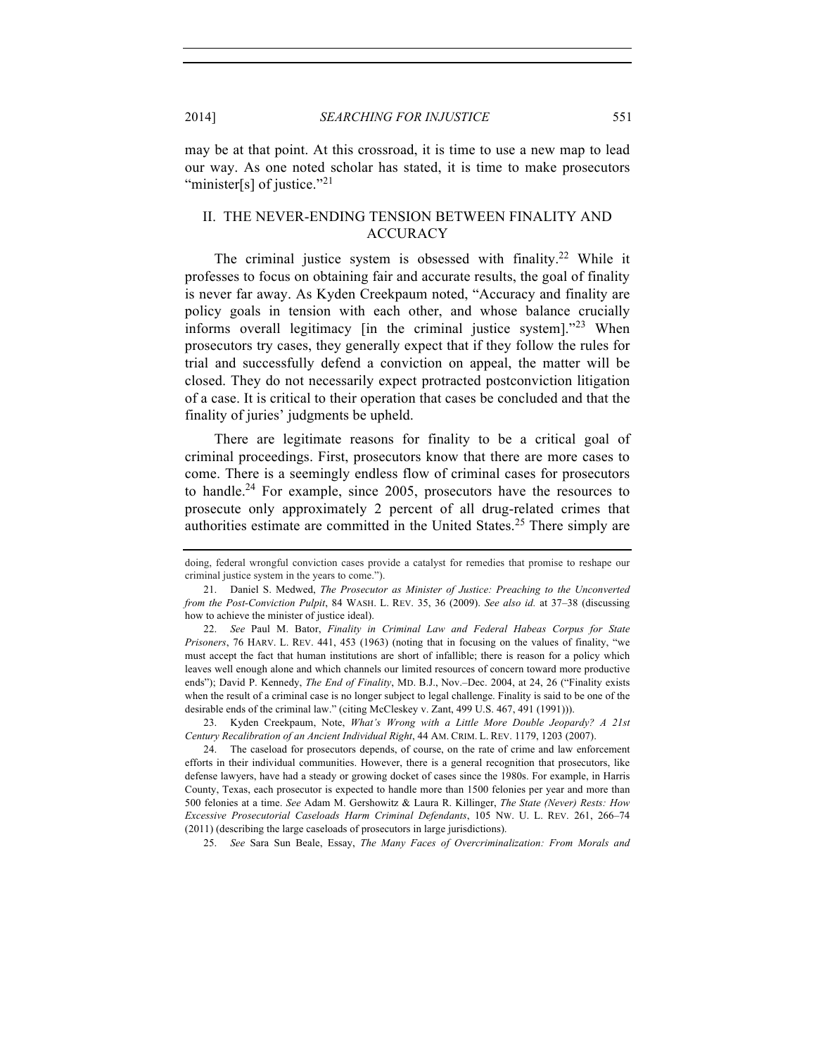may be at that point. At this crossroad, it is time to use a new map to lead our way. As one noted scholar has stated, it is time to make prosecutors "minister[s] of justice."[21]

## II. THE NEVER-ENDING TENSION BETWEEN FINALITY AND ACCURACY

The criminal justice system is obsessed with finality.[22] While it professes to focus on obtaining fair and accurate results, the goal of finality is never far away. As Kyden Creekpaum noted, "Accuracy and finality are policy goals in tension with each other, and whose balance crucially informs overall legitimacy [in the criminal justice system]."[23] When prosecutors try cases, they generally expect that if they follow the rules for trial and successfully defend a conviction on appeal, the matter will be closed. They do not necessarily expect protracted postconviction litigation of a case. It is critical to their operation that cases be concluded and that the finality of juries' judgments be upheld.

There are legitimate reasons for finality to be a critical goal of criminal proceedings. First, prosecutors know that there are more cases to come. There is a seemingly endless flow of criminal cases for prosecutors to handle.[24] For example, since 2005, prosecutors have the resources to prosecute only approximately 2 percent of all drug-related crimes that authorities estimate are committed in the United States.[25] There simply are

---

doing, federal wrongful conviction cases provide a catalyst for remedies that promise to reshape our criminal justice system in the years to come.").

21. Daniel S. Medwed, *The Prosecutor as Minister of Justice: Preaching to the Unconverted from the Post-Conviction Pulpit*, 84 WASH. L. REV. 35, 36 (2009). *See also id.* at 37–38 (discussing how to achieve the minister of justice ideal).

22. *See* Paul M. Bator, *Finality in Criminal Law and Federal Habeas Corpus for State Prisoners*, 76 HARV. L. REV. 441, 453 (1963) (noting that in focusing on the values of finality, "we must accept the fact that human institutions are short of infallible; there is reason for a policy which leaves well enough alone and which channels our limited resources of concern toward more productive ends"); David P. Kennedy, *The End of Finality*, MD. B.J., Nov.–Dec. 2004, at 24, 26 ("Finality exists when the result of a criminal case is no longer subject to legal challenge. Finality is said to be one of the desirable ends of the criminal law." (citing McCleskey v. Zant, 499 U.S. 467, 491 (1991))).

23. Kyden Creekpaum, Note, *What's Wrong with a Little More Double Jeopardy? A 21st Century Recalibration of an Ancient Individual Right*, 44 AM. CRIM. L. REV. 1179, 1203 (2007).

24. The caseload for prosecutors depends, of course, on the rate of crime and law enforcement efforts in their individual communities. However, there is a general recognition that prosecutors, like defense lawyers, have had a steady or growing docket of cases since the 1980s. For example, in Harris County, Texas, each prosecutor is expected to handle more than 1500 felonies per year and more than 500 felonies at a time. *See* Adam M. Gershowitz & Laura R. Killinger, *The State (Never) Rests: How Excessive Prosecutorial Caseloads Harm Criminal Defendants*, 105 NW. U. L. REV. 261, 266–74 (2011) (describing the large caseloads of prosecutors in large jurisdictions).

25. *See* Sara Sun Beale, Essay, *The Many Faces of Overcriminalization: From Morals and*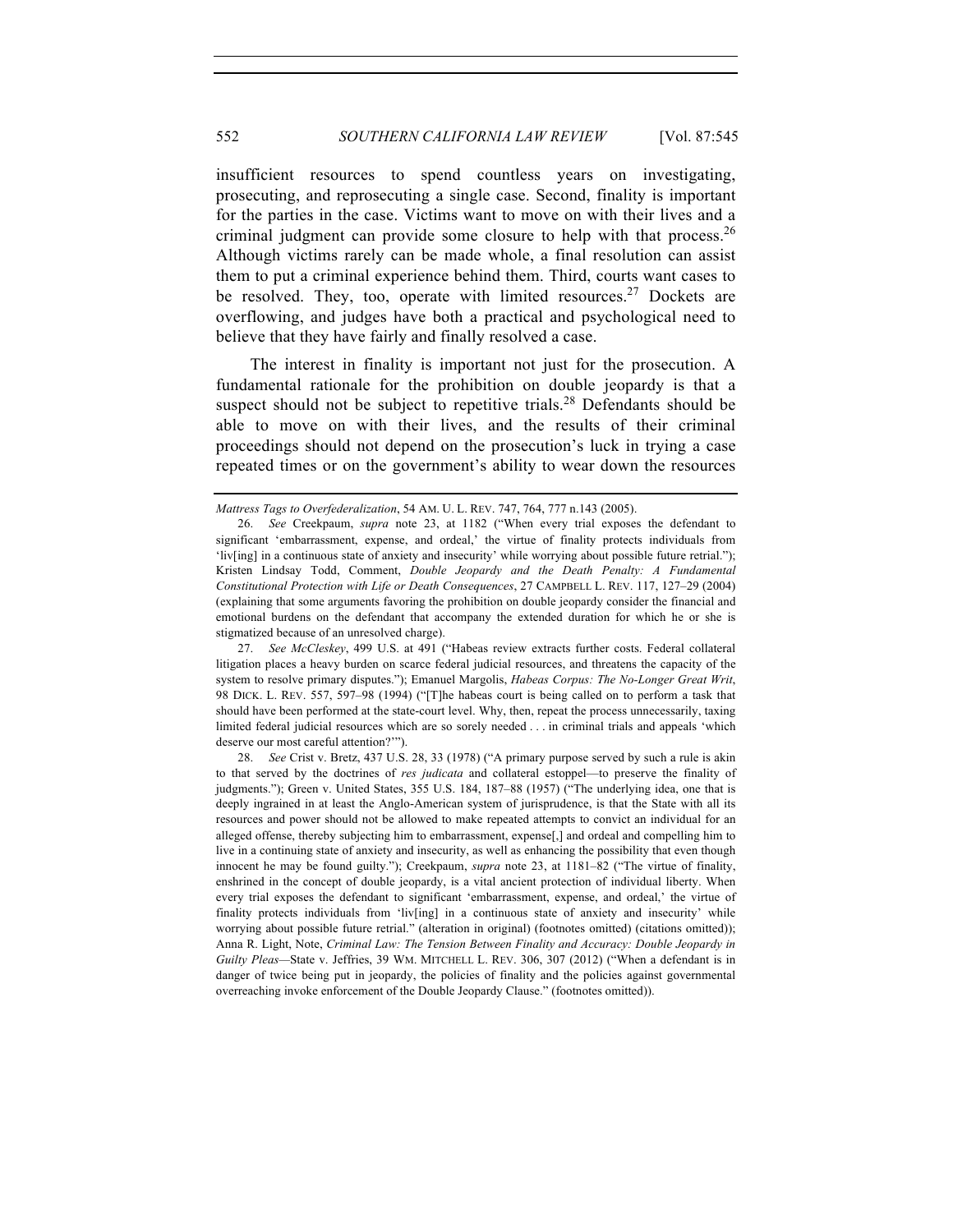insufficient resources to spend countless years on investigating, prosecuting, and reprosecuting a single case. Second, finality is important for the parties in the case. Victims want to move on with their lives and a criminal judgment can provide some closure to help with that process.[26] Although victims rarely can be made whole, a final resolution can assist them to put a criminal experience behind them. Third, courts want cases to be resolved. They, too, operate with limited resources.[27] Dockets are overflowing, and judges have both a practical and psychological need to believe that they have fairly and finally resolved a case.

The interest in finality is important not just for the prosecution. A fundamental rationale for the prohibition on double jeopardy is that a suspect should not be subject to repetitive trials.[28] Defendants should be able to move on with their lives, and the results of their criminal proceedings should not depend on the prosecution's luck in trying a case repeated times or on the government's ability to wear down the resources

---

*Mattress Tags to Overfederalization*, 54 AM. U. L. REV. 747, 764, 777 n.143 (2005).

26. *See* Creekpaum, *supra* note 23, at 1182 ("When every trial exposes the defendant to significant 'embarrassment, expense, and ordeal,' the virtue of finality protects individuals from 'liv[ing] in a continuous state of anxiety and insecurity' while worrying about possible future retrial."); Kristen Lindsay Todd, Comment, *Double Jeopardy and the Death Penalty: A Fundamental Constitutional Protection with Life or Death Consequences*, 27 CAMPBELL L. REV. 117, 127–29 (2004) (explaining that some arguments favoring the prohibition on double jeopardy consider the financial and emotional burdens on the defendant that accompany the extended duration for which he or she is stigmatized because of an unresolved charge).

27. *See McCleskey*, 499 U.S. at 491 ("Habeas review extracts further costs. Federal collateral litigation places a heavy burden on scarce federal judicial resources, and threatens the capacity of the system to resolve primary disputes."); Emanuel Margolis, *Habeas Corpus: The No-Longer Great Writ*, 98 DICK. L. REV. 557, 597–98 (1994) ("[T]he habeas court is being called on to perform a task that should have been performed at the state-court level. Why, then, repeat the process unnecessarily, taxing limited federal judicial resources which are so sorely needed . . . in criminal trials and appeals 'which deserve our most careful attention?'").

28. *See* Crist v. Bretz, 437 U.S. 28, 33 (1978) ("A primary purpose served by such a rule is akin to that served by the doctrines of *res judicata* and collateral estoppel—to preserve the finality of judgments."); Green v. United States, 355 U.S. 184, 187–88 (1957) ("The underlying idea, one that is deeply ingrained in at least the Anglo-American system of jurisprudence, is that the State with all its resources and power should not be allowed to make repeated attempts to convict an individual for an alleged offense, thereby subjecting him to embarrassment, expense[,] and ordeal and compelling him to live in a continuing state of anxiety and insecurity, as well as enhancing the possibility that even though innocent he may be found guilty."); Creekpaum, *supra* note 23, at 1181–82 ("The virtue of finality, enshrined in the concept of double jeopardy, is a vital ancient protection of individual liberty. When every trial exposes the defendant to significant 'embarrassment, expense, and ordeal,' the virtue of finality protects individuals from 'liv[ing] in a continuous state of anxiety and insecurity' while worrying about possible future retrial." (alteration in original) (footnotes omitted) (citations omitted)); Anna R. Light, Note, *Criminal Law: The Tension Between Finality and Accuracy: Double Jeopardy in Guilty Pleas*—State v. Jeffries, 39 WM. MITCHELL L. REV. 306, 307 (2012) ("When a defendant is in danger of twice being put in jeopardy, the policies of finality and the policies against governmental overreaching invoke enforcement of the Double Jeopardy Clause." (footnotes omitted)).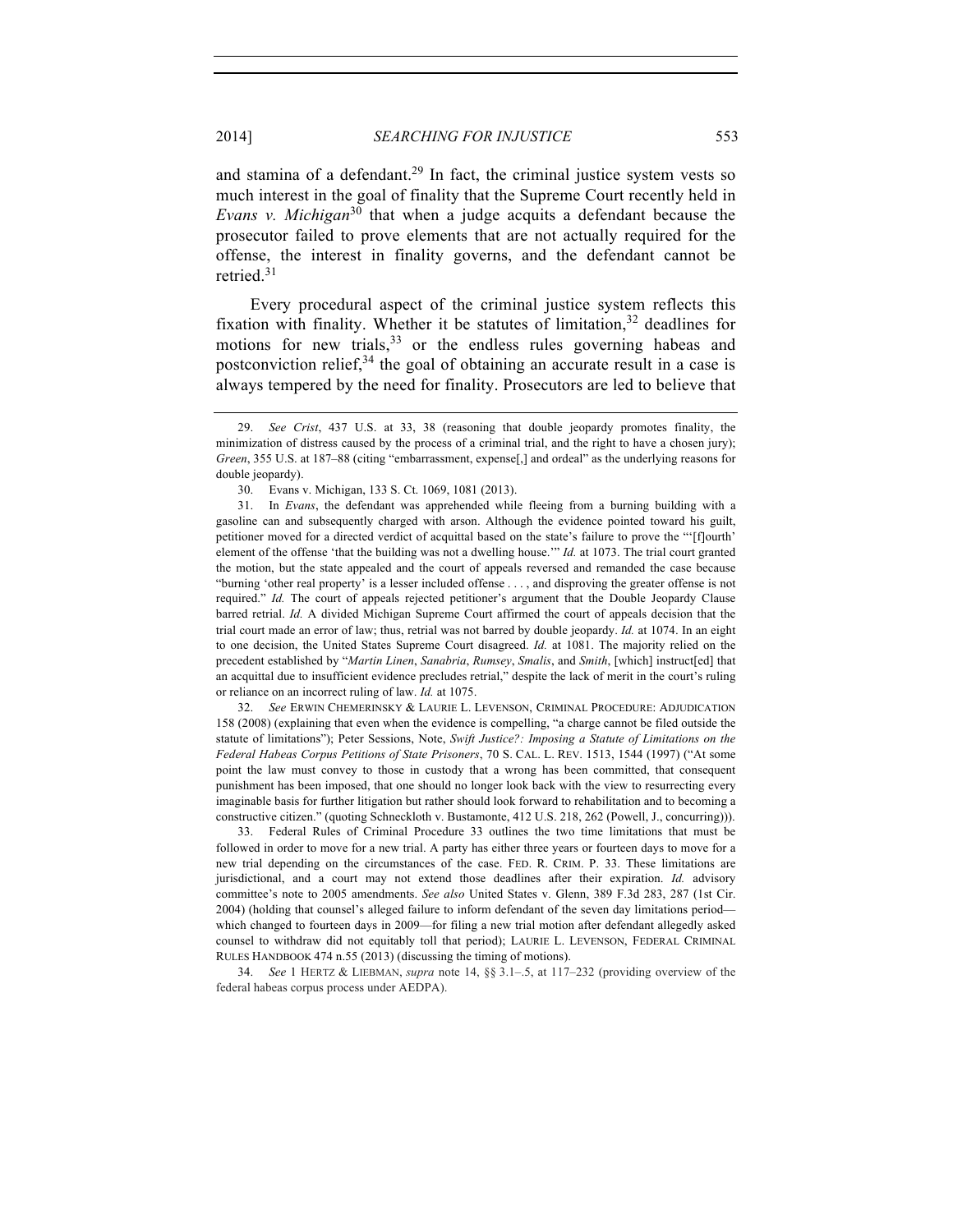and stamina of a defendant.[29] In fact, the criminal justice system vests so much interest in the goal of finality that the Supreme Court recently held in *Evans v. Michigan*[30] that when a judge acquits a defendant because the prosecutor failed to prove elements that are not actually required for the offense, the interest in finality governs, and the defendant cannot be retried.[31]

Every procedural aspect of the criminal justice system reflects this fixation with finality. Whether it be statutes of limitation,[32] deadlines for motions for new trials,[33] or the endless rules governing habeas and postconviction relief,[34] the goal of obtaining an accurate result in a case is always tempered by the need for finality. Prosecutors are led to believe that

---

29. *See Crist*, 437 U.S. at 33, 38 (reasoning that double jeopardy promotes finality, the minimization of distress caused by the process of a criminal trial, and the right to have a chosen jury); *Green*, 355 U.S. at 187–88 (citing "embarrassment, expense[,] and ordeal" as the underlying reasons for double jeopardy).

30. Evans v. Michigan, 133 S. Ct. 1069, 1081 (2013).

31. In *Evans*, the defendant was apprehended while fleeing from a burning building with a gasoline can and subsequently charged with arson. Although the evidence pointed toward his guilt, petitioner moved for a directed verdict of acquittal based on the state's failure to prove the "'[f]ourth' element of the offense 'that the building was not a dwelling house.'" *Id.* at 1073. The trial court granted the motion, but the state appealed and the court of appeals reversed and remanded the case because "burning 'other real property' is a lesser included offense . . . , and disproving the greater offense is not required." *Id.* The court of appeals rejected petitioner's argument that the Double Jeopardy Clause barred retrial. *Id.* A divided Michigan Supreme Court affirmed the court of appeals decision that the trial court made an error of law; thus, retrial was not barred by double jeopardy. *Id.* at 1074. In an eight to one decision, the United States Supreme Court disagreed. *Id.* at 1081. The majority relied on the precedent established by "*Martin Linen*, *Sanabria*, *Rumsey*, *Smalis*, and *Smith*, [which] instruct[ed] that an acquittal due to insufficient evidence precludes retrial," despite the lack of merit in the court's ruling or reliance on an incorrect ruling of law. *Id.* at 1075.

32. *See* ERWIN CHEMERINSKY & LAURIE L. LEVENSON, CRIMINAL PROCEDURE: ADJUDICATION 158 (2008) (explaining that even when the evidence is compelling, "a charge cannot be filed outside the statute of limitations"); Peter Sessions, Note, *Swift Justice?: Imposing a Statute of Limitations on the Federal Habeas Corpus Petitions of State Prisoners*, 70 S. CAL. L. REV. 1513, 1544 (1997) ("At some point the law must convey to those in custody that a wrong has been committed, that consequent punishment has been imposed, that one should no longer look back with the view to resurrecting every imaginable basis for further litigation but rather should look forward to rehabilitation and to becoming a constructive citizen." (quoting Schneckloth v. Bustamonte, 412 U.S. 218, 262 (Powell, J., concurring))).

33. Federal Rules of Criminal Procedure 33 outlines the two time limitations that must be followed in order to move for a new trial. A party has either three years or fourteen days to move for a new trial depending on the circumstances of the case. FED. R. CRIM. P. 33. These limitations are jurisdictional, and a court may not extend those deadlines after their expiration. *Id.* advisory committee's note to 2005 amendments. *See also* United States v. Glenn, 389 F.3d 283, 287 (1st Cir. 2004) (holding that counsel's alleged failure to inform defendant of the seven day limitations period—which changed to fourteen days in 2009—for filing a new trial motion after defendant allegedly asked counsel to withdraw did not equitably toll that period); LAURIE L. LEVENSON, FEDERAL CRIMINAL RULES HANDBOOK 474 n.55 (2013) (discussing the timing of motions).

34. *See* 1 HERTZ & LIEBMAN, *supra* note 14, §§ 3.1–.5, at 117–232 (providing overview of the federal habeas corpus process under AEDPA).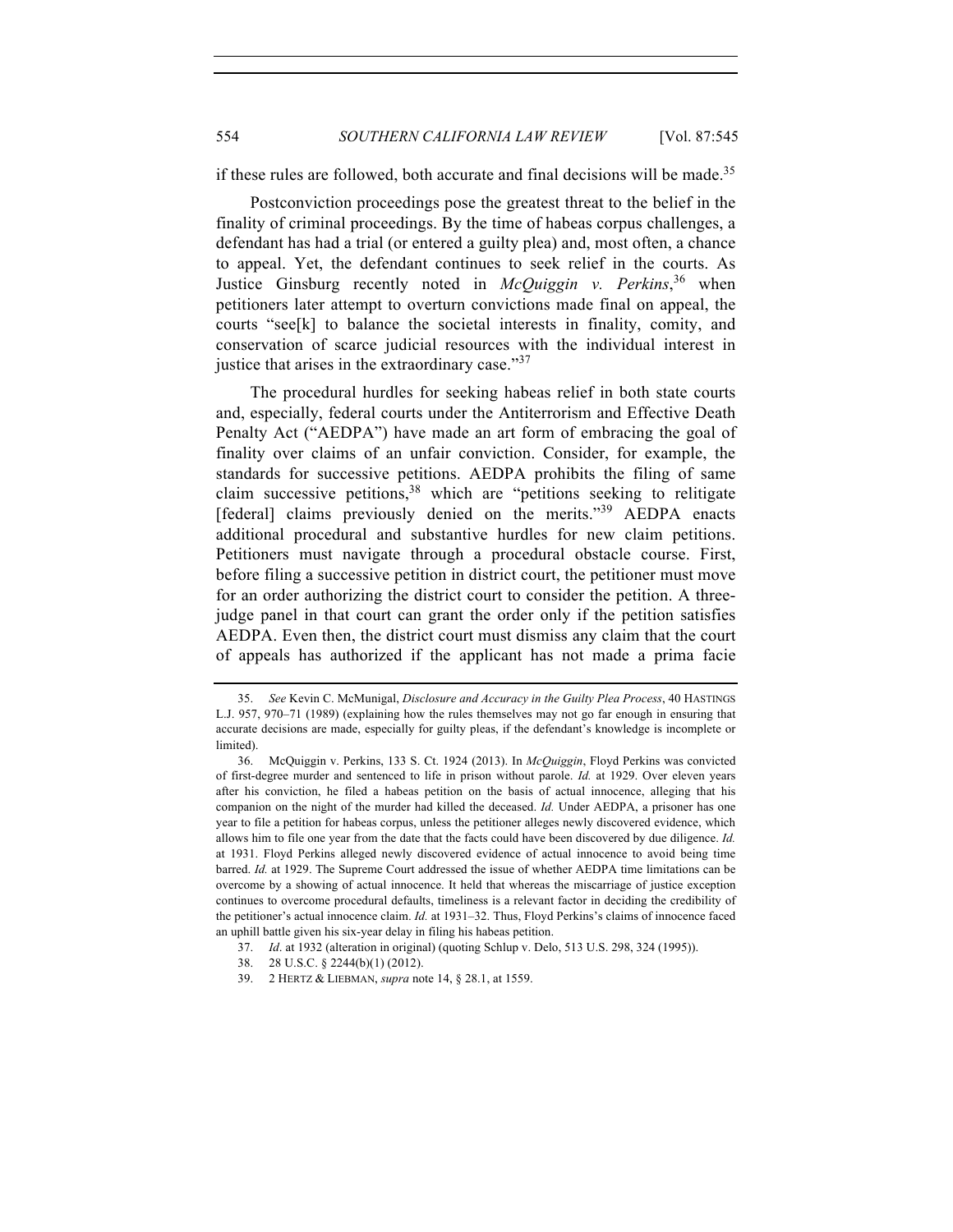if these rules are followed, both accurate and final decisions will be made.[35]

Postconviction proceedings pose the greatest threat to the belief in the finality of criminal proceedings. By the time of habeas corpus challenges, a defendant has had a trial (or entered a guilty plea) and, most often, a chance to appeal. Yet, the defendant continues to seek relief in the courts. As Justice Ginsburg recently noted in *McQuiggin v. Perkins*,[36] when petitioners later attempt to overturn convictions made final on appeal, the courts "see[k] to balance the societal interests in finality, comity, and conservation of scarce judicial resources with the individual interest in justice that arises in the extraordinary case."[37]

The procedural hurdles for seeking habeas relief in both state courts and, especially, federal courts under the Antiterrorism and Effective Death Penalty Act ("AEDPA") have made an art form of embracing the goal of finality over claims of an unfair conviction. Consider, for example, the standards for successive petitions. AEDPA prohibits the filing of same claim successive petitions,[38] which are "petitions seeking to relitigate [federal] claims previously denied on the merits."[39] AEDPA enacts additional procedural and substantive hurdles for new claim petitions. Petitioners must navigate through a procedural obstacle course. First, before filing a successive petition in district court, the petitioner must move for an order authorizing the district court to consider the petition. A three-judge panel in that court can grant the order only if the petition satisfies AEDPA. Even then, the district court must dismiss any claim that the court of appeals has authorized if the applicant has not made a prima facie

---

35. *See* Kevin C. McMunigal, *Disclosure and Accuracy in the Guilty Plea Process*, 40 HASTINGS L.J. 957, 970–71 (1989) (explaining how the rules themselves may not go far enough in ensuring that accurate decisions are made, especially for guilty pleas, if the defendant's knowledge is incomplete or limited).

36. McQuiggin v. Perkins, 133 S. Ct. 1924 (2013). In *McQuiggin*, Floyd Perkins was convicted of first-degree murder and sentenced to life in prison without parole. *Id.* at 1929. Over eleven years after his conviction, he filed a habeas petition on the basis of actual innocence, alleging that his companion on the night of the murder had killed the deceased. *Id.* Under AEDPA, a prisoner has one year to file a petition for habeas corpus, unless the petitioner alleges newly discovered evidence, which allows him to file one year from the date that the facts could have been discovered by due diligence. *Id.* at 1931. Floyd Perkins alleged newly discovered evidence of actual innocence to avoid being time barred. *Id.* at 1929. The Supreme Court addressed the issue of whether AEDPA time limitations can be overcome by a showing of actual innocence. It held that whereas the miscarriage of justice exception continues to overcome procedural defaults, timeliness is a relevant factor in deciding the credibility of the petitioner's actual innocence claim. *Id.* at 1931–32. Thus, Floyd Perkins's claims of innocence faced an uphill battle given his six-year delay in filing his habeas petition.

37. *Id*. at 1932 (alteration in original) (quoting Schlup v. Delo, 513 U.S. 298, 324 (1995)).

38. 28 U.S.C. § 2244(b)(1) (2012).

39. 2 HERTZ & LIEBMAN, *supra* note 14, § 28.1, at 1559.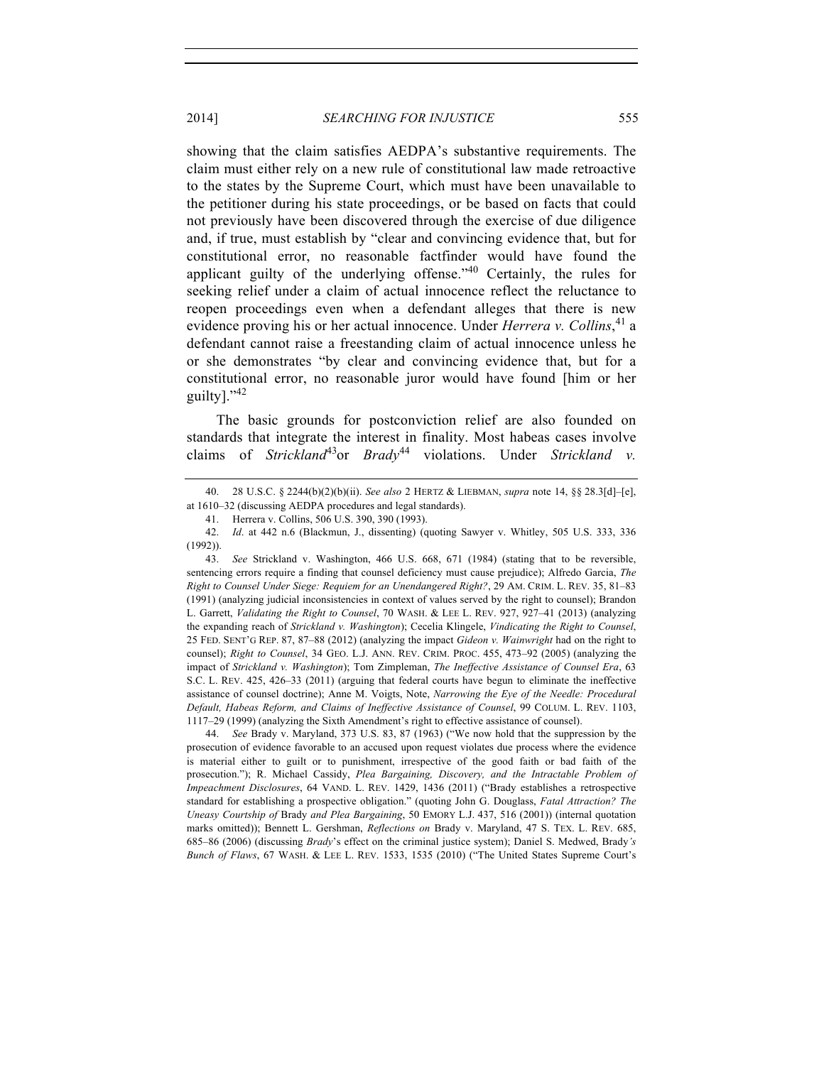showing that the claim satisfies AEDPA's substantive requirements. The claim must either rely on a new rule of constitutional law made retroactive to the states by the Supreme Court, which must have been unavailable to the petitioner during his state proceedings, or be based on facts that could not previously have been discovered through the exercise of due diligence and, if true, must establish by "clear and convincing evidence that, but for constitutional error, no reasonable factfinder would have found the applicant guilty of the underlying offense."[40] Certainly, the rules for seeking relief under a claim of actual innocence reflect the reluctance to reopen proceedings even when a defendant alleges that there is new evidence proving his or her actual innocence. Under *Herrera v. Collins*,[41] a defendant cannot raise a freestanding claim of actual innocence unless he or she demonstrates "by clear and convincing evidence that, but for a constitutional error, no reasonable juror would have found [him or her guilty]."[42]

The basic grounds for postconviction relief are also founded on standards that integrate the interest in finality. Most habeas cases involve claims of *Strickland*[43] or *Brady*[44] violations. Under *Strickland v.*

---

40. 28 U.S.C. § 2244(b)(2)(b)(ii). *See also* 2 HERTZ & LIEBMAN, *supra* note 14, §§ 28.3[d]–[e], at 1610–32 (discussing AEDPA procedures and legal standards).

41. Herrera v. Collins, 506 U.S. 390, 390 (1993).

42. *Id*. at 442 n.6 (Blackmun, J., dissenting) (quoting Sawyer v. Whitley, 505 U.S. 333, 336 (1992)).

43. *See* Strickland v. Washington, 466 U.S. 668, 671 (1984) (stating that to be reversible, sentencing errors require a finding that counsel deficiency must cause prejudice); Alfredo Garcia, *The Right to Counsel Under Siege: Requiem for an Unendangered Right?*, 29 AM. CRIM. L. REV. 35, 81–83 (1991) (analyzing judicial inconsistencies in context of values served by the right to counsel); Brandon L. Garrett, *Validating the Right to Counsel*, 70 WASH. & LEE L. REV. 927, 927–41 (2013) (analyzing the expanding reach of *Strickland v. Washington*); Cecelia Klingele, *Vindicating the Right to Counsel*, 25 FED. SENT'G REP. 87, 87–88 (2012) (analyzing the impact *Gideon v. Wainwright* had on the right to counsel); *Right to Counsel*, 34 GEO. L.J. ANN. REV. CRIM. PROC. 455, 473–92 (2005) (analyzing the impact of *Strickland v. Washington*); Tom Zimpleman, *The Ineffective Assistance of Counsel Era*, 63 S.C. L. REV. 425, 426–33 (2011) (arguing that federal courts have begun to eliminate the ineffective assistance of counsel doctrine); Anne M. Voigts, Note, *Narrowing the Eye of the Needle: Procedural Default, Habeas Reform, and Claims of Ineffective Assistance of Counsel*, 99 COLUM. L. REV. 1103, 1117–29 (1999) (analyzing the Sixth Amendment's right to effective assistance of counsel).

44. *See* Brady v. Maryland, 373 U.S. 83, 87 (1963) ("We now hold that the suppression by the prosecution of evidence favorable to an accused upon request violates due process where the evidence is material either to guilt or to punishment, irrespective of the good faith or bad faith of the prosecution."); R. Michael Cassidy, *Plea Bargaining, Discovery, and the Intractable Problem of Impeachment Disclosures*, 64 VAND. L. REV. 1429, 1436 (2011) ("Brady establishes a retrospective standard for establishing a prospective obligation." (quoting John G. Douglass, *Fatal Attraction? The Uneasy Courtship of* Brady *and Plea Bargaining*, 50 EMORY L.J. 437, 516 (2001)) (internal quotation marks omitted)); Bennett L. Gershman, *Reflections on* Brady v. Maryland, 47 S. TEX. L. REV. 685, 685–86 (2006) (discussing *Brady*'s effect on the criminal justice system); Daniel S. Medwed, Brady*'s Bunch of Flaws*, 67 WASH. & LEE L. REV. 1533, 1535 (2010) ("The United States Supreme Court's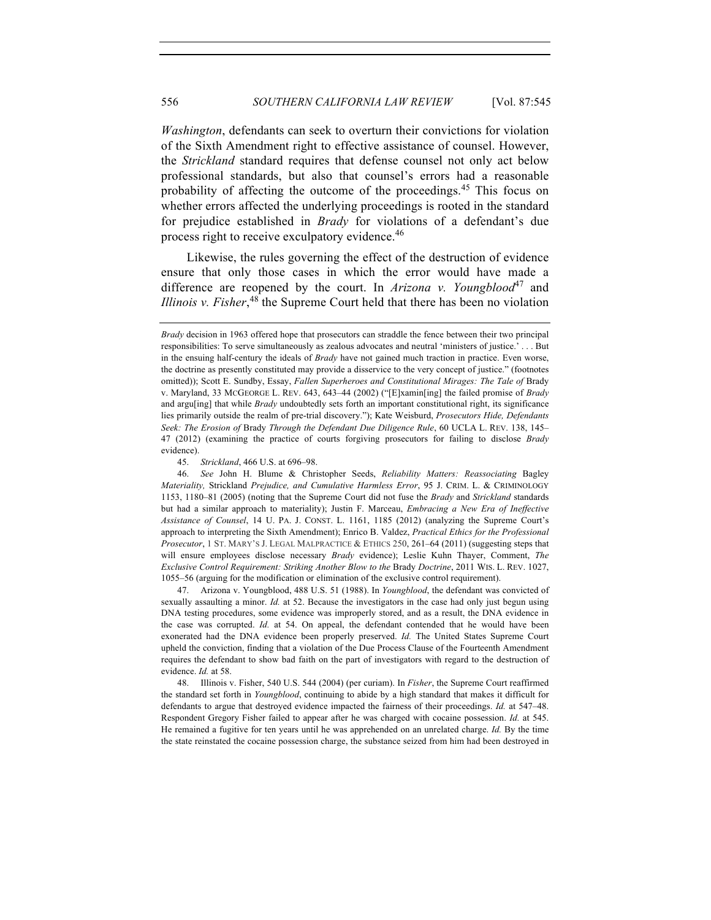*Washington*, defendants can seek to overturn their convictions for violation of the Sixth Amendment right to effective assistance of counsel. However, the *Strickland* standard requires that defense counsel not only act below professional standards, but also that counsel's errors had a reasonable probability of affecting the outcome of the proceedings.[45] This focus on whether errors affected the underlying proceedings is rooted in the standard for prejudice established in *Brady* for violations of a defendant's due process right to receive exculpatory evidence.[46]

Likewise, the rules governing the effect of the destruction of evidence ensure that only those cases in which the error would have made a difference are reopened by the court. In *Arizona v. Youngblood*[47] and *Illinois v. Fisher*,[48] the Supreme Court held that there has been no violation

---

*Brady* decision in 1963 offered hope that prosecutors can straddle the fence between their two principal responsibilities: To serve simultaneously as zealous advocates and neutral 'ministers of justice.' . . . But in the ensuing half-century the ideals of *Brady* have not gained much traction in practice. Even worse, the doctrine as presently constituted may provide a disservice to the very concept of justice." (footnotes omitted)); Scott E. Sundby, Essay, *Fallen Superheroes and Constitutional Mirages: The Tale of* Brady v. Maryland, 33 MCGEORGE L. REV. 643, 643–44 (2002) ("[E]xamin[ing] the failed promise of *Brady* and argu[ing] that while *Brady* undoubtedly sets forth an important constitutional right, its significance lies primarily outside the realm of pre-trial discovery."); Kate Weisburd, *Prosecutors Hide, Defendants Seek: The Erosion of* Brady *Through the Defendant Due Diligence Rule*, 60 UCLA L. REV. 138, 145–47 (2012) (examining the practice of courts forgiving prosecutors for failing to disclose *Brady* evidence).

45. *Strickland*, 466 U.S. at 696–98.

46. *See* John H. Blume & Christopher Seeds, *Reliability Matters: Reassociating* Bagley *Materiality,* Strickland *Prejudice, and Cumulative Harmless Error*, 95 J. CRIM. L. & CRIMINOLOGY 1153, 1180–81 (2005) (noting that the Supreme Court did not fuse the *Brady* and *Strickland* standards but had a similar approach to materiality); Justin F. Marceau, *Embracing a New Era of Ineffective Assistance of Counsel*, 14 U. PA. J. CONST. L. 1161, 1185 (2012) (analyzing the Supreme Court's approach to interpreting the Sixth Amendment); Enrico B. Valdez, *Practical Ethics for the Professional Prosecutor*, 1 ST. MARY'S J. LEGAL MALPRACTICE & ETHICS 250, 261–64 (2011) (suggesting steps that will ensure employees disclose necessary *Brady* evidence); Leslie Kuhn Thayer, Comment, *The Exclusive Control Requirement: Striking Another Blow to the* Brady *Doctrine*, 2011 WIS. L. REV. 1027, 1055–56 (arguing for the modification or elimination of the exclusive control requirement).

47. Arizona v. Youngblood, 488 U.S. 51 (1988). In *Youngblood*, the defendant was convicted of sexually assaulting a minor. *Id.* at 52. Because the investigators in the case had only just begun using DNA testing procedures, some evidence was improperly stored, and as a result, the DNA evidence in the case was corrupted. *Id.* at 54. On appeal, the defendant contended that he would have been exonerated had the DNA evidence been properly preserved. *Id.* The United States Supreme Court upheld the conviction, finding that a violation of the Due Process Clause of the Fourteenth Amendment requires the defendant to show bad faith on the part of investigators with regard to the destruction of evidence. *Id.* at 58.

48. Illinois v. Fisher, 540 U.S. 544 (2004) (per curiam). In *Fisher*, the Supreme Court reaffirmed the standard set forth in *Youngblood*, continuing to abide by a high standard that makes it difficult for defendants to argue that destroyed evidence impacted the fairness of their proceedings. *Id.* at 547–48. Respondent Gregory Fisher failed to appear after he was charged with cocaine possession. *Id.* at 545. He remained a fugitive for ten years until he was apprehended on an unrelated charge. *Id.* By the time the state reinstated the cocaine possession charge, the substance seized from him had been destroyed in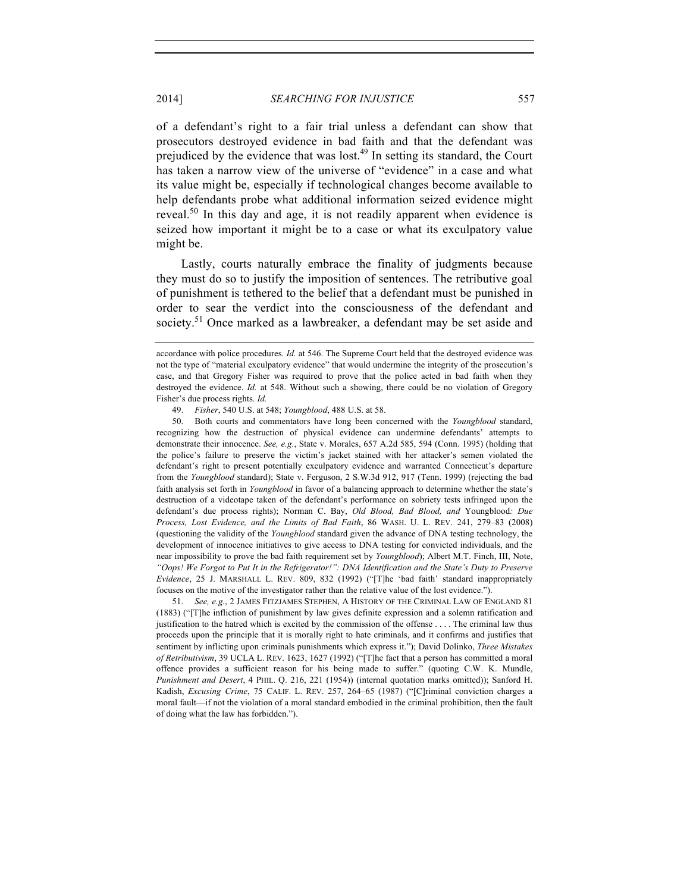of a defendant's right to a fair trial unless a defendant can show that prosecutors destroyed evidence in bad faith and that the defendant was prejudiced by the evidence that was lost.[49] In setting its standard, the Court has taken a narrow view of the universe of "evidence" in a case and what its value might be, especially if technological changes become available to help defendants probe what additional information seized evidence might reveal.[50] In this day and age, it is not readily apparent when evidence is seized how important it might be to a case or what its exculpatory value might be.

Lastly, courts naturally embrace the finality of judgments because they must do so to justify the imposition of sentences. The retributive goal of punishment is tethered to the belief that a defendant must be punished in order to sear the verdict into the consciousness of the defendant and society.[51] Once marked as a lawbreaker, a defendant may be set aside and

---

accordance with police procedures. *Id.* at 546. The Supreme Court held that the destroyed evidence was not the type of "material exculpatory evidence" that would undermine the integrity of the prosecution's case, and that Gregory Fisher was required to prove that the police acted in bad faith when they destroyed the evidence. *Id.* at 548. Without such a showing, there could be no violation of Gregory Fisher's due process rights. *Id.*

49. *Fisher*, 540 U.S. at 548; *Youngblood*, 488 U.S. at 58.

50. Both courts and commentators have long been concerned with the *Youngblood* standard, recognizing how the destruction of physical evidence can undermine defendants' attempts to demonstrate their innocence. *See, e.g.*, State v. Morales, 657 A.2d 585, 594 (Conn. 1995) (holding that the police's failure to preserve the victim's jacket stained with her attacker's semen violated the defendant's right to present potentially exculpatory evidence and warranted Connecticut's departure from the *Youngblood* standard); State v. Ferguson, 2 S.W.3d 912, 917 (Tenn. 1999) (rejecting the bad faith analysis set forth in *Youngblood* in favor of a balancing approach to determine whether the state's destruction of a videotape taken of the defendant's performance on sobriety tests infringed upon the defendant's due process rights); Norman C. Bay, *Old Blood, Bad Blood, and* Youngblood*: Due Process, Lost Evidence, and the Limits of Bad Faith*, 86 WASH. U. L. REV. 241, 279–83 (2008) (questioning the validity of the *Youngblood* standard given the advance of DNA testing technology, the development of innocence initiatives to give access to DNA testing for convicted individuals, and the near impossibility to prove the bad faith requirement set by *Youngblood*); Albert M.T. Finch, III, Note, *"Oops! We Forgot to Put It in the Refrigerator!": DNA Identification and the State's Duty to Preserve Evidence*, 25 J. MARSHALL L. REV. 809, 832 (1992) ("[T]he 'bad faith' standard inappropriately focuses on the motive of the investigator rather than the relative value of the lost evidence.").

51. *See, e.g.*, 2 JAMES FITZJAMES STEPHEN, A HISTORY OF THE CRIMINAL LAW OF ENGLAND 81 (1883) ("[T]he infliction of punishment by law gives definite expression and a solemn ratification and justification to the hatred which is excited by the commission of the offense . . . . The criminal law thus proceeds upon the principle that it is morally right to hate criminals, and it confirms and justifies that sentiment by inflicting upon criminals punishments which express it."); David Dolinko, *Three Mistakes of Retributivism*, 39 UCLA L. REV. 1623, 1627 (1992) ("[T]he fact that a person has committed a moral offence provides a sufficient reason for his being made to suffer." (quoting C.W. K. Mundle, *Punishment and Desert*, 4 PHIL. Q. 216, 221 (1954)) (internal quotation marks omitted)); Sanford H. Kadish, *Excusing Crime*, 75 CALIF. L. REV. 257, 264–65 (1987) ("[C]riminal conviction charges a moral fault—if not the violation of a moral standard embodied in the criminal prohibition, then the fault of doing what the law has forbidden.").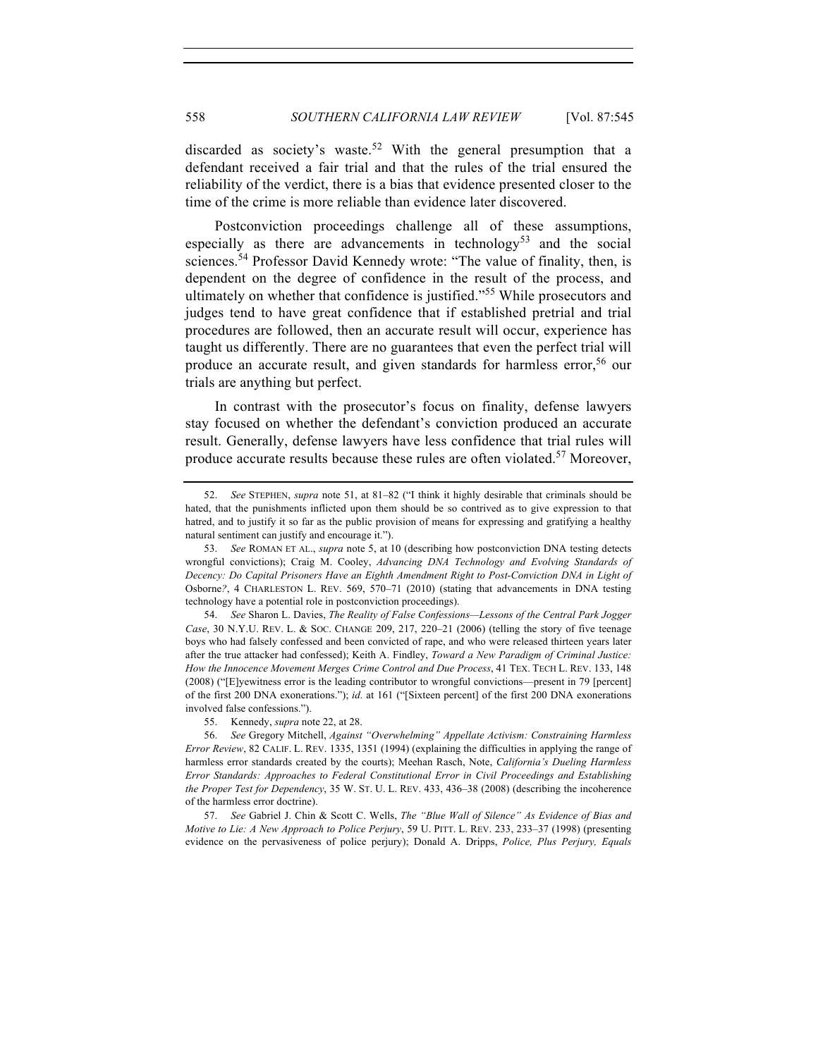discarded as society's waste.[52] With the general presumption that a defendant received a fair trial and that the rules of the trial ensured the reliability of the verdict, there is a bias that evidence presented closer to the time of the crime is more reliable than evidence later discovered.

Postconviction proceedings challenge all of these assumptions, especially as there are advancements in technology[53] and the social sciences.[54] Professor David Kennedy wrote: "The value of finality, then, is dependent on the degree of confidence in the result of the process, and ultimately on whether that confidence is justified."[55] While prosecutors and judges tend to have great confidence that if established pretrial and trial procedures are followed, then an accurate result will occur, experience has taught us differently. There are no guarantees that even the perfect trial will produce an accurate result, and given standards for harmless error,[56] our trials are anything but perfect.

In contrast with the prosecutor's focus on finality, defense lawyers stay focused on whether the defendant's conviction produced an accurate result. Generally, defense lawyers have less confidence that trial rules will produce accurate results because these rules are often violated.[57] Moreover,

---

52. *See* STEPHEN, *supra* note 51, at 81–82 ("I think it highly desirable that criminals should be hated, that the punishments inflicted upon them should be so contrived as to give expression to that hatred, and to justify it so far as the public provision of means for expressing and gratifying a healthy natural sentiment can justify and encourage it.").

53. *See* ROMAN ET AL., *supra* note 5, at 10 (describing how postconviction DNA testing detects wrongful convictions); Craig M. Cooley, *Advancing DNA Technology and Evolving Standards of Decency: Do Capital Prisoners Have an Eighth Amendment Right to Post-Conviction DNA in Light of* Osborne*?*, 4 CHARLESTON L. REV. 569, 570–71 (2010) (stating that advancements in DNA testing technology have a potential role in postconviction proceedings).

54. *See* Sharon L. Davies, *The Reality of False Confessions—Lessons of the Central Park Jogger Case*, 30 N.Y.U. REV. L. & SOC. CHANGE 209, 217, 220–21 (2006) (telling the story of five teenage boys who had falsely confessed and been convicted of rape, and who were released thirteen years later after the true attacker had confessed); Keith A. Findley, *Toward a New Paradigm of Criminal Justice: How the Innocence Movement Merges Crime Control and Due Process*, 41 TEX. TECH L. REV. 133, 148 (2008) ("[E]yewitness error is the leading contributor to wrongful convictions—present in 79 [percent] of the first 200 DNA exonerations."); *id.* at 161 ("[Sixteen percent] of the first 200 DNA exonerations involved false confessions.").

55. Kennedy, *supra* note 22, at 28.

56. *See* Gregory Mitchell, *Against "Overwhelming" Appellate Activism: Constraining Harmless Error Review*, 82 CALIF. L. REV. 1335, 1351 (1994) (explaining the difficulties in applying the range of harmless error standards created by the courts); Meehan Rasch, Note, *California's Dueling Harmless Error Standards: Approaches to Federal Constitutional Error in Civil Proceedings and Establishing the Proper Test for Dependency*, 35 W. ST. U. L. REV. 433, 436–38 (2008) (describing the incoherence of the harmless error doctrine).

57. *See* Gabriel J. Chin & Scott C. Wells, *The "Blue Wall of Silence" As Evidence of Bias and Motive to Lie: A New Approach to Police Perjury*, 59 U. PITT. L. REV. 233, 233–37 (1998) (presenting evidence on the pervasiveness of police perjury); Donald A. Dripps, *Police, Plus Perjury, Equals*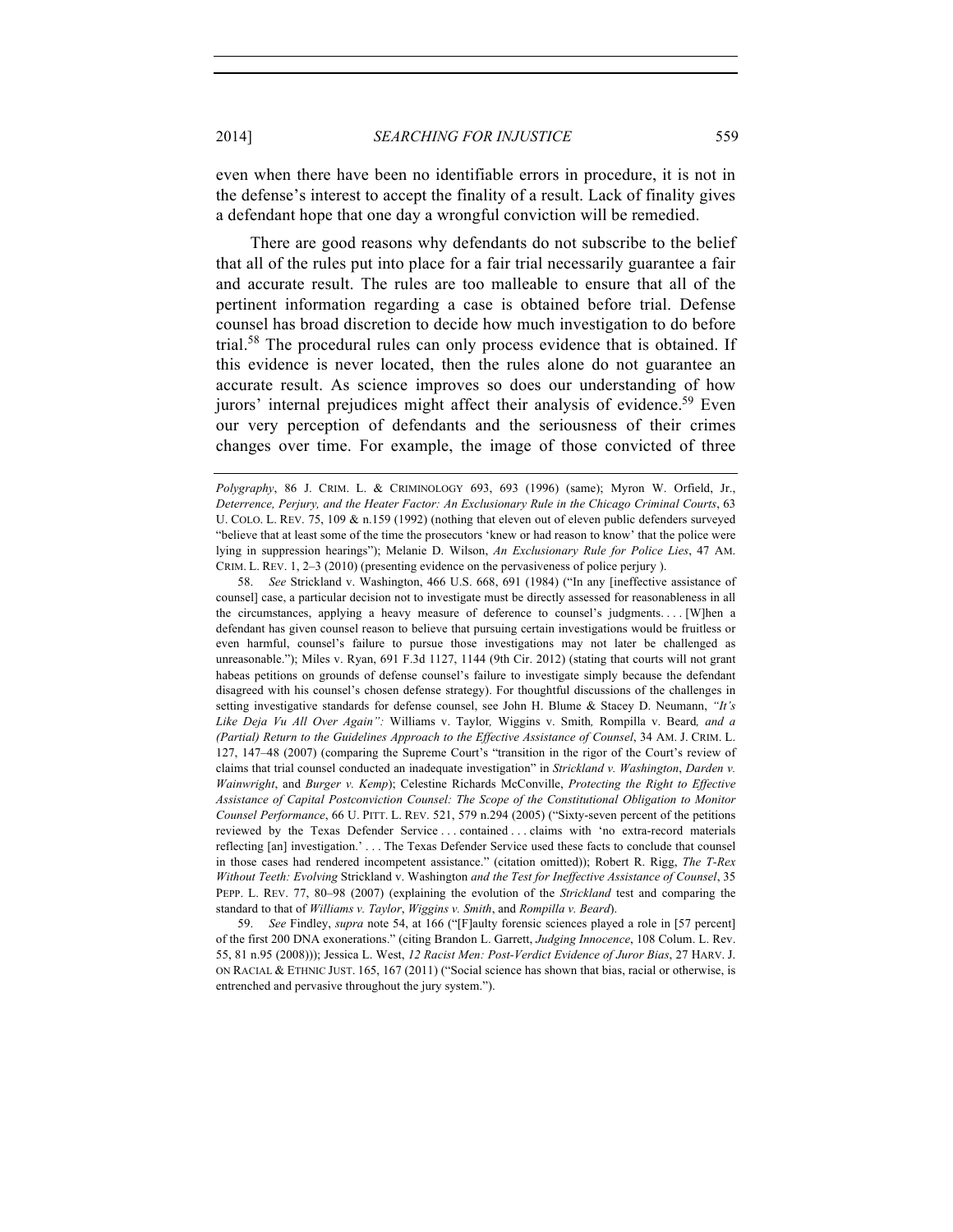even when there have been no identifiable errors in procedure, it is not in the defense's interest to accept the finality of a result. Lack of finality gives a defendant hope that one day a wrongful conviction will be remedied.

There are good reasons why defendants do not subscribe to the belief that all of the rules put into place for a fair trial necessarily guarantee a fair and accurate result. The rules are too malleable to ensure that all of the pertinent information regarding a case is obtained before trial. Defense counsel has broad discretion to decide how much investigation to do before trial.[58] The procedural rules can only process evidence that is obtained. If this evidence is never located, then the rules alone do not guarantee an accurate result. As science improves so does our understanding of how jurors' internal prejudices might affect their analysis of evidence.[59] Even our very perception of defendants and the seriousness of their crimes changes over time. For example, the image of those convicted of three

---

*Polygraphy*, 86 J. CRIM. L. & CRIMINOLOGY 693, 693 (1996) (same); Myron W. Orfield, Jr., *Deterrence, Perjury, and the Heater Factor: An Exclusionary Rule in the Chicago Criminal Courts*, 63 U. COLO. L. REV. 75, 109 & n.159 (1992) (nothing that eleven out of eleven public defenders surveyed "believe that at least some of the time the prosecutors 'knew or had reason to know' that the police were lying in suppression hearings"); Melanie D. Wilson, *An Exclusionary Rule for Police Lies*, 47 AM. CRIM. L. REV. 1, 2–3 (2010) (presenting evidence on the pervasiveness of police perjury ).

58. *See* Strickland v. Washington, 466 U.S. 668, 691 (1984) ("In any [ineffective assistance of counsel] case, a particular decision not to investigate must be directly assessed for reasonableness in all the circumstances, applying a heavy measure of deference to counsel's judgments. . . . [W]hen a defendant has given counsel reason to believe that pursuing certain investigations would be fruitless or even harmful, counsel's failure to pursue those investigations may not later be challenged as unreasonable."); Miles v. Ryan, 691 F.3d 1127, 1144 (9th Cir. 2012) (stating that courts will not grant habeas petitions on grounds of defense counsel's failure to investigate simply because the defendant disagreed with his counsel's chosen defense strategy). For thoughtful discussions of the challenges in setting investigative standards for defense counsel, see John H. Blume & Stacey D. Neumann, *"It's Like Deja Vu All Over Again":* Williams v. Taylor*,* Wiggins v. Smith*,* Rompilla v. Beard*, and a (Partial) Return to the Guidelines Approach to the Effective Assistance of Counsel*, 34 AM. J. CRIM. L. 127, 147–48 (2007) (comparing the Supreme Court's "transition in the rigor of the Court's review of claims that trial counsel conducted an inadequate investigation" in *Strickland v. Washington*, *Darden v. Wainwright*, and *Burger v. Kemp*); Celestine Richards McConville, *Protecting the Right to Effective Assistance of Capital Postconviction Counsel: The Scope of the Constitutional Obligation to Monitor Counsel Performance*, 66 U. PITT. L. REV. 521, 579 n.294 (2005) ("Sixty-seven percent of the petitions reviewed by the Texas Defender Service . . . contained . . . claims with 'no extra-record materials reflecting [an] investigation.' . . . The Texas Defender Service used these facts to conclude that counsel in those cases had rendered incompetent assistance." (citation omitted)); Robert R. Rigg, *The T-Rex Without Teeth: Evolving* Strickland v. Washington *and the Test for Ineffective Assistance of Counsel*, 35 PEPP. L. REV. 77, 80–98 (2007) (explaining the evolution of the *Strickland* test and comparing the standard to that of *Williams v. Taylor*, *Wiggins v. Smith*, and *Rompilla v. Beard*).

59. *See* Findley, *supra* note 54, at 166 ("[F]aulty forensic sciences played a role in [57 percent] of the first 200 DNA exonerations." (citing Brandon L. Garrett, *Judging Innocence*, 108 Colum. L. Rev. 55, 81 n.95 (2008))); Jessica L. West, *12 Racist Men: Post-Verdict Evidence of Juror Bias*, 27 HARV. J. ON RACIAL & ETHNIC JUST. 165, 167 (2011) ("Social science has shown that bias, racial or otherwise, is entrenched and pervasive throughout the jury system.").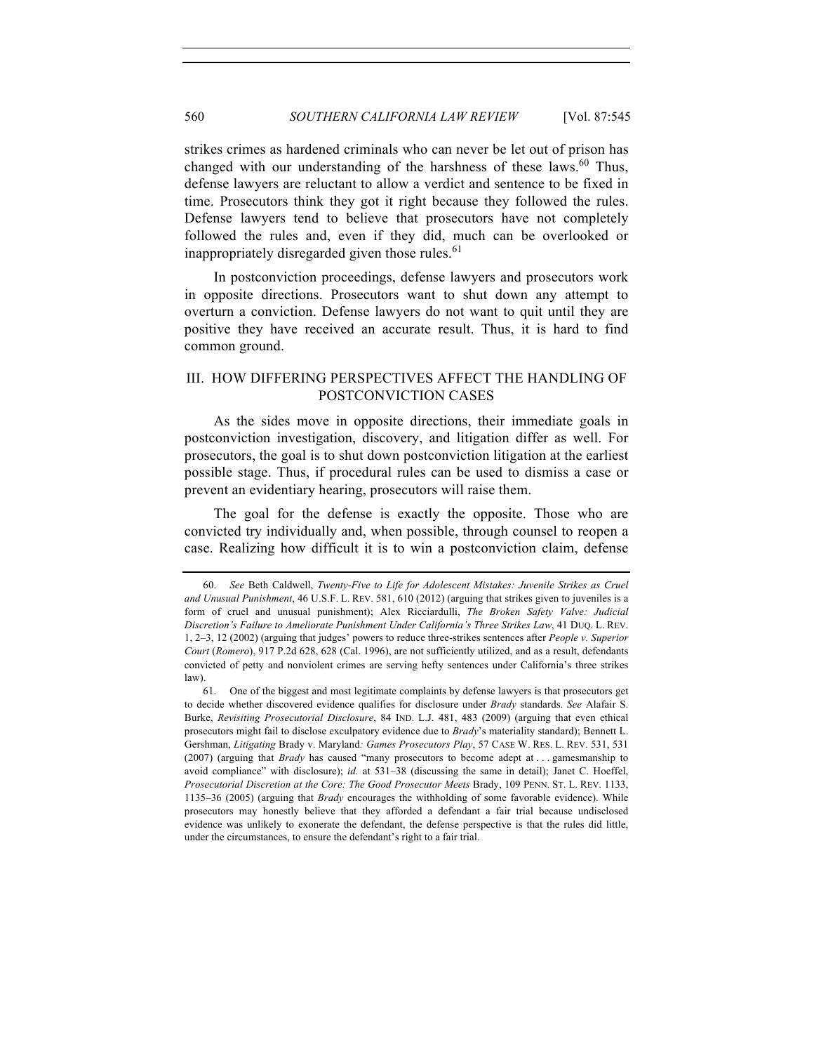strikes crimes as hardened criminals who can never be let out of prison has changed with our understanding of the harshness of these laws.[60] Thus, defense lawyers are reluctant to allow a verdict and sentence to be fixed in time. Prosecutors think they got it right because they followed the rules. Defense lawyers tend to believe that prosecutors have not completely followed the rules and, even if they did, much can be overlooked or inappropriately disregarded given those rules.[61]

In postconviction proceedings, defense lawyers and prosecutors work in opposite directions. Prosecutors want to shut down any attempt to overturn a conviction. Defense lawyers do not want to quit until they are positive they have received an accurate result. Thus, it is hard to find common ground.

## III. HOW DIFFERING PERSPECTIVES AFFECT THE HANDLING OF POSTCONVICTION CASES

As the sides move in opposite directions, their immediate goals in postconviction investigation, discovery, and litigation differ as well. For prosecutors, the goal is to shut down postconviction litigation at the earliest possible stage. Thus, if procedural rules can be used to dismiss a case or prevent an evidentiary hearing, prosecutors will raise them.

The goal for the defense is exactly the opposite. Those who are convicted try individually and, when possible, through counsel to reopen a case. Realizing how difficult it is to win a postconviction claim, defense

---

60. *See* Beth Caldwell, *Twenty-Five to Life for Adolescent Mistakes: Juvenile Strikes as Cruel and Unusual Punishment*, 46 U.S.F. L. REV. 581, 610 (2012) (arguing that strikes given to juveniles is a form of cruel and unusual punishment); Alex Ricciardulli, *The Broken Safety Valve: Judicial Discretion's Failure to Ameliorate Punishment Under California's Three Strikes Law*, 41 DUQ. L. REV. 1, 2–3, 12 (2002) (arguing that judges' powers to reduce three-strikes sentences after *People v. Superior Court* (*Romero*), 917 P.2d 628, 628 (Cal. 1996), are not sufficiently utilized, and as a result, defendants convicted of petty and nonviolent crimes are serving hefty sentences under California's three strikes law).

61. One of the biggest and most legitimate complaints by defense lawyers is that prosecutors get to decide whether discovered evidence qualifies for disclosure under *Brady* standards. *See* Alafair S. Burke, *Revisiting Prosecutorial Disclosure*, 84 IND. L.J. 481, 483 (2009) (arguing that even ethical prosecutors might fail to disclose exculpatory evidence due to *Brady*'s materiality standard); Bennett L. Gershman, *Litigating* Brady v. Maryland*: Games Prosecutors Play*, 57 CASE W. RES. L. REV. 531, 531 (2007) (arguing that *Brady* has caused "many prosecutors to become adept at . . . gamesmanship to avoid compliance" with disclosure); *id.* at 531–38 (discussing the same in detail); Janet C. Hoeffel, *Prosecutorial Discretion at the Core: The Good Prosecutor Meets* Brady, 109 PENN. ST. L. REV. 1133, 1135–36 (2005) (arguing that *Brady* encourages the withholding of some favorable evidence). While prosecutors may honestly believe that they afforded a defendant a fair trial because undisclosed evidence was unlikely to exonerate the defendant, the defense perspective is that the rules did little, under the circumstances, to ensure the defendant's right to a fair trial.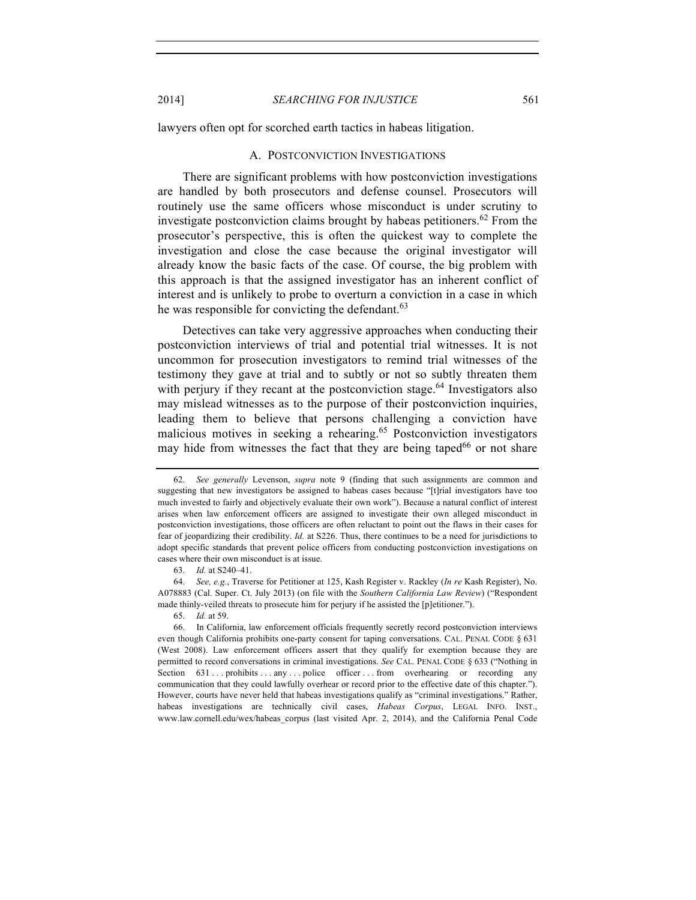lawyers often opt for scorched earth tactics in habeas litigation.

### A. POSTCONVICTION INVESTIGATIONS

There are significant problems with how postconviction investigations are handled by both prosecutors and defense counsel. Prosecutors will routinely use the same officers whose misconduct is under scrutiny to investigate postconviction claims brought by habeas petitioners.[62] From the prosecutor's perspective, this is often the quickest way to complete the investigation and close the case because the original investigator will already know the basic facts of the case. Of course, the big problem with this approach is that the assigned investigator has an inherent conflict of interest and is unlikely to probe to overturn a conviction in a case in which he was responsible for convicting the defendant.[63]

Detectives can take very aggressive approaches when conducting their postconviction interviews of trial and potential trial witnesses. It is not uncommon for prosecution investigators to remind trial witnesses of the testimony they gave at trial and to subtly or not so subtly threaten them with perjury if they recant at the postconviction stage.[64] Investigators also may mislead witnesses as to the purpose of their postconviction inquiries, leading them to believe that persons challenging a conviction have malicious motives in seeking a rehearing.[65] Postconviction investigators may hide from witnesses the fact that they are being taped[66] or not share

---

62. *See generally* Levenson, *supra* note 9 (finding that such assignments are common and suggesting that new investigators be assigned to habeas cases because "[t]rial investigators have too much invested to fairly and objectively evaluate their own work"). Because a natural conflict of interest arises when law enforcement officers are assigned to investigate their own alleged misconduct in postconviction investigations, those officers are often reluctant to point out the flaws in their cases for fear of jeopardizing their credibility. *Id.* at S226. Thus, there continues to be a need for jurisdictions to adopt specific standards that prevent police officers from conducting postconviction investigations on cases where their own misconduct is at issue.

63. *Id.* at S240–41.

64. *See, e.g.*, Traverse for Petitioner at 125, Kash Register v. Rackley (*In re* Kash Register), No. A078883 (Cal. Super. Ct. July 2013) (on file with the *Southern California Law Review*) ("Respondent made thinly-veiled threats to prosecute him for perjury if he assisted the [p]etitioner.").

65. *Id.* at 59.

66. In California, law enforcement officials frequently secretly record postconviction interviews even though California prohibits one-party consent for taping conversations. CAL. PENAL CODE § 631 (West 2008). Law enforcement officers assert that they qualify for exemption because they are permitted to record conversations in criminal investigations. *See* CAL. PENAL CODE § 633 ("Nothing in Section 631 . . . prohibits . . . any . . . police officer . . . from overhearing or recording any communication that they could lawfully overhear or record prior to the effective date of this chapter."). However, courts have never held that habeas investigations qualify as "criminal investigations." Rather, habeas investigations are technically civil cases, *Habeas Corpus*, LEGAL INFO. INST., www.law.cornell.edu/wex/habeas_corpus (last visited Apr. 2, 2014), and the California Penal Code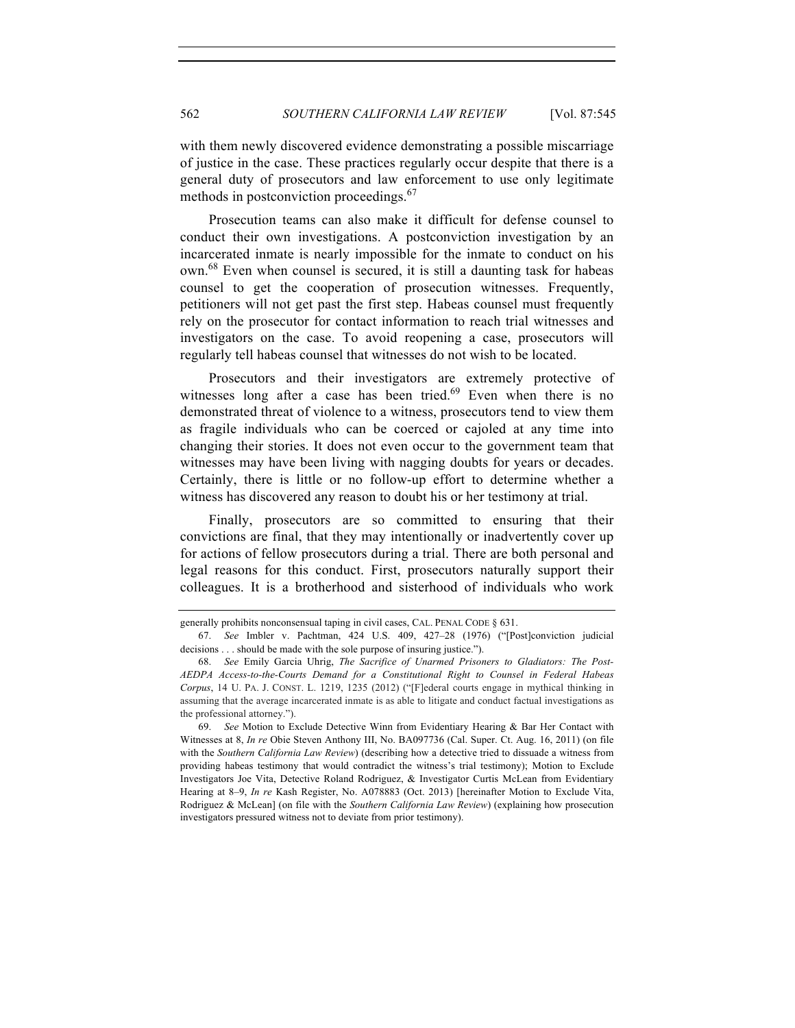with them newly discovered evidence demonstrating a possible miscarriage of justice in the case. These practices regularly occur despite that there is a general duty of prosecutors and law enforcement to use only legitimate methods in postconviction proceedings.[67]

Prosecution teams can also make it difficult for defense counsel to conduct their own investigations. A postconviction investigation by an incarcerated inmate is nearly impossible for the inmate to conduct on his own.[68] Even when counsel is secured, it is still a daunting task for habeas counsel to get the cooperation of prosecution witnesses. Frequently, petitioners will not get past the first step. Habeas counsel must frequently rely on the prosecutor for contact information to reach trial witnesses and investigators on the case. To avoid reopening a case, prosecutors will regularly tell habeas counsel that witnesses do not wish to be located.

Prosecutors and their investigators are extremely protective of witnesses long after a case has been tried.[69] Even when there is no demonstrated threat of violence to a witness, prosecutors tend to view them as fragile individuals who can be coerced or cajoled at any time into changing their stories. It does not even occur to the government team that witnesses may have been living with nagging doubts for years or decades. Certainly, there is little or no follow-up effort to determine whether a witness has discovered any reason to doubt his or her testimony at trial.

Finally, prosecutors are so committed to ensuring that their convictions are final, that they may intentionally or inadvertently cover up for actions of fellow prosecutors during a trial. There are both personal and legal reasons for this conduct. First, prosecutors naturally support their colleagues. It is a brotherhood and sisterhood of individuals who work

---

generally prohibits nonconsensual taping in civil cases, CAL. PENAL CODE § 631.

67. *See* Imbler v. Pachtman, 424 U.S. 409, 427–28 (1976) ("[Post]conviction judicial decisions . . . should be made with the sole purpose of insuring justice.").

68. *See* Emily Garcia Uhrig, *The Sacrifice of Unarmed Prisoners to Gladiators: The Post-AEDPA Access-to-the-Courts Demand for a Constitutional Right to Counsel in Federal Habeas Corpus*, 14 U. PA. J. CONST. L. 1219, 1235 (2012) ("[F]ederal courts engage in mythical thinking in assuming that the average incarcerated inmate is as able to litigate and conduct factual investigations as the professional attorney.").

69. *See* Motion to Exclude Detective Winn from Evidentiary Hearing & Bar Her Contact with Witnesses at 8, *In re* Obie Steven Anthony III, No. BA097736 (Cal. Super. Ct. Aug. 16, 2011) (on file with the *Southern California Law Review*) (describing how a detective tried to dissuade a witness from providing habeas testimony that would contradict the witness's trial testimony); Motion to Exclude Investigators Joe Vita, Detective Roland Rodriguez, & Investigator Curtis McLean from Evidentiary Hearing at 8–9, *In re* Kash Register, No. A078883 (Oct. 2013) [hereinafter Motion to Exclude Vita, Rodriguez & McLean] (on file with the *Southern California Law Review*) (explaining how prosecution investigators pressured witness not to deviate from prior testimony).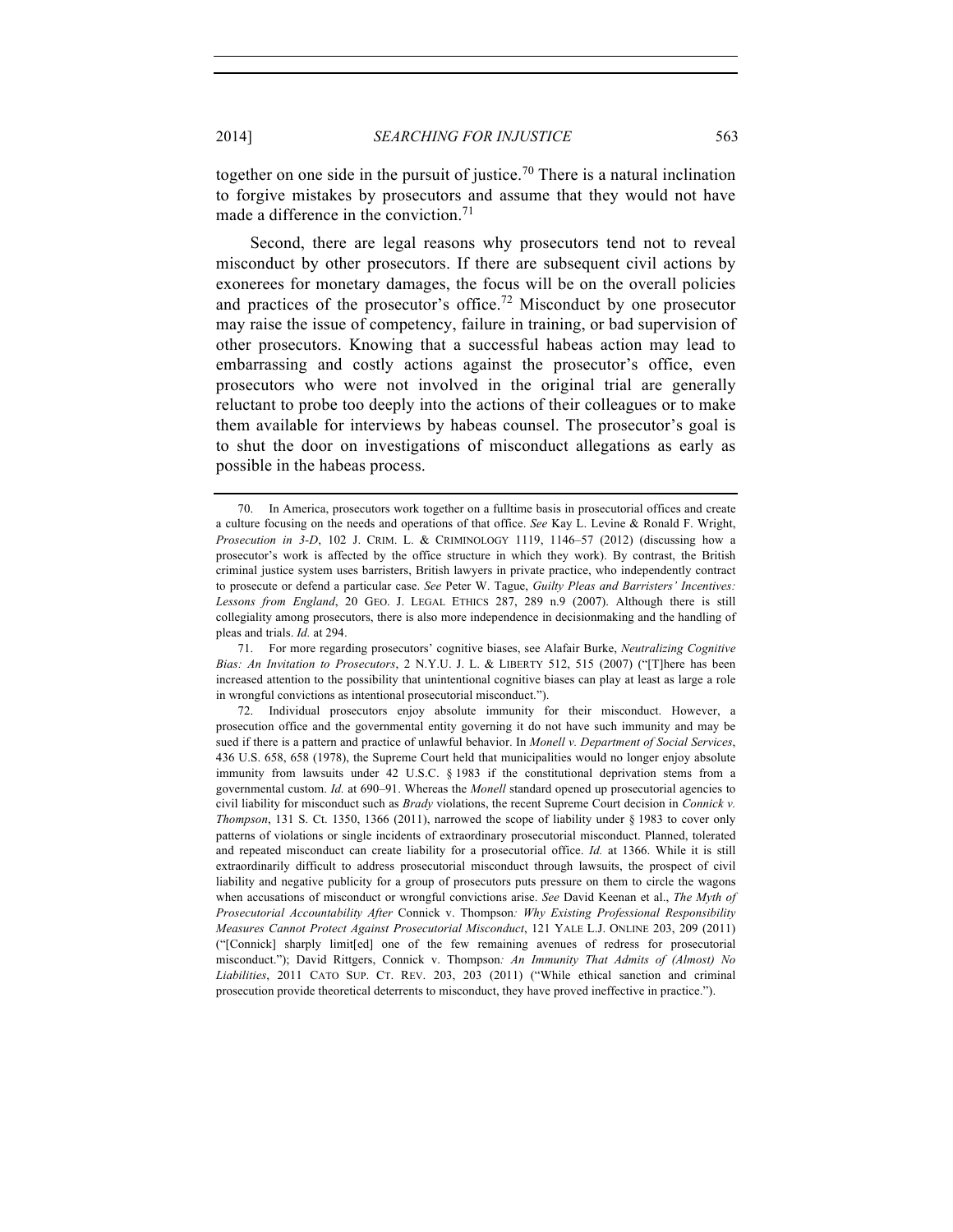together on one side in the pursuit of justice.[70] There is a natural inclination to forgive mistakes by prosecutors and assume that they would not have made a difference in the conviction.[71]

Second, there are legal reasons why prosecutors tend not to reveal misconduct by other prosecutors. If there are subsequent civil actions by exonerees for monetary damages, the focus will be on the overall policies and practices of the prosecutor's office.[72] Misconduct by one prosecutor may raise the issue of competency, failure in training, or bad supervision of other prosecutors. Knowing that a successful habeas action may lead to embarrassing and costly actions against the prosecutor's office, even prosecutors who were not involved in the original trial are generally reluctant to probe too deeply into the actions of their colleagues or to make them available for interviews by habeas counsel. The prosecutor's goal is to shut the door on investigations of misconduct allegations as early as possible in the habeas process.

---

70. In America, prosecutors work together on a fulltime basis in prosecutorial offices and create a culture focusing on the needs and operations of that office. *See* Kay L. Levine & Ronald F. Wright, *Prosecution in 3-D*, 102 J. CRIM. L. & CRIMINOLOGY 1119, 1146–57 (2012) (discussing how a prosecutor's work is affected by the office structure in which they work). By contrast, the British criminal justice system uses barristers, British lawyers in private practice, who independently contract to prosecute or defend a particular case. *See* Peter W. Tague, *Guilty Pleas and Barristers' Incentives: Lessons from England*, 20 GEO. J. LEGAL ETHICS 287, 289 n.9 (2007). Although there is still collegiality among prosecutors, there is also more independence in decisionmaking and the handling of pleas and trials. *Id.* at 294.

71. For more regarding prosecutors' cognitive biases, see Alafair Burke, *Neutralizing Cognitive Bias: An Invitation to Prosecutors*, 2 N.Y.U. J. L. & LIBERTY 512, 515 (2007) ("[T]here has been increased attention to the possibility that unintentional cognitive biases can play at least as large a role in wrongful convictions as intentional prosecutorial misconduct.").

72. Individual prosecutors enjoy absolute immunity for their misconduct. However, a prosecution office and the governmental entity governing it do not have such immunity and may be sued if there is a pattern and practice of unlawful behavior. In *Monell v. Department of Social Services*, 436 U.S. 658, 658 (1978), the Supreme Court held that municipalities would no longer enjoy absolute immunity from lawsuits under 42 U.S.C. § 1983 if the constitutional deprivation stems from a governmental custom. *Id.* at 690–91. Whereas the *Monell* standard opened up prosecutorial agencies to civil liability for misconduct such as *Brady* violations, the recent Supreme Court decision in *Connick v. Thompson*, 131 S. Ct. 1350, 1366 (2011), narrowed the scope of liability under § 1983 to cover only patterns of violations or single incidents of extraordinary prosecutorial misconduct. Planned, tolerated and repeated misconduct can create liability for a prosecutorial office. *Id.* at 1366. While it is still extraordinarily difficult to address prosecutorial misconduct through lawsuits, the prospect of civil liability and negative publicity for a group of prosecutors puts pressure on them to circle the wagons when accusations of misconduct or wrongful convictions arise. *See* David Keenan et al., *The Myth of Prosecutorial Accountability After* Connick v. Thompson*: Why Existing Professional Responsibility Measures Cannot Protect Against Prosecutorial Misconduct*, 121 YALE L.J. ONLINE 203, 209 (2011) ("[Connick] sharply limit[ed] one of the few remaining avenues of redress for prosecutorial misconduct."); David Rittgers, Connick v. Thompson*: An Immunity That Admits of (Almost) No Liabilities*, 2011 CATO SUP. CT. REV. 203, 203 (2011) ("While ethical sanction and criminal prosecution provide theoretical deterrents to misconduct, they have proved ineffective in practice.").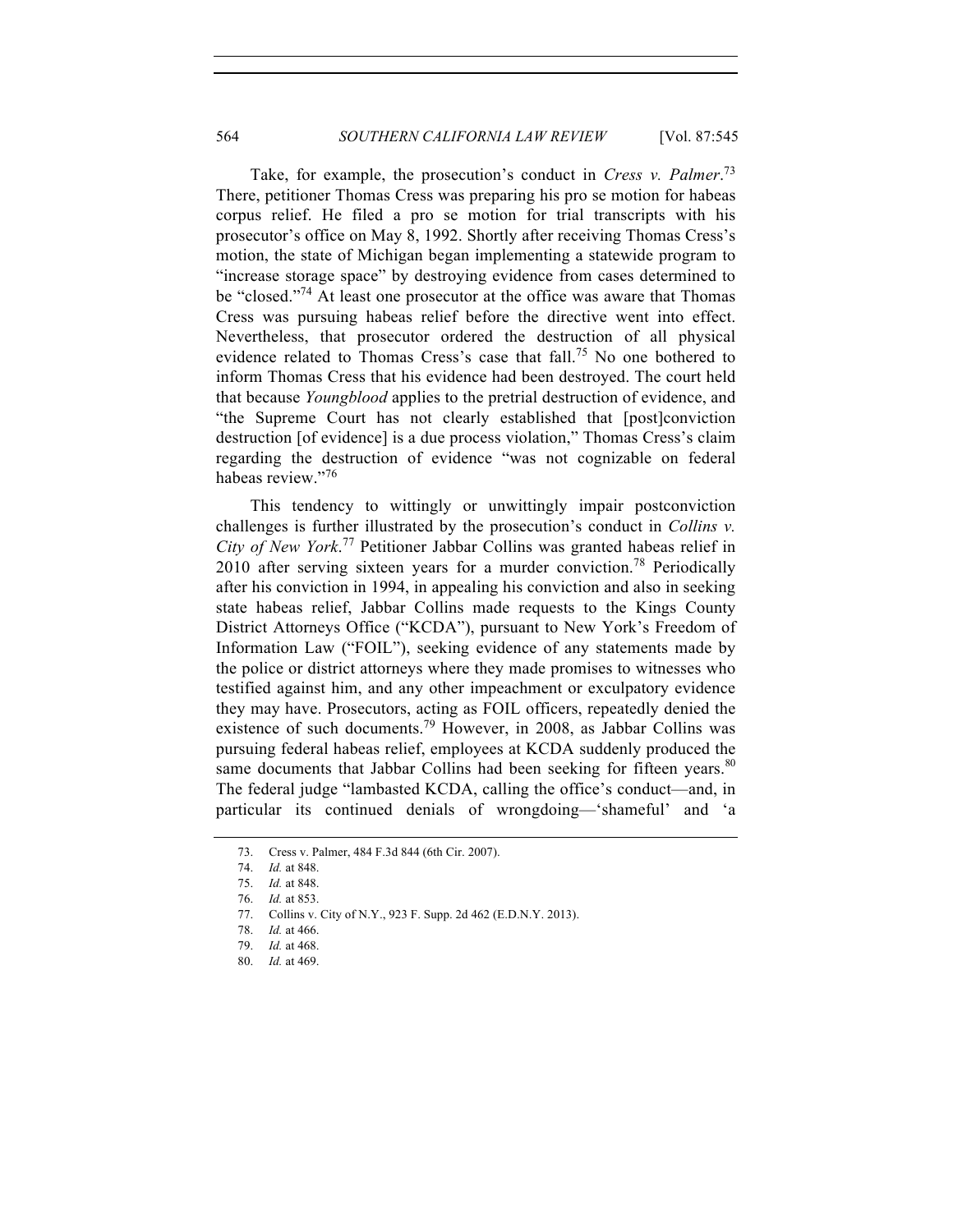Take, for example, the prosecution's conduct in *Cress v. Palmer*.[73] There, petitioner Thomas Cress was preparing his pro se motion for habeas corpus relief. He filed a pro se motion for trial transcripts with his prosecutor's office on May 8, 1992. Shortly after receiving Thomas Cress's motion, the state of Michigan began implementing a statewide program to "increase storage space" by destroying evidence from cases determined to be "closed."[74] At least one prosecutor at the office was aware that Thomas Cress was pursuing habeas relief before the directive went into effect. Nevertheless, that prosecutor ordered the destruction of all physical evidence related to Thomas Cress's case that fall.[75] No one bothered to inform Thomas Cress that his evidence had been destroyed. The court held that because *Youngblood* applies to the pretrial destruction of evidence, and "the Supreme Court has not clearly established that [post]conviction destruction [of evidence] is a due process violation," Thomas Cress's claim regarding the destruction of evidence "was not cognizable on federal habeas review."[76]

This tendency to wittingly or unwittingly impair postconviction challenges is further illustrated by the prosecution's conduct in *Collins v. City of New York*.[77] Petitioner Jabbar Collins was granted habeas relief in 2010 after serving sixteen years for a murder conviction.[78] Periodically after his conviction in 1994, in appealing his conviction and also in seeking state habeas relief, Jabbar Collins made requests to the Kings County District Attorneys Office ("KCDA"), pursuant to New York's Freedom of Information Law ("FOIL"), seeking evidence of any statements made by the police or district attorneys where they made promises to witnesses who testified against him, and any other impeachment or exculpatory evidence they may have. Prosecutors, acting as FOIL officers, repeatedly denied the existence of such documents.[79] However, in 2008, as Jabbar Collins was pursuing federal habeas relief, employees at KCDA suddenly produced the same documents that Jabbar Collins had been seeking for fifteen years.[80] The federal judge "lambasted KCDA, calling the office's conduct—and, in particular its continued denials of wrongdoing—'shameful' and 'a

---

73. Cress v. Palmer, 484 F.3d 844 (6th Cir. 2007).
74. *Id.* at 848.
75. *Id.* at 848.
76. *Id.* at 853.
77. Collins v. City of N.Y., 923 F. Supp. 2d 462 (E.D.N.Y. 2013).
78. *Id.* at 466.
79. *Id.* at 468.
80. *Id.* at 469.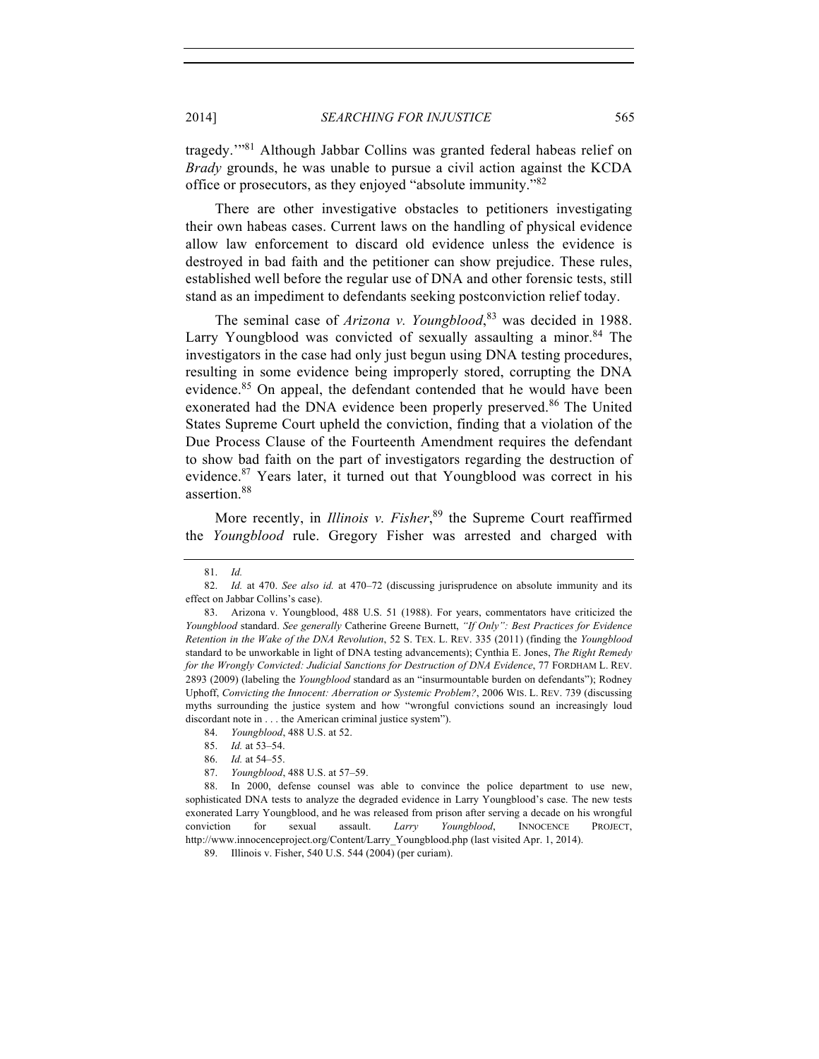tragedy.'"[81] Although Jabbar Collins was granted federal habeas relief on *Brady* grounds, he was unable to pursue a civil action against the KCDA office or prosecutors, as they enjoyed "absolute immunity."[82]

There are other investigative obstacles to petitioners investigating their own habeas cases. Current laws on the handling of physical evidence allow law enforcement to discard old evidence unless the evidence is destroyed in bad faith and the petitioner can show prejudice. These rules, established well before the regular use of DNA and other forensic tests, still stand as an impediment to defendants seeking postconviction relief today.

The seminal case of *Arizona v. Youngblood*,[83] was decided in 1988. Larry Youngblood was convicted of sexually assaulting a minor.[84] The investigators in the case had only just begun using DNA testing procedures, resulting in some evidence being improperly stored, corrupting the DNA evidence.[85] On appeal, the defendant contended that he would have been exonerated had the DNA evidence been properly preserved.[86] The United States Supreme Court upheld the conviction, finding that a violation of the Due Process Clause of the Fourteenth Amendment requires the defendant to show bad faith on the part of investigators regarding the destruction of evidence.[87] Years later, it turned out that Youngblood was correct in his assertion.[88]

More recently, in *Illinois v. Fisher*,[89] the Supreme Court reaffirmed the *Youngblood* rule. Gregory Fisher was arrested and charged with

---

81. *Id.*

82. *Id.* at 470. *See also id.* at 470–72 (discussing jurisprudence on absolute immunity and its effect on Jabbar Collins's case).

83. Arizona v. Youngblood, 488 U.S. 51 (1988). For years, commentators have criticized the *Youngblood* standard. *See generally* Catherine Greene Burnett, *"If Only": Best Practices for Evidence Retention in the Wake of the DNA Revolution*, 52 S. TEX. L. REV. 335 (2011) (finding the *Youngblood* standard to be unworkable in light of DNA testing advancements); Cynthia E. Jones, *The Right Remedy for the Wrongly Convicted: Judicial Sanctions for Destruction of DNA Evidence*, 77 FORDHAM L. REV. 2893 (2009) (labeling the *Youngblood* standard as an "insurmountable burden on defendants"); Rodney Uphoff, *Convicting the Innocent: Aberration or Systemic Problem?*, 2006 WIS. L. REV. 739 (discussing myths surrounding the justice system and how "wrongful convictions sound an increasingly loud discordant note in . . . the American criminal justice system").

84. *Youngblood*, 488 U.S. at 52.

85. *Id.* at 53–54.

86. *Id.* at 54–55.

87. *Youngblood*, 488 U.S. at 57–59.

88. In 2000, defense counsel was able to convince the police department to use new, sophisticated DNA tests to analyze the degraded evidence in Larry Youngblood's case. The new tests exonerated Larry Youngblood, and he was released from prison after serving a decade on his wrongful conviction for sexual assault. *Larry Youngblood*, INNOCENCE PROJECT, http://www.innocenceproject.org/Content/Larry_Youngblood.php (last visited Apr. 1, 2014).

89. Illinois v. Fisher, 540 U.S. 544 (2004) (per curiam).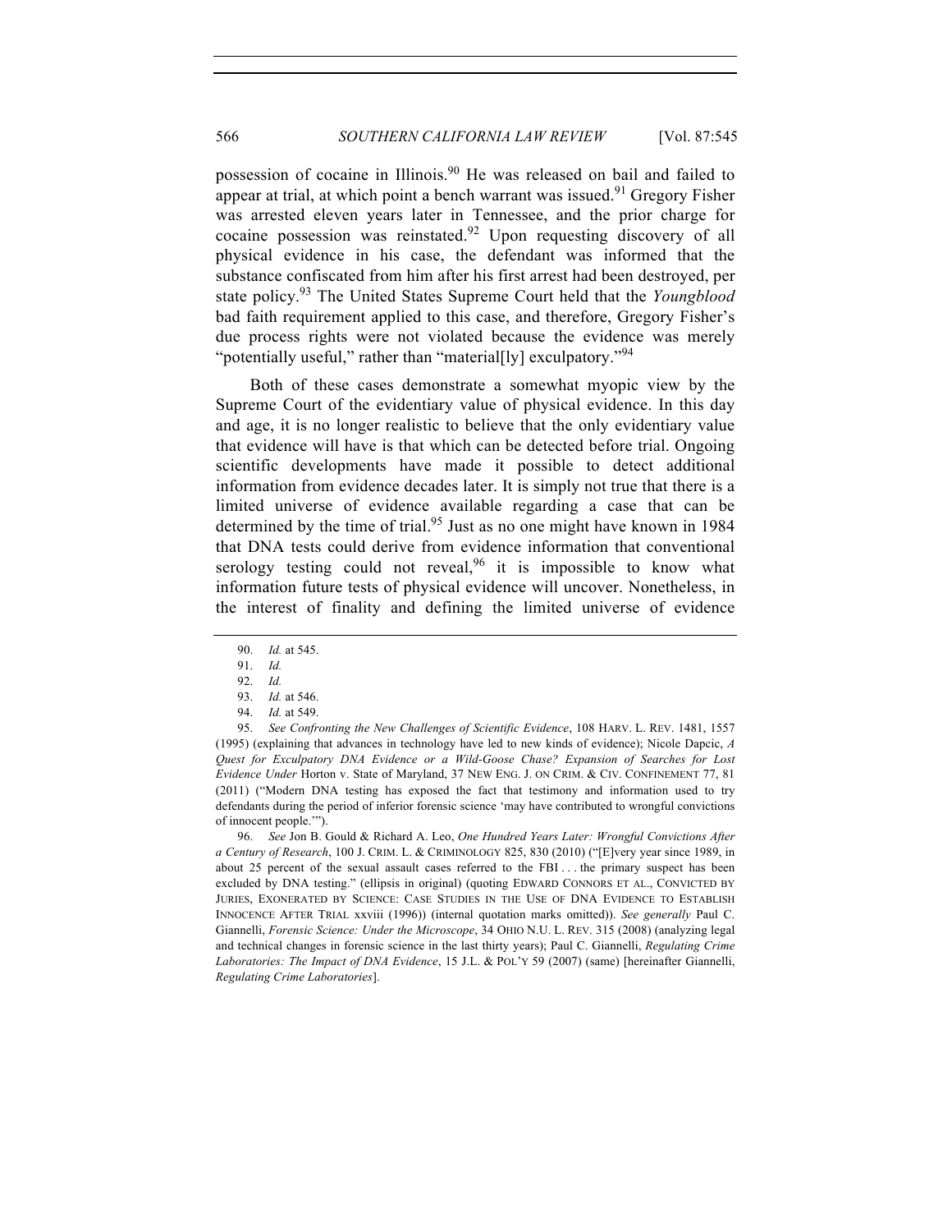possession of cocaine in Illinois.[90] He was released on bail and failed to appear at trial, at which point a bench warrant was issued.[91] Gregory Fisher was arrested eleven years later in Tennessee, and the prior charge for cocaine possession was reinstated.[92] Upon requesting discovery of all physical evidence in his case, the defendant was informed that the substance confiscated from him after his first arrest had been destroyed, per state policy.[93] The United States Supreme Court held that the *Youngblood* bad faith requirement applied to this case, and therefore, Gregory Fisher's due process rights were not violated because the evidence was merely "potentially useful," rather than "material[ly] exculpatory."[94]

Both of these cases demonstrate a somewhat myopic view by the Supreme Court of the evidentiary value of physical evidence. In this day and age, it is no longer realistic to believe that the only evidentiary value that evidence will have is that which can be detected before trial. Ongoing scientific developments have made it possible to detect additional information from evidence decades later. It is simply not true that there is a limited universe of evidence available regarding a case that can be determined by the time of trial.[95] Just as no one might have known in 1984 that DNA tests could derive from evidence information that conventional serology testing could not reveal,[96] it is impossible to know what information future tests of physical evidence will uncover. Nonetheless, in the interest of finality and defining the limited universe of evidence

---

90. *Id.* at 545.

91. *Id.*

92. *Id.*

93. *Id.* at 546.

94. *Id.* at 549.

95. *See Confronting the New Challenges of Scientific Evidence*, 108 HARV. L. REV. 1481, 1557 (1995) (explaining that advances in technology have led to new kinds of evidence); Nicole Dapcic, *A Quest for Exculpatory DNA Evidence or a Wild-Goose Chase? Expansion of Searches for Lost Evidence Under* Horton v. State of Maryland, 37 NEW ENG. J. ON CRIM. & CIV. CONFINEMENT 77, 81 (2011) ("Modern DNA testing has exposed the fact that testimony and information used to try defendants during the period of inferior forensic science 'may have contributed to wrongful convictions of innocent people.'").

96. *See* Jon B. Gould & Richard A. Leo, *One Hundred Years Later: Wrongful Convictions After a Century of Research*, 100 J. CRIM. L. & CRIMINOLOGY 825, 830 (2010) ("[E]very year since 1989, in about 25 percent of the sexual assault cases referred to the FBI . . . the primary suspect has been excluded by DNA testing." (ellipsis in original) (quoting EDWARD CONNORS ET AL., CONVICTED BY JURIES, EXONERATED BY SCIENCE: CASE STUDIES IN THE USE OF DNA EVIDENCE TO ESTABLISH INNOCENCE AFTER TRIAL xxviii (1996)) (internal quotation marks omitted)). *See generally* Paul C. Giannelli, *Forensic Science: Under the Microscope*, 34 OHIO N.U. L. REV. 315 (2008) (analyzing legal and technical changes in forensic science in the last thirty years); Paul C. Giannelli, *Regulating Crime Laboratories: The Impact of DNA Evidence*, 15 J.L. & POL'Y 59 (2007) (same) [hereinafter Giannelli, *Regulating Crime Laboratories*].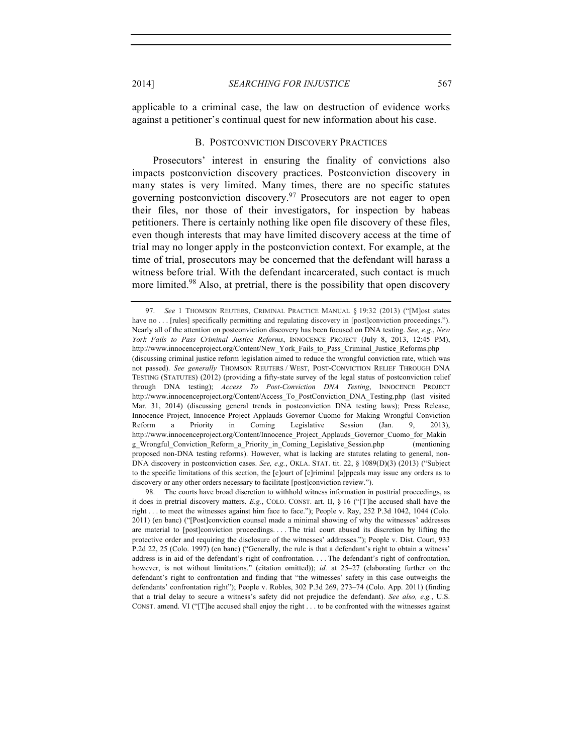applicable to a criminal case, the law on destruction of evidence works against a petitioner's continual quest for new information about his case.

### B. POSTCONVICTION DISCOVERY PRACTICES

Prosecutors' interest in ensuring the finality of convictions also impacts postconviction discovery practices. Postconviction discovery in many states is very limited. Many times, there are no specific statutes governing postconviction discovery.[97] Prosecutors are not eager to open their files, nor those of their investigators, for inspection by habeas petitioners. There is certainly nothing like open file discovery of these files, even though interests that may have limited discovery access at the time of trial may no longer apply in the postconviction context. For example, at the time of trial, prosecutors may be concerned that the defendant will harass a witness before trial. With the defendant incarcerated, such contact is much more limited.[98] Also, at pretrial, there is the possibility that open discovery

---

97. *See* 1 THOMSON REUTERS, CRIMINAL PRACTICE MANUAL § 19:32 (2013) ("[M]ost states have no . . . [rules] specifically permitting and regulating discovery in [post]conviction proceedings."). Nearly all of the attention on postconviction discovery has been focused on DNA testing. *See, e.g.*, *New York Fails to Pass Criminal Justice Reforms*, INNOCENCE PROJECT (July 8, 2013, 12:45 PM), http://www.innocenceproject.org/Content/New_York_Fails_to_Pass_Criminal_Justice_Reforms.php (discussing criminal justice reform legislation aimed to reduce the wrongful conviction rate, which was not passed). *See generally* THOMSON REUTERS / WEST, POST-CONVICTION RELIEF THROUGH DNA TESTING (STATUTES) (2012) (providing a fifty-state survey of the legal status of postconviction relief through DNA testing); *Access To Post-Conviction DNA Testing*, INNOCENCE PROJECT http://www.innocenceproject.org/Content/Access_To_PostConviction_DNA_Testing.php (last visited Mar. 31, 2014) (discussing general trends in postconviction DNA testing laws); Press Release, Innocence Project, Innocence Project Applauds Governor Cuomo for Making Wrongful Conviction Reform a Priority in Coming Legislative Session (Jan. 9, 2013), http://www.innocenceproject.org/Content/Innocence_Project_Applauds_Governor_Cuomo_for_Making_Wrongful_Conviction_Reform_a_Priority_in_Coming_Legislative_Session.php (mentioning proposed non-DNA testing reforms). However, what is lacking are statutes relating to general, non-DNA discovery in postconviction cases. *See, e.g.*, OKLA. STAT. tit. 22, § 1089(D)(3) (2013) ("Subject to the specific limitations of this section, the [c]ourt of [c]riminal [a]ppeals may issue any orders as to discovery or any other orders necessary to facilitate [post]conviction review.").

98. The courts have broad discretion to withhold witness information in posttrial proceedings, as it does in pretrial discovery matters. *E.g.*, COLO. CONST. art. II, § 16 ("[T]he accused shall have the right . . . to meet the witnesses against him face to face."); People v. Ray, 252 P.3d 1042, 1044 (Colo. 2011) (en banc) ("[Post]conviction counsel made a minimal showing of why the witnesses' addresses are material to [post]conviction proceedings. . . . The trial court abused its discretion by lifting the protective order and requiring the disclosure of the witnesses' addresses."); People v. Dist. Court, 933 P.2d 22, 25 (Colo. 1997) (en banc) ("Generally, the rule is that a defendant's right to obtain a witness' address is in aid of the defendant's right of confrontation. . . . The defendant's right of confrontation, however, is not without limitations." (citation omitted)); *id.* at 25–27 (elaborating further on the defendant's right to confrontation and finding that "the witnesses' safety in this case outweighs the defendants' confrontation right"); People v. Robles, 302 P.3d 269, 273–74 (Colo. App. 2011) (finding that a trial delay to secure a witness's safety did not prejudice the defendant). *See also, e.g.*, U.S. CONST. amend. VI ("[T]he accused shall enjoy the right . . . to be confronted with the witnesses against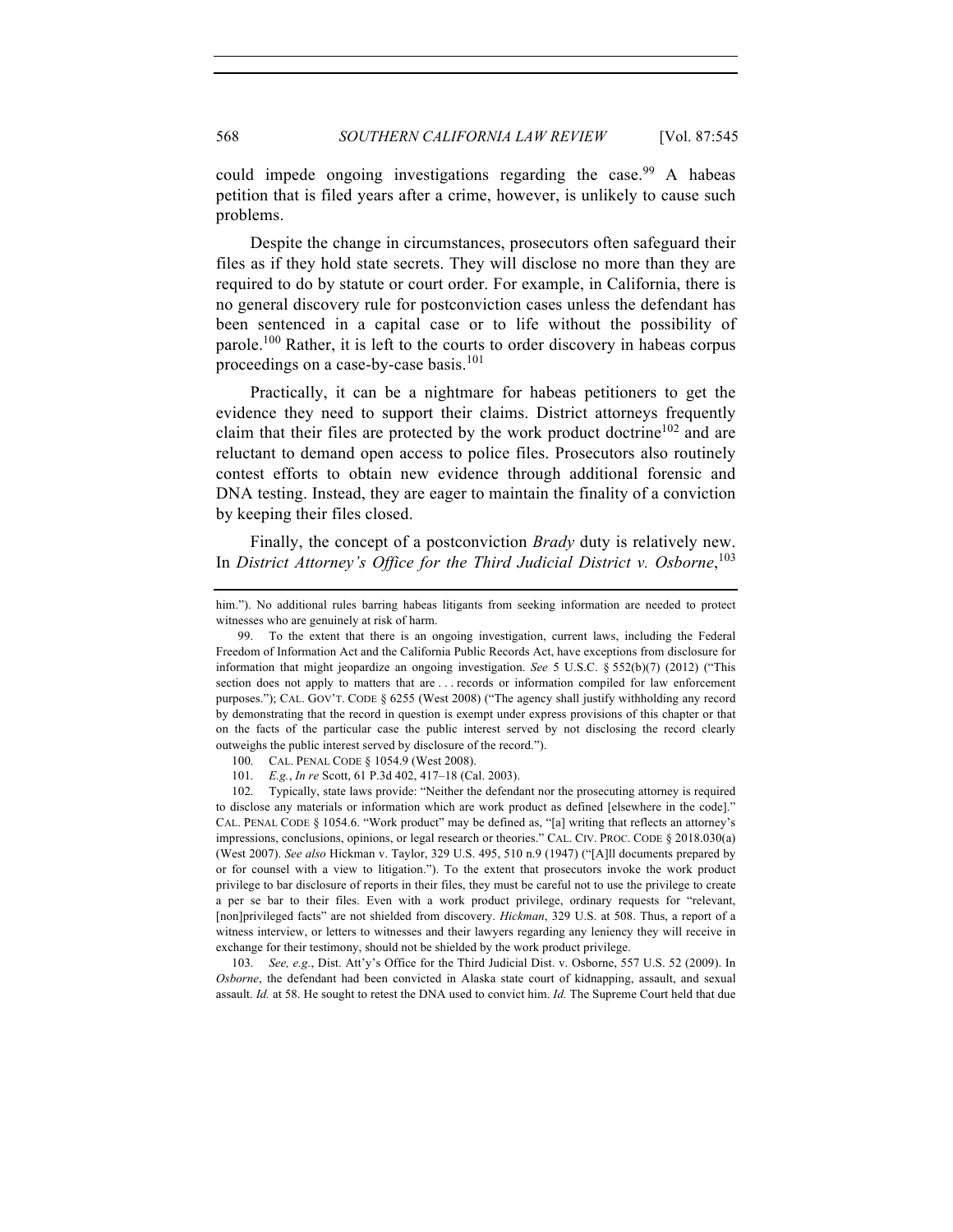could impede ongoing investigations regarding the case.[99] A habeas petition that is filed years after a crime, however, is unlikely to cause such problems.

Despite the change in circumstances, prosecutors often safeguard their files as if they hold state secrets. They will disclose no more than they are required to do by statute or court order. For example, in California, there is no general discovery rule for postconviction cases unless the defendant has been sentenced in a capital case or to life without the possibility of parole.[100] Rather, it is left to the courts to order discovery in habeas corpus proceedings on a case-by-case basis.[101]

Practically, it can be a nightmare for habeas petitioners to get the evidence they need to support their claims. District attorneys frequently claim that their files are protected by the work product doctrine[102] and are reluctant to demand open access to police files. Prosecutors also routinely contest efforts to obtain new evidence through additional forensic and DNA testing. Instead, they are eager to maintain the finality of a conviction by keeping their files closed.

Finally, the concept of a postconviction *Brady* duty is relatively new. In *District Attorney's Office for the Third Judicial District v. Osborne*,[103]

---

him."). No additional rules barring habeas litigants from seeking information are needed to protect witnesses who are genuinely at risk of harm.

99. To the extent that there is an ongoing investigation, current laws, including the Federal Freedom of Information Act and the California Public Records Act, have exceptions from disclosure for information that might jeopardize an ongoing investigation. *See* 5 U.S.C. § 552(b)(7) (2012) ("This section does not apply to matters that are . . . records or information compiled for law enforcement purposes."); CAL. GOV'T. CODE § 6255 (West 2008) ("The agency shall justify withholding any record by demonstrating that the record in question is exempt under express provisions of this chapter or that on the facts of the particular case the public interest served by not disclosing the record clearly outweighs the public interest served by disclosure of the record.").

100. CAL. PENAL CODE § 1054.9 (West 2008).

101. *E.g.*, *In re* Scott, 61 P.3d 402, 417–18 (Cal. 2003).

102. Typically, state laws provide: "Neither the defendant nor the prosecuting attorney is required to disclose any materials or information which are work product as defined [elsewhere in the code]." CAL. PENAL CODE § 1054.6. "Work product" may be defined as, "[a] writing that reflects an attorney's impressions, conclusions, opinions, or legal research or theories." CAL. CIV. PROC. CODE § 2018.030(a) (West 2007). *See also* Hickman v. Taylor, 329 U.S. 495, 510 n.9 (1947) ("[A]ll documents prepared by or for counsel with a view to litigation."). To the extent that prosecutors invoke the work product privilege to bar disclosure of reports in their files, they must be careful not to use the privilege to create a per se bar to their files. Even with a work product privilege, ordinary requests for "relevant, [non]privileged facts" are not shielded from discovery. *Hickman*, 329 U.S. at 508. Thus, a report of a witness interview, or letters to witnesses and their lawyers regarding any leniency they will receive in exchange for their testimony, should not be shielded by the work product privilege.

103. *See, e.g.*, Dist. Att'y's Office for the Third Judicial Dist. v. Osborne, 557 U.S. 52 (2009). In *Osborne*, the defendant had been convicted in Alaska state court of kidnapping, assault, and sexual assault. *Id.* at 58. He sought to retest the DNA used to convict him. *Id.* The Supreme Court held that due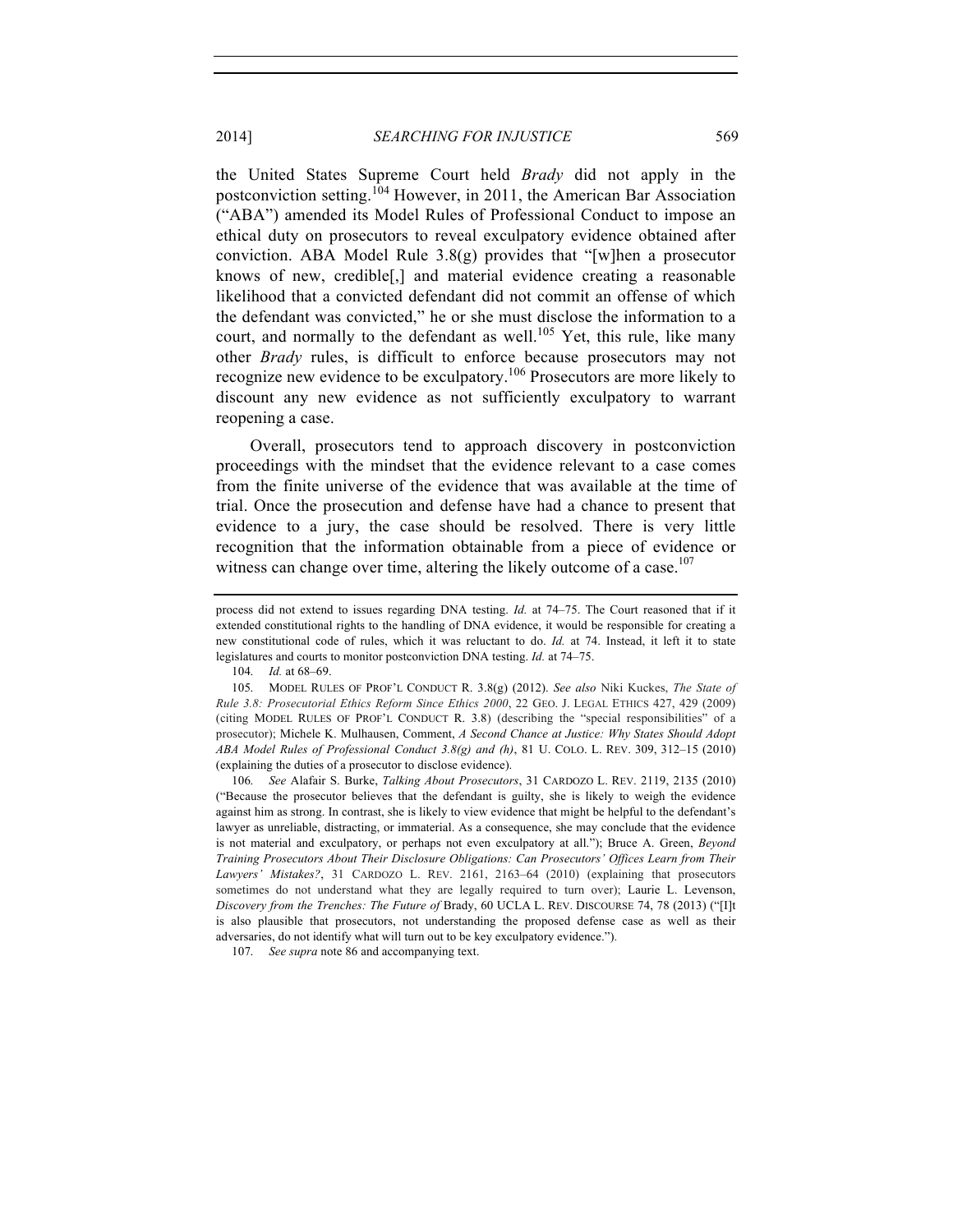the United States Supreme Court held *Brady* did not apply in the postconviction setting.[104] However, in 2011, the American Bar Association ("ABA") amended its Model Rules of Professional Conduct to impose an ethical duty on prosecutors to reveal exculpatory evidence obtained after conviction. ABA Model Rule 3.8(g) provides that "[w]hen a prosecutor knows of new, credible[,] and material evidence creating a reasonable likelihood that a convicted defendant did not commit an offense of which the defendant was convicted," he or she must disclose the information to a court, and normally to the defendant as well.[105] Yet, this rule, like many other *Brady* rules, is difficult to enforce because prosecutors may not recognize new evidence to be exculpatory.[106] Prosecutors are more likely to discount any new evidence as not sufficiently exculpatory to warrant reopening a case.

Overall, prosecutors tend to approach discovery in postconviction proceedings with the mindset that the evidence relevant to a case comes from the finite universe of the evidence that was available at the time of trial. Once the prosecution and defense have had a chance to present that evidence to a jury, the case should be resolved. There is very little recognition that the information obtainable from a piece of evidence or witness can change over time, altering the likely outcome of a case.[107]

---

process did not extend to issues regarding DNA testing. *Id.* at 74–75. The Court reasoned that if it extended constitutional rights to the handling of DNA evidence, it would be responsible for creating a new constitutional code of rules, which it was reluctant to do. *Id.* at 74. Instead, it left it to state legislatures and courts to monitor postconviction DNA testing. *Id.* at 74–75.

104. *Id.* at 68–69.

105. MODEL RULES OF PROF'L CONDUCT R. 3.8(g) (2012). *See also* Niki Kuckes, *The State of Rule 3.8: Prosecutorial Ethics Reform Since Ethics 2000*, 22 GEO. J. LEGAL ETHICS 427, 429 (2009) (citing MODEL RULES OF PROF'L CONDUCT R. 3.8) (describing the "special responsibilities" of a prosecutor); Michele K. Mulhausen, Comment, *A Second Chance at Justice: Why States Should Adopt ABA Model Rules of Professional Conduct 3.8(g) and (h)*, 81 U. COLO. L. REV. 309, 312–15 (2010) (explaining the duties of a prosecutor to disclose evidence).

106. *See* Alafair S. Burke, *Talking About Prosecutors*, 31 CARDOZO L. REV. 2119, 2135 (2010) ("Because the prosecutor believes that the defendant is guilty, she is likely to weigh the evidence against him as strong. In contrast, she is likely to view evidence that might be helpful to the defendant's lawyer as unreliable, distracting, or immaterial. As a consequence, she may conclude that the evidence is not material and exculpatory, or perhaps not even exculpatory at all."); Bruce A. Green, *Beyond Training Prosecutors About Their Disclosure Obligations: Can Prosecutors' Offices Learn from Their Lawyers' Mistakes?*, 31 CARDOZO L. REV. 2161, 2163–64 (2010) (explaining that prosecutors sometimes do not understand what they are legally required to turn over); Laurie L. Levenson, *Discovery from the Trenches: The Future of* Brady, 60 UCLA L. REV. DISCOURSE 74, 78 (2013) ("[I]t is also plausible that prosecutors, not understanding the proposed defense case as well as their adversaries, do not identify what will turn out to be key exculpatory evidence.").

107. *See supra* note 86 and accompanying text.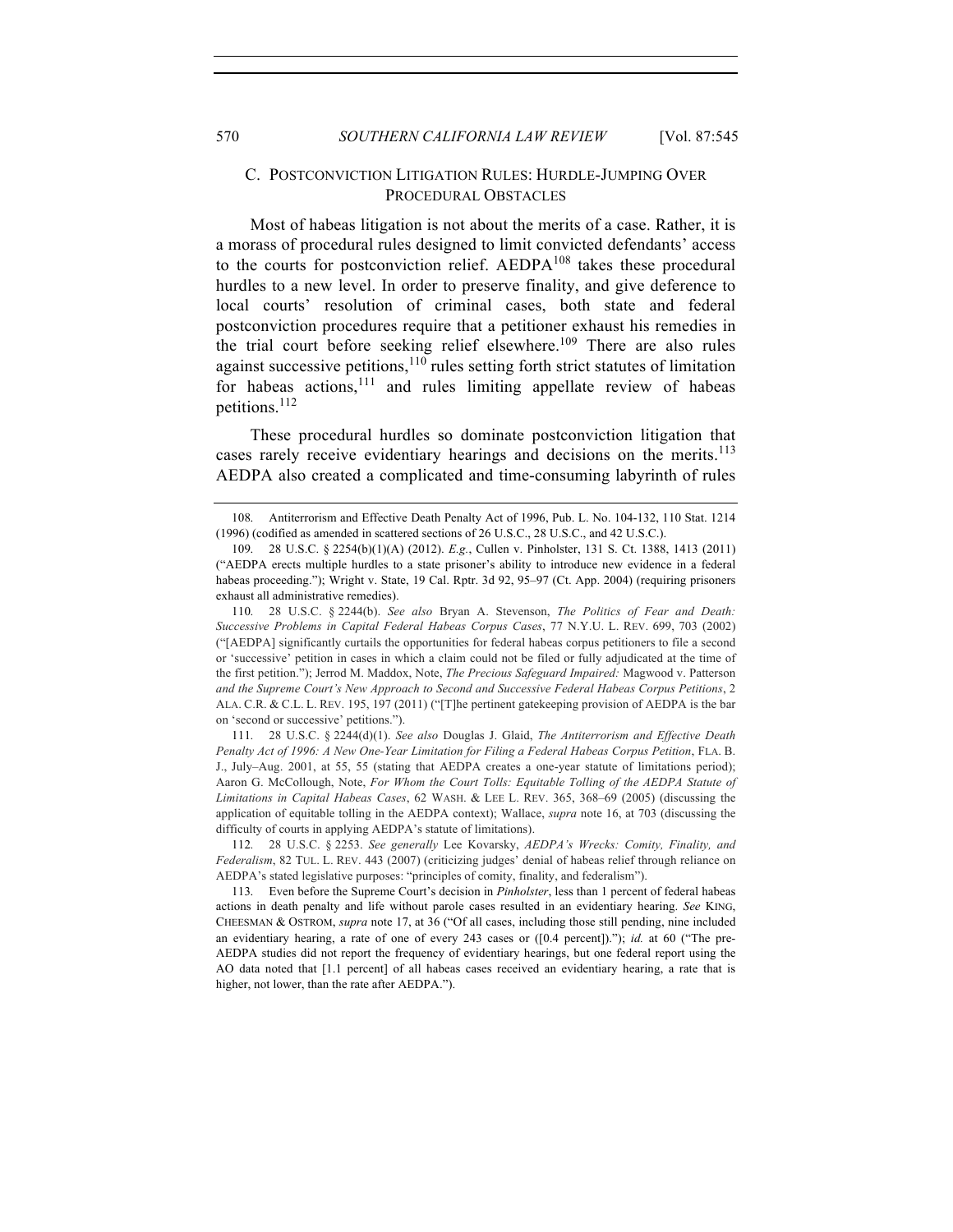### C. POSTCONVICTION LITIGATION RULES: HURDLE-JUMPING OVER PROCEDURAL OBSTACLES

Most of habeas litigation is not about the merits of a case. Rather, it is a morass of procedural rules designed to limit convicted defendants' access to the courts for postconviction relief. AEDPA[108] takes these procedural hurdles to a new level. In order to preserve finality, and give deference to local courts' resolution of criminal cases, both state and federal postconviction procedures require that a petitioner exhaust his remedies in the trial court before seeking relief elsewhere.[109] There are also rules against successive petitions,[110] rules setting forth strict statutes of limitation for habeas actions,[111] and rules limiting appellate review of habeas petitions.[112]

These procedural hurdles so dominate postconviction litigation that cases rarely receive evidentiary hearings and decisions on the merits.[113] AEDPA also created a complicated and time-consuming labyrinth of rules

---

108. Antiterrorism and Effective Death Penalty Act of 1996, Pub. L. No. 104-132, 110 Stat. 1214 (1996) (codified as amended in scattered sections of 26 U.S.C., 28 U.S.C., and 42 U.S.C.).

109. 28 U.S.C. § 2254(b)(1)(A) (2012). *E.g.*, Cullen v. Pinholster, 131 S. Ct. 1388, 1413 (2011) ("AEDPA erects multiple hurdles to a state prisoner's ability to introduce new evidence in a federal habeas proceeding."); Wright v. State, 19 Cal. Rptr. 3d 92, 95–97 (Ct. App. 2004) (requiring prisoners exhaust all administrative remedies).

110. 28 U.S.C. § 2244(b). *See also* Bryan A. Stevenson, *The Politics of Fear and Death: Successive Problems in Capital Federal Habeas Corpus Cases*, 77 N.Y.U. L. REV. 699, 703 (2002) ("[AEDPA] significantly curtails the opportunities for federal habeas corpus petitioners to file a second or 'successive' petition in cases in which a claim could not be filed or fully adjudicated at the time of the first petition."); Jerrod M. Maddox, Note, *The Precious Safeguard Impaired:* Magwood v. Patterson *and the Supreme Court's New Approach to Second and Successive Federal Habeas Corpus Petitions*, 2 ALA. C.R. & C.L. L. REV. 195, 197 (2011) ("[T]he pertinent gatekeeping provision of AEDPA is the bar on 'second or successive' petitions.").

111. 28 U.S.C. § 2244(d)(1). *See also* Douglas J. Glaid, *The Antiterrorism and Effective Death Penalty Act of 1996: A New One-Year Limitation for Filing a Federal Habeas Corpus Petition*, FLA. B. J., July–Aug. 2001, at 55, 55 (stating that AEDPA creates a one-year statute of limitations period); Aaron G. McCollough, Note, *For Whom the Court Tolls: Equitable Tolling of the AEDPA Statute of Limitations in Capital Habeas Cases*, 62 WASH. & LEE L. REV. 365, 368–69 (2005) (discussing the application of equitable tolling in the AEDPA context); Wallace, *supra* note 16, at 703 (discussing the difficulty of courts in applying AEDPA's statute of limitations).

112. 28 U.S.C. § 2253. *See generally* Lee Kovarsky, *AEDPA's Wrecks: Comity, Finality, and Federalism*, 82 TUL. L. REV. 443 (2007) (criticizing judges' denial of habeas relief through reliance on AEDPA's stated legislative purposes: "principles of comity, finality, and federalism").

113. Even before the Supreme Court's decision in *Pinholster*, less than 1 percent of federal habeas actions in death penalty and life without parole cases resulted in an evidentiary hearing. *See* KING, CHEESMAN & OSTROM, *supra* note 17, at 36 ("Of all cases, including those still pending, nine included an evidentiary hearing, a rate of one of every 243 cases or ([0.4 percent])."); *id.* at 60 ("The pre-AEDPA studies did not report the frequency of evidentiary hearings, but one federal report using the AO data noted that [1.1 percent] of all habeas cases received an evidentiary hearing, a rate that is higher, not lower, than the rate after AEDPA.").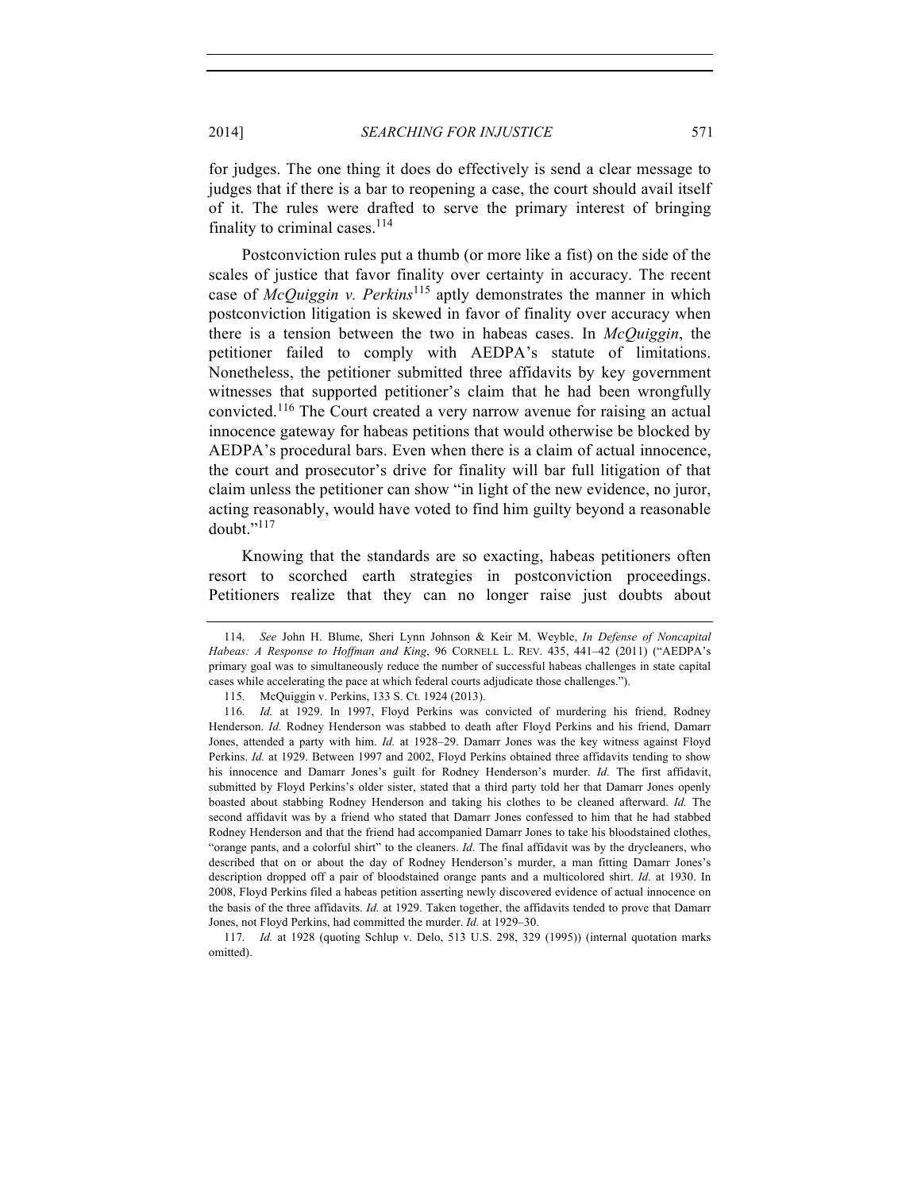for judges. The one thing it does do effectively is send a clear message to judges that if there is a bar to reopening a case, the court should avail itself of it. The rules were drafted to serve the primary interest of bringing finality to criminal cases.[114]

Postconviction rules put a thumb (or more like a fist) on the side of the scales of justice that favor finality over certainty in accuracy. The recent case of *McQuiggin v. Perkins*[115] aptly demonstrates the manner in which postconviction litigation is skewed in favor of finality over accuracy when there is a tension between the two in habeas cases. In *McQuiggin*, the petitioner failed to comply with AEDPA's statute of limitations. Nonetheless, the petitioner submitted three affidavits by key government witnesses that supported petitioner's claim that he had been wrongfully convicted.[116] The Court created a very narrow avenue for raising an actual innocence gateway for habeas petitions that would otherwise be blocked by AEDPA's procedural bars. Even when there is a claim of actual innocence, the court and prosecutor's drive for finality will bar full litigation of that claim unless the petitioner can show "in light of the new evidence, no juror, acting reasonably, would have voted to find him guilty beyond a reasonable doubt."[117]

Knowing that the standards are so exacting, habeas petitioners often resort to scorched earth strategies in postconviction proceedings. Petitioners realize that they can no longer raise just doubts about

---

114. *See* John H. Blume, Sheri Lynn Johnson & Keir M. Weyble, *In Defense of Noncapital Habeas: A Response to Hoffman and King*, 96 CORNELL L. REV. 435, 441–42 (2011) ("AEDPA's primary goal was to simultaneously reduce the number of successful habeas challenges in state capital cases while accelerating the pace at which federal courts adjudicate those challenges.").

115. McQuiggin v. Perkins, 133 S. Ct. 1924 (2013).

116. *Id.* at 1929. In 1997, Floyd Perkins was convicted of murdering his friend, Rodney Henderson. *Id.* Rodney Henderson was stabbed to death after Floyd Perkins and his friend, Damarr Jones, attended a party with him. *Id.* at 1928–29. Damarr Jones was the key witness against Floyd Perkins. *Id.* at 1929. Between 1997 and 2002, Floyd Perkins obtained three affidavits tending to show his innocence and Damarr Jones's guilt for Rodney Henderson's murder. *Id.* The first affidavit, submitted by Floyd Perkins's older sister, stated that a third party told her that Damarr Jones openly boasted about stabbing Rodney Henderson and taking his clothes to be cleaned afterward. *Id.* The second affidavit was by a friend who stated that Damarr Jones confessed to him that he had stabbed Rodney Henderson and that the friend had accompanied Damarr Jones to take his bloodstained clothes, "orange pants, and a colorful shirt" to the cleaners. *Id.* The final affidavit was by the drycleaners, who described that on or about the day of Rodney Henderson's murder, a man fitting Damarr Jones's description dropped off a pair of bloodstained orange pants and a multicolored shirt. *Id.* at 1930. In 2008, Floyd Perkins filed a habeas petition asserting newly discovered evidence of actual innocence on the basis of the three affidavits. *Id.* at 1929. Taken together, the affidavits tended to prove that Damarr Jones, not Floyd Perkins, had committed the murder. *Id.* at 1929–30.

117. *Id.* at 1928 (quoting Schlup v. Delo, 513 U.S. 298, 329 (1995)) (internal quotation marks omitted).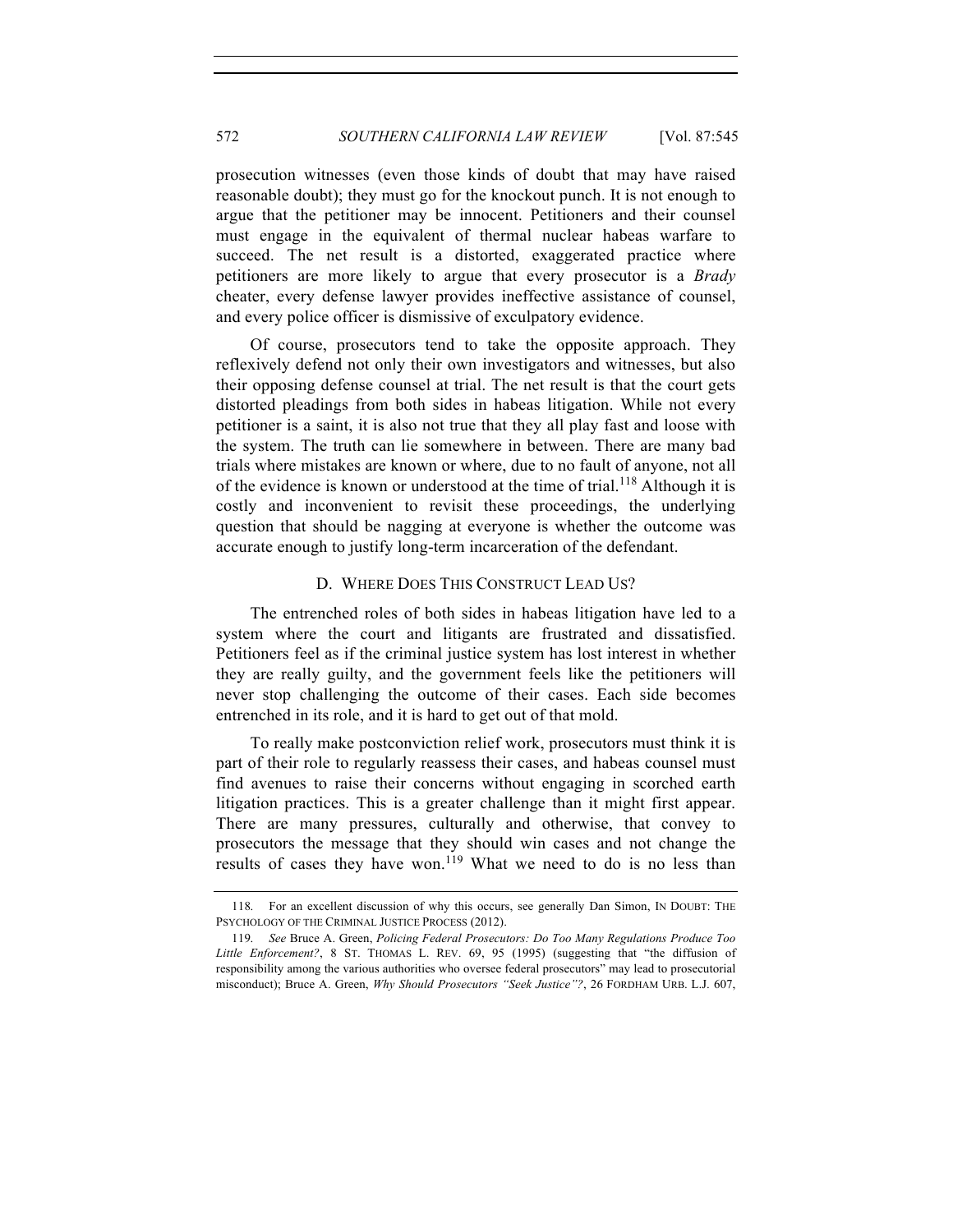prosecution witnesses (even those kinds of doubt that may have raised reasonable doubt); they must go for the knockout punch. It is not enough to argue that the petitioner may be innocent. Petitioners and their counsel must engage in the equivalent of thermal nuclear habeas warfare to succeed. The net result is a distorted, exaggerated practice where petitioners are more likely to argue that every prosecutor is a *Brady* cheater, every defense lawyer provides ineffective assistance of counsel, and every police officer is dismissive of exculpatory evidence.

Of course, prosecutors tend to take the opposite approach. They reflexively defend not only their own investigators and witnesses, but also their opposing defense counsel at trial. The net result is that the court gets distorted pleadings from both sides in habeas litigation. While not every petitioner is a saint, it is also not true that they all play fast and loose with the system. The truth can lie somewhere in between. There are many bad trials where mistakes are known or where, due to no fault of anyone, not all of the evidence is known or understood at the time of trial.[118] Although it is costly and inconvenient to revisit these proceedings, the underlying question that should be nagging at everyone is whether the outcome was accurate enough to justify long-term incarceration of the defendant.

### D. WHERE DOES THIS CONSTRUCT LEAD US?

The entrenched roles of both sides in habeas litigation have led to a system where the court and litigants are frustrated and dissatisfied. Petitioners feel as if the criminal justice system has lost interest in whether they are really guilty, and the government feels like the petitioners will never stop challenging the outcome of their cases. Each side becomes entrenched in its role, and it is hard to get out of that mold.

To really make postconviction relief work, prosecutors must think it is part of their role to regularly reassess their cases, and habeas counsel must find avenues to raise their concerns without engaging in scorched earth litigation practices. This is a greater challenge than it might first appear. There are many pressures, culturally and otherwise, that convey to prosecutors the message that they should win cases and not change the results of cases they have won.[119] What we need to do is no less than

---

118. For an excellent discussion of why this occurs, see generally Dan Simon, IN DOUBT: THE PSYCHOLOGY OF THE CRIMINAL JUSTICE PROCESS (2012).

119. *See* Bruce A. Green, *Policing Federal Prosecutors: Do Too Many Regulations Produce Too Little Enforcement?*, 8 ST. THOMAS L. REV. 69, 95 (1995) (suggesting that "the diffusion of responsibility among the various authorities who oversee federal prosecutors" may lead to prosecutorial misconduct); Bruce A. Green, *Why Should Prosecutors "Seek Justice"?*, 26 FORDHAM URB. L.J. 607,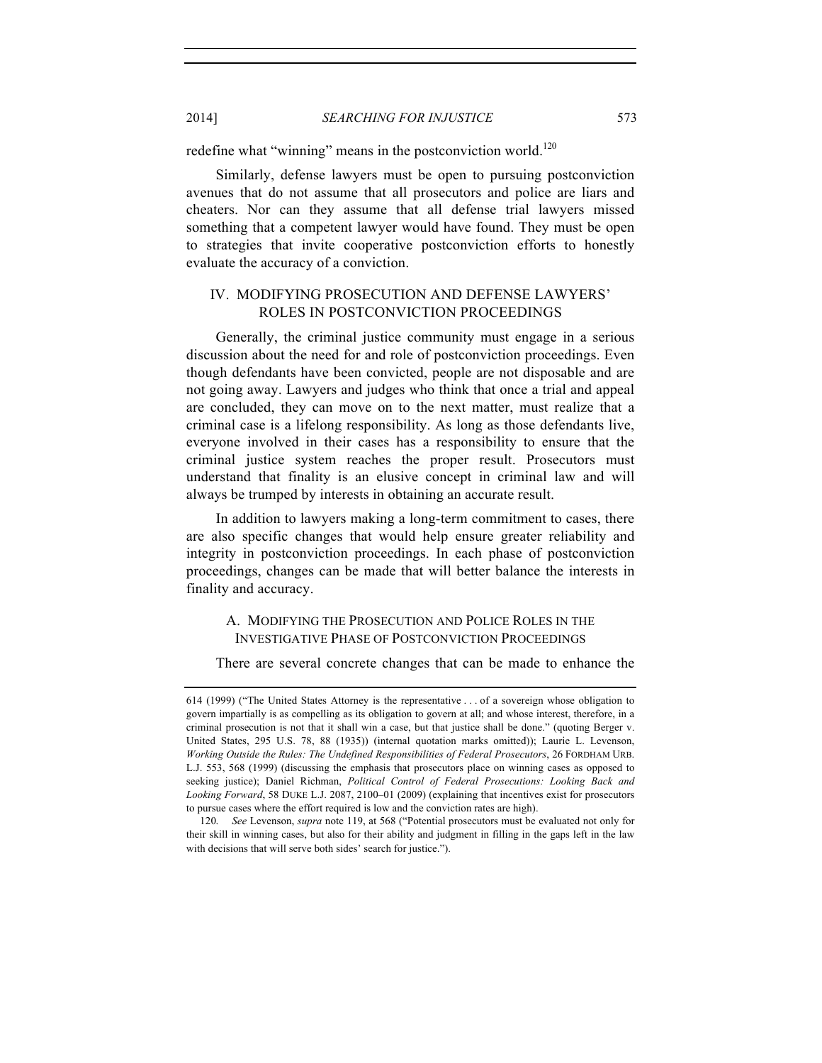redefine what "winning" means in the postconviction world.[120]

Similarly, defense lawyers must be open to pursuing postconviction avenues that do not assume that all prosecutors and police are liars and cheaters. Nor can they assume that all defense trial lawyers missed something that a competent lawyer would have found. They must be open to strategies that invite cooperative postconviction efforts to honestly evaluate the accuracy of a conviction.

## IV. MODIFYING PROSECUTION AND DEFENSE LAWYERS' ROLES IN POSTCONVICTION PROCEEDINGS

Generally, the criminal justice community must engage in a serious discussion about the need for and role of postconviction proceedings. Even though defendants have been convicted, people are not disposable and are not going away. Lawyers and judges who think that once a trial and appeal are concluded, they can move on to the next matter, must realize that a criminal case is a lifelong responsibility. As long as those defendants live, everyone involved in their cases has a responsibility to ensure that the criminal justice system reaches the proper result. Prosecutors must understand that finality is an elusive concept in criminal law and will always be trumped by interests in obtaining an accurate result.

In addition to lawyers making a long-term commitment to cases, there are also specific changes that would help ensure greater reliability and integrity in postconviction proceedings. In each phase of postconviction proceedings, changes can be made that will better balance the interests in finality and accuracy.

### A. MODIFYING THE PROSECUTION AND POLICE ROLES IN THE INVESTIGATIVE PHASE OF POSTCONVICTION PROCEEDINGS

There are several concrete changes that can be made to enhance the

---

614 (1999) ("The United States Attorney is the representative . . . of a sovereign whose obligation to govern impartially is as compelling as its obligation to govern at all; and whose interest, therefore, in a criminal prosecution is not that it shall win a case, but that justice shall be done." (quoting Berger v. United States, 295 U.S. 78, 88 (1935)) (internal quotation marks omitted)); Laurie L. Levenson, *Working Outside the Rules: The Undefined Responsibilities of Federal Prosecutors*, 26 FORDHAM URB. L.J. 553, 568 (1999) (discussing the emphasis that prosecutors place on winning cases as opposed to seeking justice); Daniel Richman, *Political Control of Federal Prosecutions: Looking Back and Looking Forward*, 58 DUKE L.J. 2087, 2100–01 (2009) (explaining that incentives exist for prosecutors to pursue cases where the effort required is low and the conviction rates are high).

120. *See* Levenson, *supra* note 119, at 568 ("Potential prosecutors must be evaluated not only for their skill in winning cases, but also for their ability and judgment in filling in the gaps left in the law with decisions that will serve both sides' search for justice.").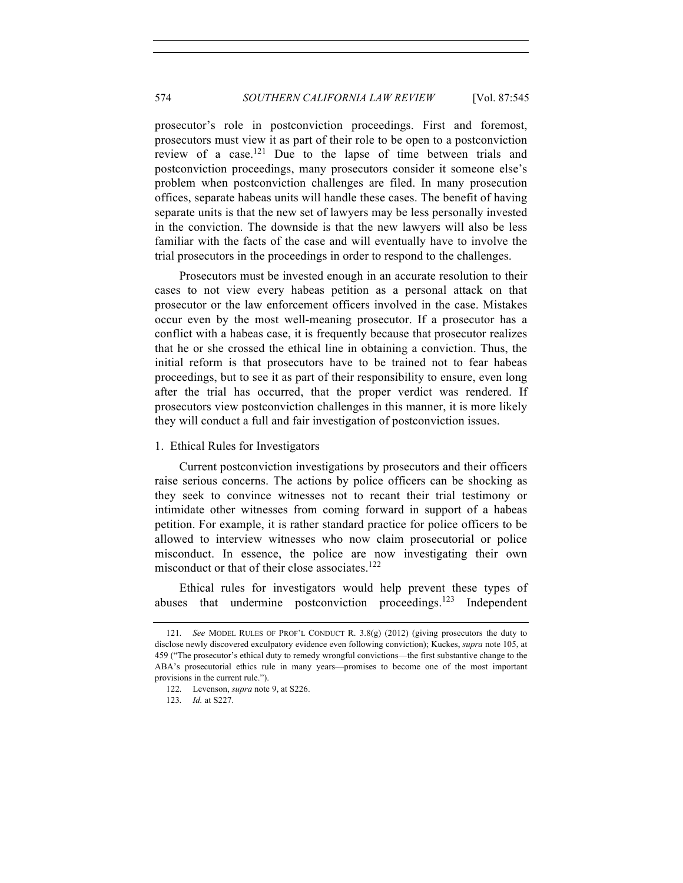prosecutor's role in postconviction proceedings. First and foremost, prosecutors must view it as part of their role to be open to a postconviction review of a case.[121] Due to the lapse of time between trials and postconviction proceedings, many prosecutors consider it someone else's problem when postconviction challenges are filed. In many prosecution offices, separate habeas units will handle these cases. The benefit of having separate units is that the new set of lawyers may be less personally invested in the conviction. The downside is that the new lawyers will also be less familiar with the facts of the case and will eventually have to involve the trial prosecutors in the proceedings in order to respond to the challenges.

Prosecutors must be invested enough in an accurate resolution to their cases to not view every habeas petition as a personal attack on that prosecutor or the law enforcement officers involved in the case. Mistakes occur even by the most well-meaning prosecutor. If a prosecutor has a conflict with a habeas case, it is frequently because that prosecutor realizes that he or she crossed the ethical line in obtaining a conviction. Thus, the initial reform is that prosecutors have to be trained not to fear habeas proceedings, but to see it as part of their responsibility to ensure, even long after the trial has occurred, that the proper verdict was rendered. If prosecutors view postconviction challenges in this manner, it is more likely they will conduct a full and fair investigation of postconviction issues.

1. Ethical Rules for Investigators

Current postconviction investigations by prosecutors and their officers raise serious concerns. The actions by police officers can be shocking as they seek to convince witnesses not to recant their trial testimony or intimidate other witnesses from coming forward in support of a habeas petition. For example, it is rather standard practice for police officers to be allowed to interview witnesses who now claim prosecutorial or police misconduct. In essence, the police are now investigating their own misconduct or that of their close associates.[122]

Ethical rules for investigators would help prevent these types of abuses that undermine postconviction proceedings.[123] Independent

---

121. *See* MODEL RULES OF PROF'L CONDUCT R. 3.8(g) (2012) (giving prosecutors the duty to disclose newly discovered exculpatory evidence even following conviction); Kuckes, *supra* note 105, at 459 ("The prosecutor's ethical duty to remedy wrongful convictions—the first substantive change to the ABA's prosecutorial ethics rule in many years—promises to become one of the most important provisions in the current rule.").

122. Levenson, *supra* note 9, at S226.

123. *Id.* at S227.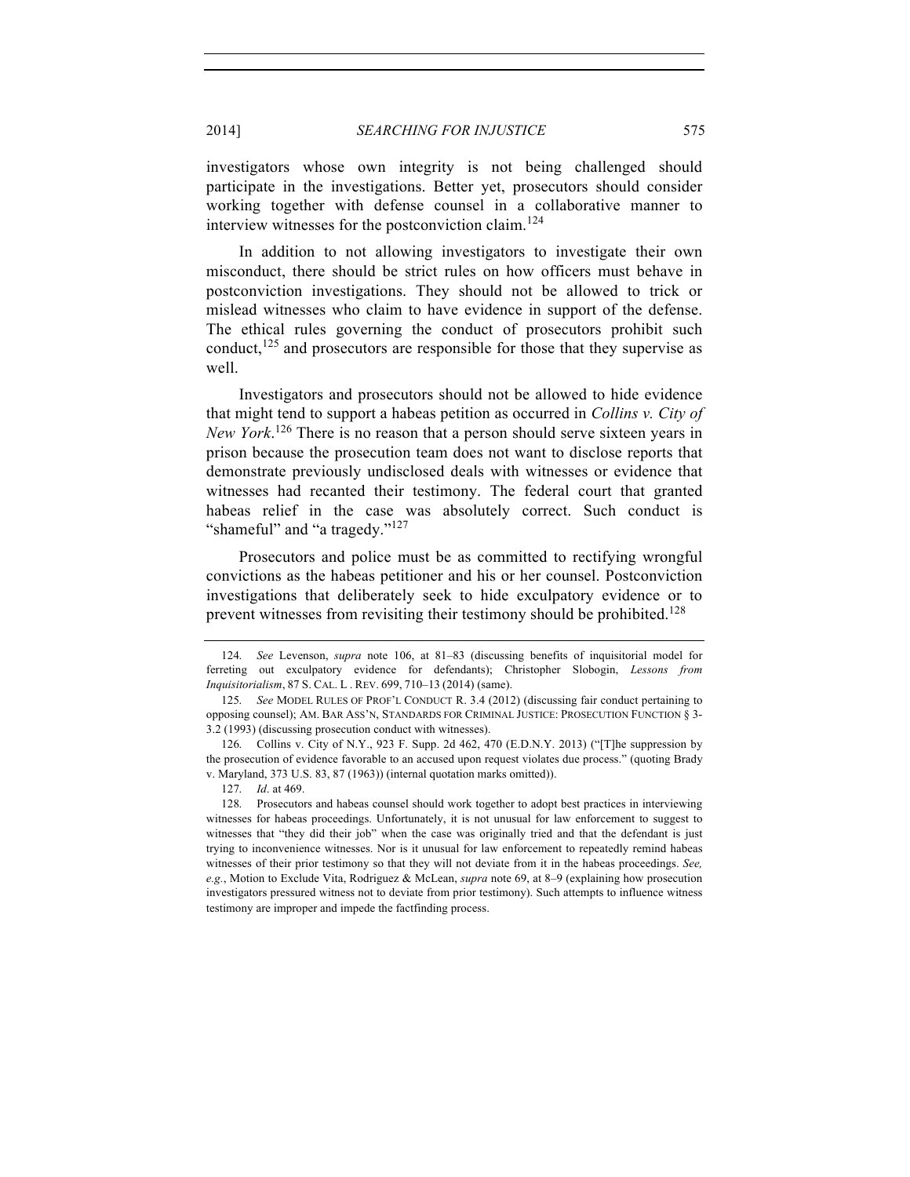investigators whose own integrity is not being challenged should participate in the investigations. Better yet, prosecutors should consider working together with defense counsel in a collaborative manner to interview witnesses for the postconviction claim.[124]

In addition to not allowing investigators to investigate their own misconduct, there should be strict rules on how officers must behave in postconviction investigations. They should not be allowed to trick or mislead witnesses who claim to have evidence in support of the defense. The ethical rules governing the conduct of prosecutors prohibit such conduct,[125] and prosecutors are responsible for those that they supervise as well.

Investigators and prosecutors should not be allowed to hide evidence that might tend to support a habeas petition as occurred in *Collins v. City of New York*.[126] There is no reason that a person should serve sixteen years in prison because the prosecution team does not want to disclose reports that demonstrate previously undisclosed deals with witnesses or evidence that witnesses had recanted their testimony. The federal court that granted habeas relief in the case was absolutely correct. Such conduct is "shameful" and "a tragedy."[127]

Prosecutors and police must be as committed to rectifying wrongful convictions as the habeas petitioner and his or her counsel. Postconviction investigations that deliberately seek to hide exculpatory evidence or to prevent witnesses from revisiting their testimony should be prohibited.[128]

---

124. *See* Levenson, *supra* note 106, at 81–83 (discussing benefits of inquisitorial model for ferreting out exculpatory evidence for defendants); Christopher Slobogin, *Lessons from Inquisitorialism*, 87 S. CAL. L. REV. 699, 710–13 (2014) (same).

125. *See* MODEL RULES OF PROF'L CONDUCT R. 3.4 (2012) (discussing fair conduct pertaining to opposing counsel); AM. BAR ASS'N, STANDARDS FOR CRIMINAL JUSTICE: PROSECUTION FUNCTION § 3-3.2 (1993) (discussing prosecution conduct with witnesses).

126. Collins v. City of N.Y., 923 F. Supp. 2d 462, 470 (E.D.N.Y. 2013) ("[T]he suppression by the prosecution of evidence favorable to an accused upon request violates due process." (quoting Brady v. Maryland, 373 U.S. 83, 87 (1963)) (internal quotation marks omitted)).

127. *Id*. at 469.

128. Prosecutors and habeas counsel should work together to adopt best practices in interviewing witnesses for habeas proceedings. Unfortunately, it is not unusual for law enforcement to suggest to witnesses that "they did their job" when the case was originally tried and that the defendant is just trying to inconvenience witnesses. Nor is it unusual for law enforcement to repeatedly remind habeas witnesses of their prior testimony so that they will not deviate from it in the habeas proceedings. *See, e.g.*, Motion to Exclude Vita, Rodriguez & McLean, *supra* note 69, at 8–9 (explaining how prosecution investigators pressured witness not to deviate from prior testimony). Such attempts to influence witness testimony are improper and impede the factfinding process.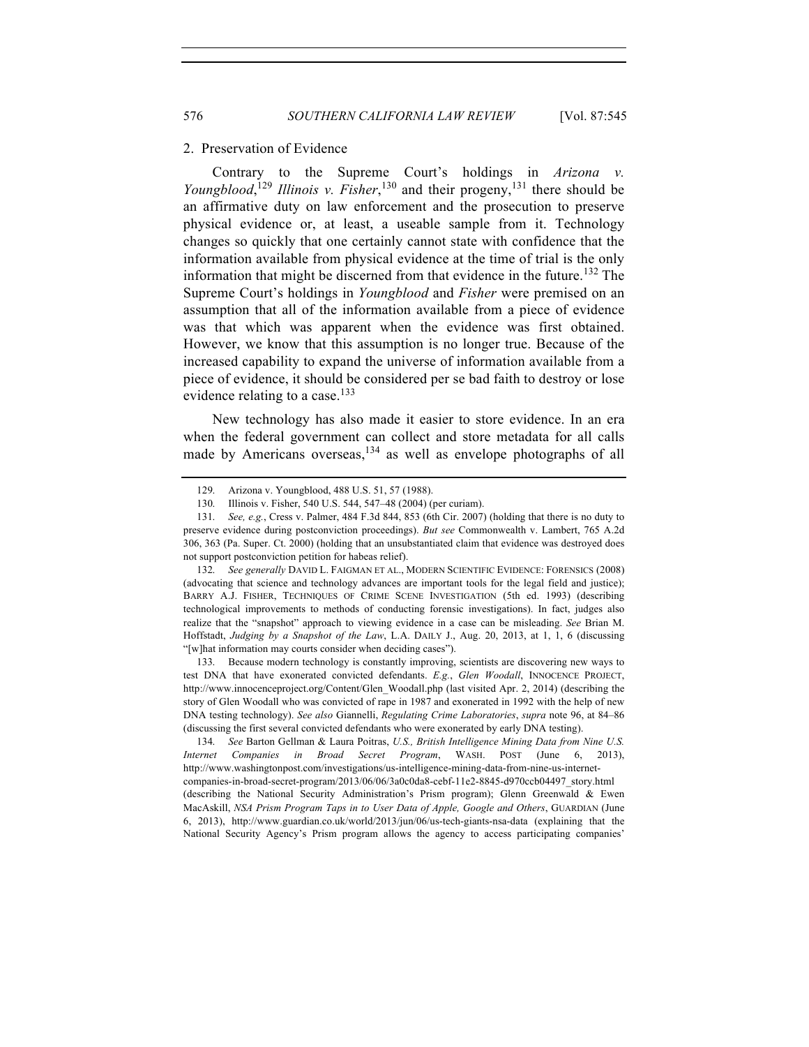### 2. Preservation of Evidence

Contrary to the Supreme Court's holdings in *Arizona v. Youngblood*,[129] *Illinois v. Fisher*,[130] and their progeny,[131] there should be an affirmative duty on law enforcement and the prosecution to preserve physical evidence or, at least, a useable sample from it. Technology changes so quickly that one certainly cannot state with confidence that the information available from physical evidence at the time of trial is the only information that might be discerned from that evidence in the future.[132] The Supreme Court's holdings in *Youngblood* and *Fisher* were premised on an assumption that all of the information available from a piece of evidence was that which was apparent when the evidence was first obtained. However, we know that this assumption is no longer true. Because of the increased capability to expand the universe of information available from a piece of evidence, it should be considered per se bad faith to destroy or lose evidence relating to a case.[133]

New technology has also made it easier to store evidence. In an era when the federal government can collect and store metadata for all calls made by Americans overseas,[134] as well as envelope photographs of all

---

129. Arizona v. Youngblood, 488 U.S. 51, 57 (1988).

130. Illinois v. Fisher, 540 U.S. 544, 547–48 (2004) (per curiam).

131. *See, e.g.*, Cress v. Palmer, 484 F.3d 844, 853 (6th Cir. 2007) (holding that there is no duty to preserve evidence during postconviction proceedings). *But see* Commonwealth v. Lambert, 765 A.2d 306, 363 (Pa. Super. Ct. 2000) (holding that an unsubstantiated claim that evidence was destroyed does not support postconviction petition for habeas relief).

132. *See generally* DAVID L. FAIGMAN ET AL., MODERN SCIENTIFIC EVIDENCE: FORENSICS (2008) (advocating that science and technology advances are important tools for the legal field and justice); BARRY A.J. FISHER, TECHNIQUES OF CRIME SCENE INVESTIGATION (5th ed. 1993) (describing technological improvements to methods of conducting forensic investigations). In fact, judges also realize that the "snapshot" approach to viewing evidence in a case can be misleading. *See* Brian M. Hoffstadt, *Judging by a Snapshot of the Law*, L.A. DAILY J., Aug. 20, 2013, at 1, 1, 6 (discussing "[w]hat information may courts consider when deciding cases").

133. Because modern technology is constantly improving, scientists are discovering new ways to test DNA that have exonerated convicted defendants. *E.g.*, *Glen Woodall*, INNOCENCE PROJECT, http://www.innocenceproject.org/Content/Glen_Woodall.php (last visited Apr. 2, 2014) (describing the story of Glen Woodall who was convicted of rape in 1987 and exonerated in 1992 with the help of new DNA testing technology). *See also* Giannelli, *Regulating Crime Laboratories*, *supra* note 96, at 84–86 (discussing the first several convicted defendants who were exonerated by early DNA testing).

134. *See* Barton Gellman & Laura Poitras, *U.S., British Intelligence Mining Data from Nine U.S. Internet Companies in Broad Secret Program*, WASH. POST (June 6, 2013), http://www.washingtonpost.com/investigations/us-intelligence-mining-data-from-nine-us-internet-companies-in-broad-secret-program/2013/06/06/3a0c0da8-cebf-11e2-8845-d970ccb04497_story.html (describing the National Security Administration's Prism program); Glenn Greenwald & Ewen MacAskill, *NSA Prism Program Taps in to User Data of Apple, Google and Others*, GUARDIAN (June 6, 2013), http://www.guardian.co.uk/world/2013/jun/06/us-tech-giants-nsa-data (explaining that the National Security Agency's Prism program allows the agency to access participating companies'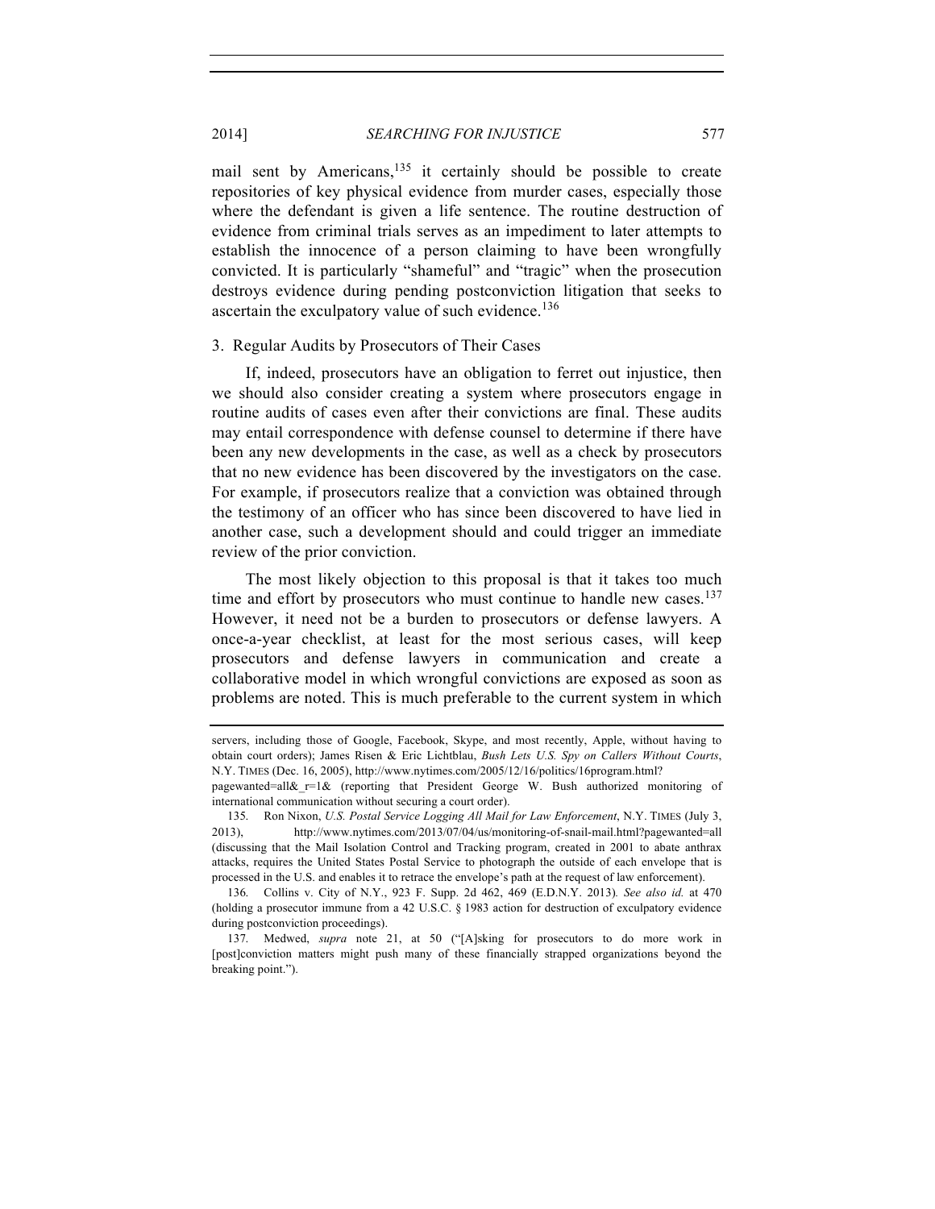mail sent by Americans,[135] it certainly should be possible to create repositories of key physical evidence from murder cases, especially those where the defendant is given a life sentence. The routine destruction of evidence from criminal trials serves as an impediment to later attempts to establish the innocence of a person claiming to have been wrongfully convicted. It is particularly "shameful" and "tragic" when the prosecution destroys evidence during pending postconviction litigation that seeks to ascertain the exculpatory value of such evidence.[136]

### 3. Regular Audits by Prosecutors of Their Cases

If, indeed, prosecutors have an obligation to ferret out injustice, then we should also consider creating a system where prosecutors engage in routine audits of cases even after their convictions are final. These audits may entail correspondence with defense counsel to determine if there have been any new developments in the case, as well as a check by prosecutors that no new evidence has been discovered by the investigators on the case. For example, if prosecutors realize that a conviction was obtained through the testimony of an officer who has since been discovered to have lied in another case, such a development should and could trigger an immediate review of the prior conviction.

The most likely objection to this proposal is that it takes too much time and effort by prosecutors who must continue to handle new cases.[137] However, it need not be a burden to prosecutors or defense lawyers. A once-a-year checklist, at least for the most serious cases, will keep prosecutors and defense lawyers in communication and create a collaborative model in which wrongful convictions are exposed as soon as problems are noted. This is much preferable to the current system in which

---

servers, including those of Google, Facebook, Skype, and most recently, Apple, without having to obtain court orders); James Risen & Eric Lichtblau, *Bush Lets U.S. Spy on Callers Without Courts*, N.Y. TIMES (Dec. 16, 2005), http://www.nytimes.com/2005/12/16/politics/16program.html?pagewanted=all&_r=1& (reporting that President George W. Bush authorized monitoring of international communication without securing a court order).

135. Ron Nixon, *U.S. Postal Service Logging All Mail for Law Enforcement*, N.Y. TIMES (July 3, 2013), http://www.nytimes.com/2013/07/04/us/monitoring-of-snail-mail.html?pagewanted=all (discussing that the Mail Isolation Control and Tracking program, created in 2001 to abate anthrax attacks, requires the United States Postal Service to photograph the outside of each envelope that is processed in the U.S. and enables it to retrace the envelope's path at the request of law enforcement).

136. Collins v. City of N.Y., 923 F. Supp. 2d 462, 469 (E.D.N.Y. 2013). *See also id.* at 470 (holding a prosecutor immune from a 42 U.S.C. § 1983 action for destruction of exculpatory evidence during postconviction proceedings).

137. Medwed, *supra* note 21, at 50 ("[A]sking for prosecutors to do more work in [post]conviction matters might push many of these financially strapped organizations beyond the breaking point.").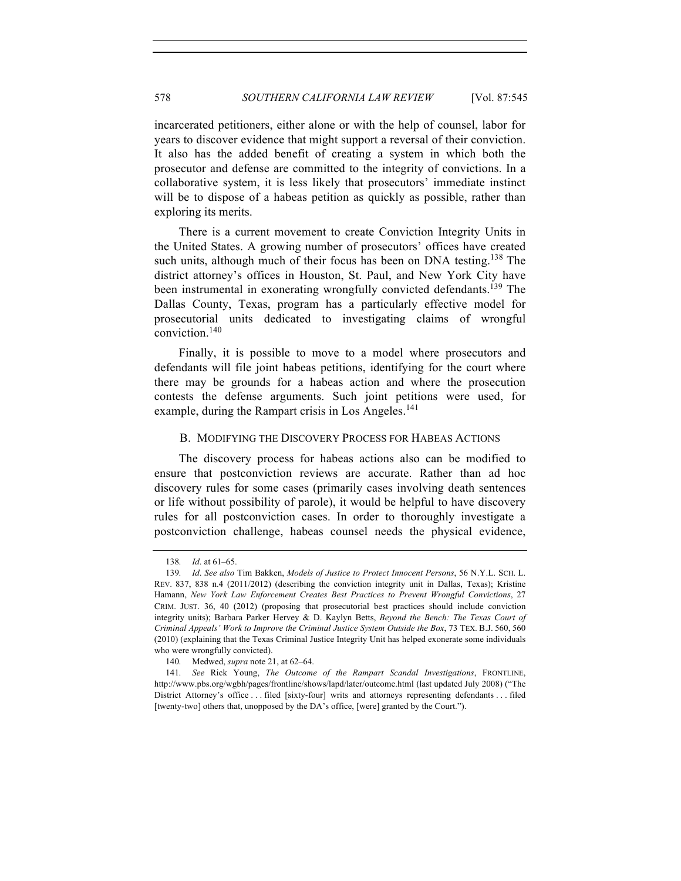incarcerated petitioners, either alone or with the help of counsel, labor for years to discover evidence that might support a reversal of their conviction. It also has the added benefit of creating a system in which both the prosecutor and defense are committed to the integrity of convictions. In a collaborative system, it is less likely that prosecutors' immediate instinct will be to dispose of a habeas petition as quickly as possible, rather than exploring its merits.

There is a current movement to create Conviction Integrity Units in the United States. A growing number of prosecutors' offices have created such units, although much of their focus has been on DNA testing.[138] The district attorney's offices in Houston, St. Paul, and New York City have been instrumental in exonerating wrongfully convicted defendants.[139] The Dallas County, Texas, program has a particularly effective model for prosecutorial units dedicated to investigating claims of wrongful conviction.[140]

Finally, it is possible to move to a model where prosecutors and defendants will file joint habeas petitions, identifying for the court where there may be grounds for a habeas action and where the prosecution contests the defense arguments. Such joint petitions were used, for example, during the Rampart crisis in Los Angeles.[141]

### B. MODIFYING THE DISCOVERY PROCESS FOR HABEAS ACTIONS

The discovery process for habeas actions also can be modified to ensure that postconviction reviews are accurate. Rather than ad hoc discovery rules for some cases (primarily cases involving death sentences or life without possibility of parole), it would be helpful to have discovery rules for all postconviction cases. In order to thoroughly investigate a postconviction challenge, habeas counsel needs the physical evidence,

---

138. *Id*. at 61–65.

139. *Id*. *See also* Tim Bakken, *Models of Justice to Protect Innocent Persons*, 56 N.Y.L. SCH. L. REV. 837, 838 n.4 (2011/2012) (describing the conviction integrity unit in Dallas, Texas); Kristine Hamann, *New York Law Enforcement Creates Best Practices to Prevent Wrongful Convictions*, 27 CRIM. JUST. 36, 40 (2012) (proposing that prosecutorial best practices should include conviction integrity units); Barbara Parker Hervey & D. Kaylyn Betts, *Beyond the Bench: The Texas Court of Criminal Appeals' Work to Improve the Criminal Justice System Outside the Box*, 73 TEX. B.J. 560, 560 (2010) (explaining that the Texas Criminal Justice Integrity Unit has helped exonerate some individuals who were wrongfully convicted).

140. Medwed, *supra* note 21, at 62–64.

141. *See* Rick Young, *The Outcome of the Rampart Scandal Investigations*, FRONTLINE, http://www.pbs.org/wgbh/pages/frontline/shows/lapd/later/outcome.html (last updated July 2008) ("The District Attorney's office . . . filed [sixty-four] writs and attorneys representing defendants . . . filed [twenty-two] others that, unopposed by the DA's office, [were] granted by the Court.").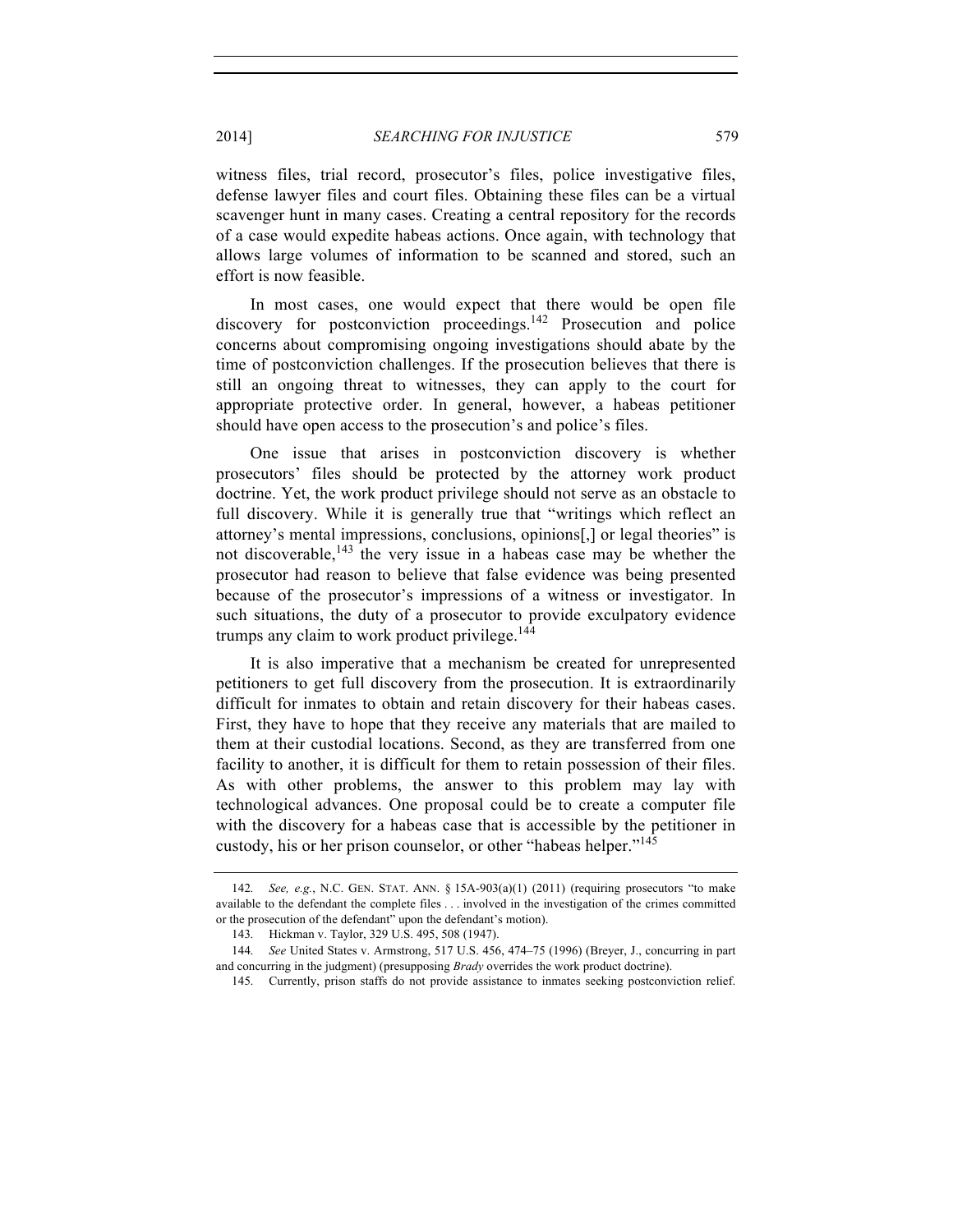witness files, trial record, prosecutor's files, police investigative files, defense lawyer files and court files. Obtaining these files can be a virtual scavenger hunt in many cases. Creating a central repository for the records of a case would expedite habeas actions. Once again, with technology that allows large volumes of information to be scanned and stored, such an effort is now feasible.

In most cases, one would expect that there would be open file discovery for postconviction proceedings.[142] Prosecution and police concerns about compromising ongoing investigations should abate by the time of postconviction challenges. If the prosecution believes that there is still an ongoing threat to witnesses, they can apply to the court for appropriate protective order. In general, however, a habeas petitioner should have open access to the prosecution's and police's files.

One issue that arises in postconviction discovery is whether prosecutors' files should be protected by the attorney work product doctrine. Yet, the work product privilege should not serve as an obstacle to full discovery. While it is generally true that "writings which reflect an attorney's mental impressions, conclusions, opinions[,] or legal theories" is not discoverable,[143] the very issue in a habeas case may be whether the prosecutor had reason to believe that false evidence was being presented because of the prosecutor's impressions of a witness or investigator. In such situations, the duty of a prosecutor to provide exculpatory evidence trumps any claim to work product privilege.[144]

It is also imperative that a mechanism be created for unrepresented petitioners to get full discovery from the prosecution. It is extraordinarily difficult for inmates to obtain and retain discovery for their habeas cases. First, they have to hope that they receive any materials that are mailed to them at their custodial locations. Second, as they are transferred from one facility to another, it is difficult for them to retain possession of their files. As with other problems, the answer to this problem may lay with technological advances. One proposal could be to create a computer file with the discovery for a habeas case that is accessible by the petitioner in custody, his or her prison counselor, or other "habeas helper."[145]

---

142. *See, e.g.*, N.C. GEN. STAT. ANN. § 15A-903(a)(1) (2011) (requiring prosecutors "to make available to the defendant the complete files . . . involved in the investigation of the crimes committed or the prosecution of the defendant" upon the defendant's motion).

143. Hickman v. Taylor, 329 U.S. 495, 508 (1947).

144. *See* United States v. Armstrong, 517 U.S. 456, 474–75 (1996) (Breyer, J., concurring in part and concurring in the judgment) (presupposing *Brady* overrides the work product doctrine).

145. Currently, prison staffs do not provide assistance to inmates seeking postconviction relief.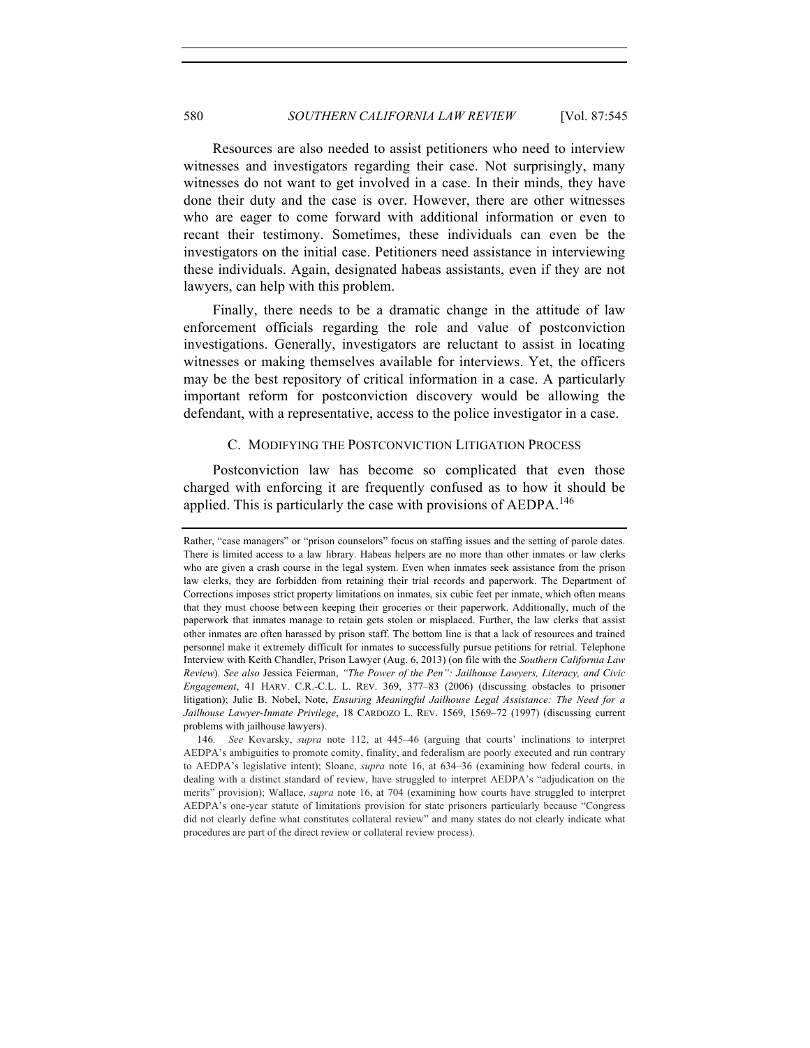Resources are also needed to assist petitioners who need to interview witnesses and investigators regarding their case. Not surprisingly, many witnesses do not want to get involved in a case. In their minds, they have done their duty and the case is over. However, there are other witnesses who are eager to come forward with additional information or even to recant their testimony. Sometimes, these individuals can even be the investigators on the initial case. Petitioners need assistance in interviewing these individuals. Again, designated habeas assistants, even if they are not lawyers, can help with this problem.

Finally, there needs to be a dramatic change in the attitude of law enforcement officials regarding the role and value of postconviction investigations. Generally, investigators are reluctant to assist in locating witnesses or making themselves available for interviews. Yet, the officers may be the best repository of critical information in a case. A particularly important reform for postconviction discovery would be allowing the defendant, with a representative, access to the police investigator in a case.

### C. MODIFYING THE POSTCONVICTION LITIGATION PROCESS

Postconviction law has become so complicated that even those charged with enforcing it are frequently confused as to how it should be applied. This is particularly the case with provisions of AEDPA.[146]

---

Rather, "case managers" or "prison counselors" focus on staffing issues and the setting of parole dates. There is limited access to a law library. Habeas helpers are no more than other inmates or law clerks who are given a crash course in the legal system. Even when inmates seek assistance from the prison law clerks, they are forbidden from retaining their trial records and paperwork. The Department of Corrections imposes strict property limitations on inmates, six cubic feet per inmate, which often means that they must choose between keeping their groceries or their paperwork. Additionally, much of the paperwork that inmates manage to retain gets stolen or misplaced. Further, the law clerks that assist other inmates are often harassed by prison staff. The bottom line is that a lack of resources and trained personnel make it extremely difficult for inmates to successfully pursue petitions for retrial. Telephone Interview with Keith Chandler, Prison Lawyer (Aug. 6, 2013) (on file with the *Southern California Law Review*). *See also* Jessica Feierman, *"The Power of the Pen": Jailhouse Lawyers, Literacy, and Civic Engagement*, 41 HARV. C.R.-C.L. L. REV. 369, 377–83 (2006) (discussing obstacles to prisoner litigation); Julie B. Nobel, Note, *Ensuring Meaningful Jailhouse Legal Assistance: The Need for a Jailhouse Lawyer-Inmate Privilege*, 18 CARDOZO L. REV. 1569, 1569–72 (1997) (discussing current problems with jailhouse lawyers).

146. *See* Kovarsky, *supra* note 112, at 445–46 (arguing that courts' inclinations to interpret AEDPA's ambiguities to promote comity, finality, and federalism are poorly executed and run contrary to AEDPA's legislative intent); Sloane, *supra* note 16, at 634–36 (examining how federal courts, in dealing with a distinct standard of review, have struggled to interpret AEDPA's "adjudication on the merits" provision); Wallace, *supra* note 16, at 704 (examining how courts have struggled to interpret AEDPA's one-year statute of limitations provision for state prisoners particularly because "Congress did not clearly define what constitutes collateral review" and many states do not clearly indicate what procedures are part of the direct review or collateral review process).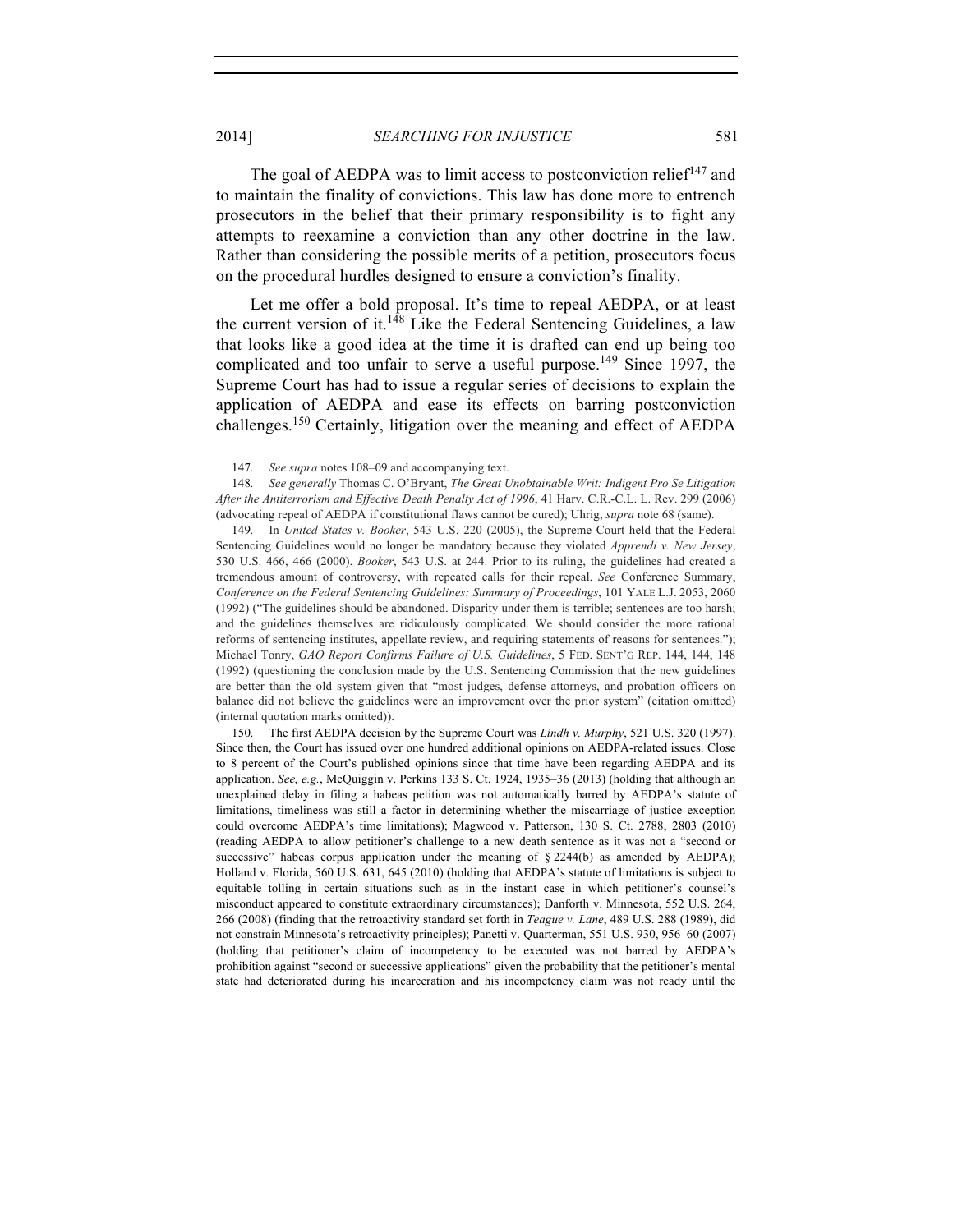The goal of AEDPA was to limit access to postconviction relief[147] and to maintain the finality of convictions. This law has done more to entrench prosecutors in the belief that their primary responsibility is to fight any attempts to reexamine a conviction than any other doctrine in the law. Rather than considering the possible merits of a petition, prosecutors focus on the procedural hurdles designed to ensure a conviction's finality.

Let me offer a bold proposal. It's time to repeal AEDPA, or at least the current version of it.[148] Like the Federal Sentencing Guidelines, a law that looks like a good idea at the time it is drafted can end up being too complicated and too unfair to serve a useful purpose.[149] Since 1997, the Supreme Court has had to issue a regular series of decisions to explain the application of AEDPA and ease its effects on barring postconviction challenges.[150] Certainly, litigation over the meaning and effect of AEDPA

---

147. *See supra* notes 108–09 and accompanying text.

148. *See generally* Thomas C. O'Bryant, *The Great Unobtainable Writ: Indigent Pro Se Litigation After the Antiterrorism and Effective Death Penalty Act of 1996*, 41 Harv. C.R.-C.L. L. Rev. 299 (2006) (advocating repeal of AEDPA if constitutional flaws cannot be cured); Uhrig, *supra* note 68 (same).

149. In *United States v. Booker*, 543 U.S. 220 (2005), the Supreme Court held that the Federal Sentencing Guidelines would no longer be mandatory because they violated *Apprendi v. New Jersey*, 530 U.S. 466, 466 (2000). *Booker*, 543 U.S. at 244. Prior to its ruling, the guidelines had created a tremendous amount of controversy, with repeated calls for their repeal. *See* Conference Summary, *Conference on the Federal Sentencing Guidelines: Summary of Proceedings*, 101 YALE L.J. 2053, 2060 (1992) ("The guidelines should be abandoned. Disparity under them is terrible; sentences are too harsh; and the guidelines themselves are ridiculously complicated. We should consider the more rational reforms of sentencing institutes, appellate review, and requiring statements of reasons for sentences."); Michael Tonry, *GAO Report Confirms Failure of U.S. Guidelines*, 5 FED. SENT'G REP. 144, 144, 148 (1992) (questioning the conclusion made by the U.S. Sentencing Commission that the new guidelines are better than the old system given that "most judges, defense attorneys, and probation officers on balance did not believe the guidelines were an improvement over the prior system" (citation omitted) (internal quotation marks omitted)).

150. The first AEDPA decision by the Supreme Court was *Lindh v. Murphy*, 521 U.S. 320 (1997). Since then, the Court has issued over one hundred additional opinions on AEDPA-related issues. Close to 8 percent of the Court's published opinions since that time have been regarding AEDPA and its application. *See, e.g.*, McQuiggin v. Perkins 133 S. Ct. 1924, 1935–36 (2013) (holding that although an unexplained delay in filing a habeas petition was not automatically barred by AEDPA's statute of limitations, timeliness was still a factor in determining whether the miscarriage of justice exception could overcome AEDPA's time limitations); Magwood v. Patterson, 130 S. Ct. 2788, 2803 (2010) (reading AEDPA to allow petitioner's challenge to a new death sentence as it was not a "second or successive" habeas corpus application under the meaning of § 2244(b) as amended by AEDPA); Holland v. Florida, 560 U.S. 631, 645 (2010) (holding that AEDPA's statute of limitations is subject to equitable tolling in certain situations such as in the instant case in which petitioner's counsel's misconduct appeared to constitute extraordinary circumstances); Danforth v. Minnesota, 552 U.S. 264, 266 (2008) (finding that the retroactivity standard set forth in *Teague v. Lane*, 489 U.S. 288 (1989), did not constrain Minnesota's retroactivity principles); Panetti v. Quarterman, 551 U.S. 930, 956–60 (2007) (holding that petitioner's claim of incompetency to be executed was not barred by AEDPA's prohibition against "second or successive applications" given the probability that the petitioner's mental state had deteriorated during his incarceration and his incompetency claim was not ready until the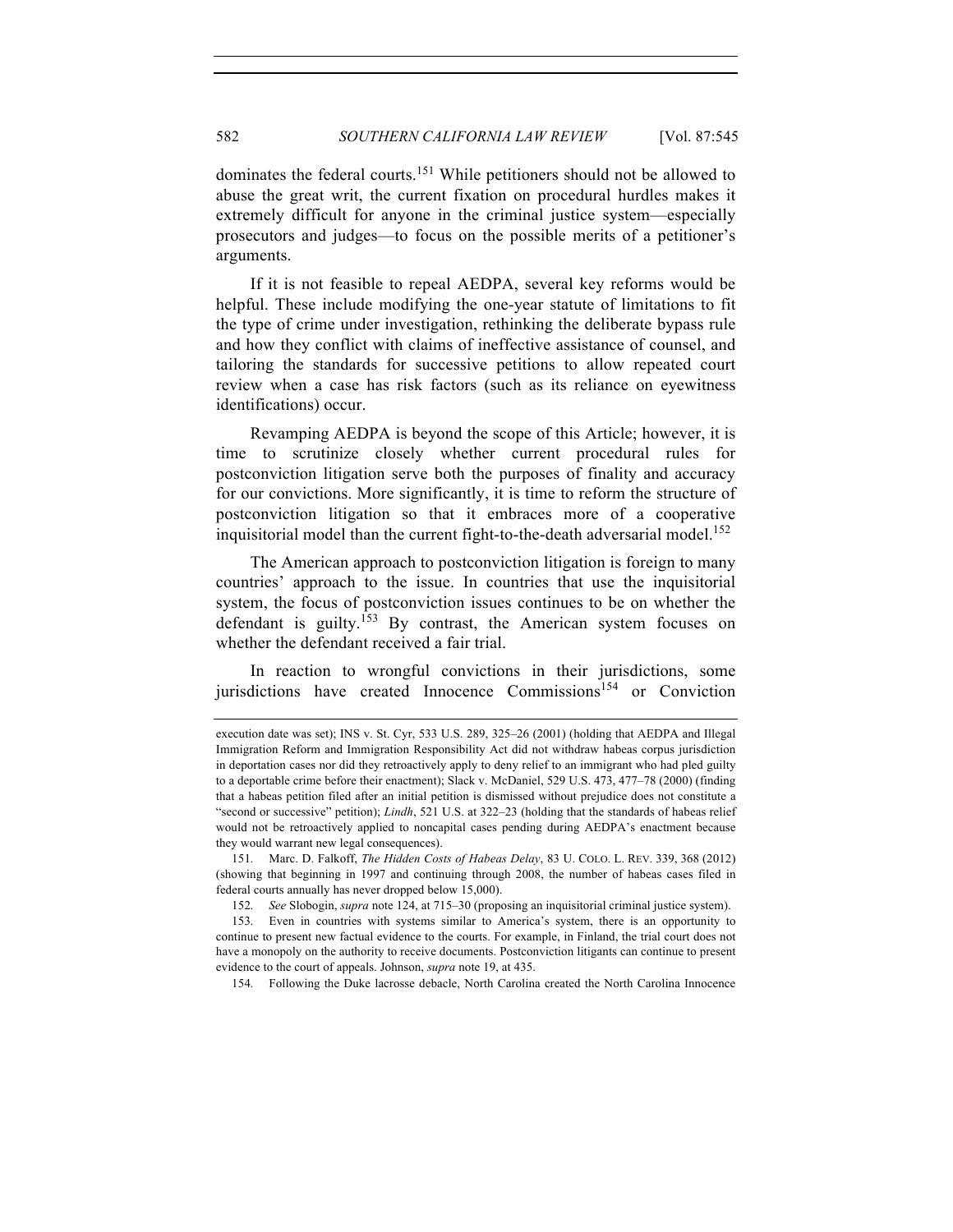dominates the federal courts.[151] While petitioners should not be allowed to abuse the great writ, the current fixation on procedural hurdles makes it extremely difficult for anyone in the criminal justice system—especially prosecutors and judges—to focus on the possible merits of a petitioner's arguments.

If it is not feasible to repeal AEDPA, several key reforms would be helpful. These include modifying the one-year statute of limitations to fit the type of crime under investigation, rethinking the deliberate bypass rule and how they conflict with claims of ineffective assistance of counsel, and tailoring the standards for successive petitions to allow repeated court review when a case has risk factors (such as its reliance on eyewitness identifications) occur.

Revamping AEDPA is beyond the scope of this Article; however, it is time to scrutinize closely whether current procedural rules for postconviction litigation serve both the purposes of finality and accuracy for our convictions. More significantly, it is time to reform the structure of postconviction litigation so that it embraces more of a cooperative inquisitorial model than the current fight-to-the-death adversarial model.[152]

The American approach to postconviction litigation is foreign to many countries' approach to the issue. In countries that use the inquisitorial system, the focus of postconviction issues continues to be on whether the defendant is guilty.[153] By contrast, the American system focuses on whether the defendant received a fair trial.

In reaction to wrongful convictions in their jurisdictions, some jurisdictions have created Innocence Commissions[154] or Conviction

---

execution date was set); INS v. St. Cyr, 533 U.S. 289, 325–26 (2001) (holding that AEDPA and Illegal Immigration Reform and Immigration Responsibility Act did not withdraw habeas corpus jurisdiction in deportation cases nor did they retroactively apply to deny relief to an immigrant who had pled guilty to a deportable crime before their enactment); Slack v. McDaniel, 529 U.S. 473, 477–78 (2000) (finding that a habeas petition filed after an initial petition is dismissed without prejudice does not constitute a "second or successive" petition); *Lindh*, 521 U.S. at 322–23 (holding that the standards of habeas relief would not be retroactively applied to noncapital cases pending during AEDPA's enactment because they would warrant new legal consequences).

151. Marc. D. Falkoff, *The Hidden Costs of Habeas Delay*, 83 U. COLO. L. REV. 339, 368 (2012) (showing that beginning in 1997 and continuing through 2008, the number of habeas cases filed in federal courts annually has never dropped below 15,000).

152. *See* Slobogin, *supra* note 124, at 715–30 (proposing an inquisitorial criminal justice system).

153. Even in countries with systems similar to America's system, there is an opportunity to continue to present new factual evidence to the courts. For example, in Finland, the trial court does not have a monopoly on the authority to receive documents. Postconviction litigants can continue to present evidence to the court of appeals. Johnson, *supra* note 19, at 435.

154. Following the Duke lacrosse debacle, North Carolina created the North Carolina Innocence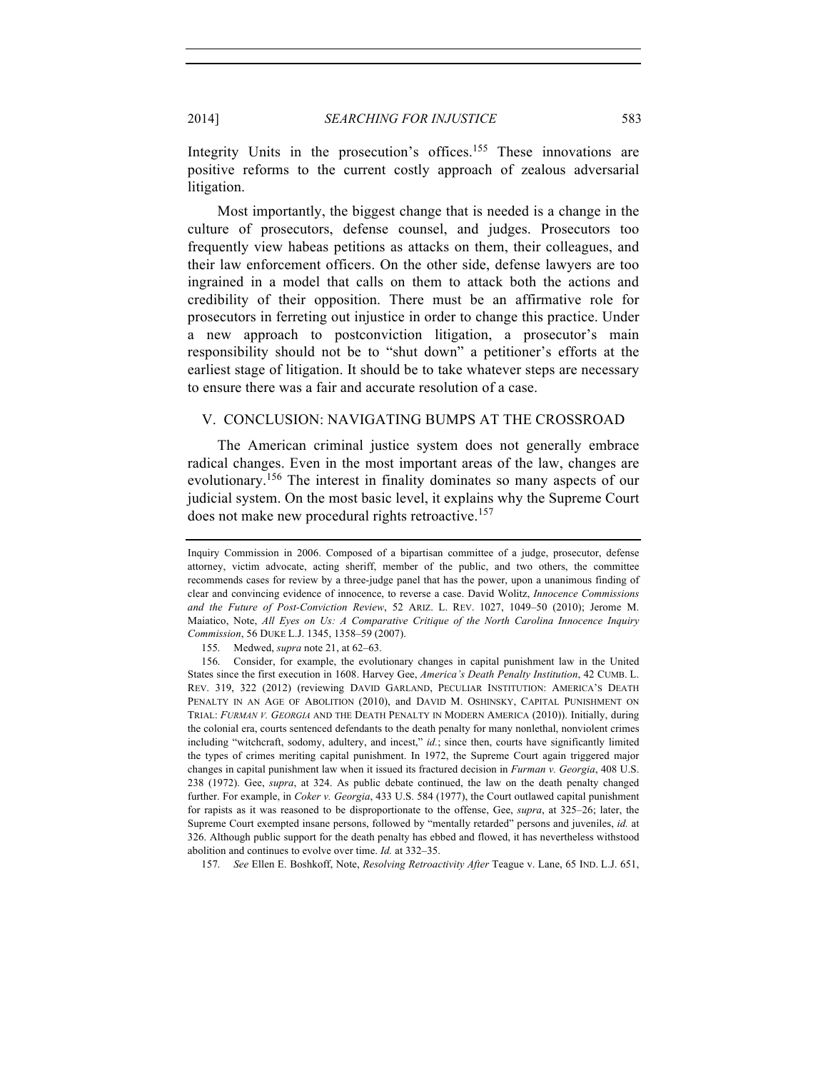Integrity Units in the prosecution's offices.[155] These innovations are positive reforms to the current costly approach of zealous adversarial litigation.

Most importantly, the biggest change that is needed is a change in the culture of prosecutors, defense counsel, and judges. Prosecutors too frequently view habeas petitions as attacks on them, their colleagues, and their law enforcement officers. On the other side, defense lawyers are too ingrained in a model that calls on them to attack both the actions and credibility of their opposition. There must be an affirmative role for prosecutors in ferreting out injustice in order to change this practice. Under a new approach to postconviction litigation, a prosecutor's main responsibility should not be to "shut down" a petitioner's efforts at the earliest stage of litigation. It should be to take whatever steps are necessary to ensure there was a fair and accurate resolution of a case.

## V. CONCLUSION: NAVIGATING BUMPS AT THE CROSSROAD

The American criminal justice system does not generally embrace radical changes. Even in the most important areas of the law, changes are evolutionary.[156] The interest in finality dominates so many aspects of our judicial system. On the most basic level, it explains why the Supreme Court does not make new procedural rights retroactive.[157]

---

Inquiry Commission in 2006. Composed of a bipartisan committee of a judge, prosecutor, defense attorney, victim advocate, acting sheriff, member of the public, and two others, the committee recommends cases for review by a three-judge panel that has the power, upon a unanimous finding of clear and convincing evidence of innocence, to reverse a case. David Wolitz, *Innocence Commissions and the Future of Post-Conviction Review*, 52 ARIZ. L. REV. 1027, 1049–50 (2010); Jerome M. Maiatico, Note, *All Eyes on Us: A Comparative Critique of the North Carolina Innocence Inquiry Commission*, 56 DUKE L.J. 1345, 1358–59 (2007).

155. Medwed, *supra* note 21, at 62–63.

156. Consider, for example, the evolutionary changes in capital punishment law in the United States since the first execution in 1608. Harvey Gee, *America's Death Penalty Institution*, 42 CUMB. L. REV. 319, 322 (2012) (reviewing DAVID GARLAND, PECULIAR INSTITUTION: AMERICA'S DEATH PENALTY IN AN AGE OF ABOLITION (2010), and DAVID M. OSHINSKY, CAPITAL PUNISHMENT ON TRIAL: *FURMAN V. GEORGIA* AND THE DEATH PENALTY IN MODERN AMERICA (2010)). Initially, during the colonial era, courts sentenced defendants to the death penalty for many nonlethal, nonviolent crimes including "witchcraft, sodomy, adultery, and incest," *id.*; since then, courts have significantly limited the types of crimes meriting capital punishment. In 1972, the Supreme Court again triggered major changes in capital punishment law when it issued its fractured decision in *Furman v. Georgia*, 408 U.S. 238 (1972). Gee, *supra*, at 324. As public debate continued, the law on the death penalty changed further. For example, in *Coker v. Georgia*, 433 U.S. 584 (1977), the Court outlawed capital punishment for rapists as it was reasoned to be disproportionate to the offense, Gee, *supra*, at 325–26; later, the Supreme Court exempted insane persons, followed by "mentally retarded" persons and juveniles, *id.* at 326. Although public support for the death penalty has ebbed and flowed, it has nevertheless withstood abolition and continues to evolve over time. *Id.* at 332–35.

157. *See* Ellen E. Boshkoff, Note, *Resolving Retroactivity After* Teague v. Lane, 65 IND. L.J. 651,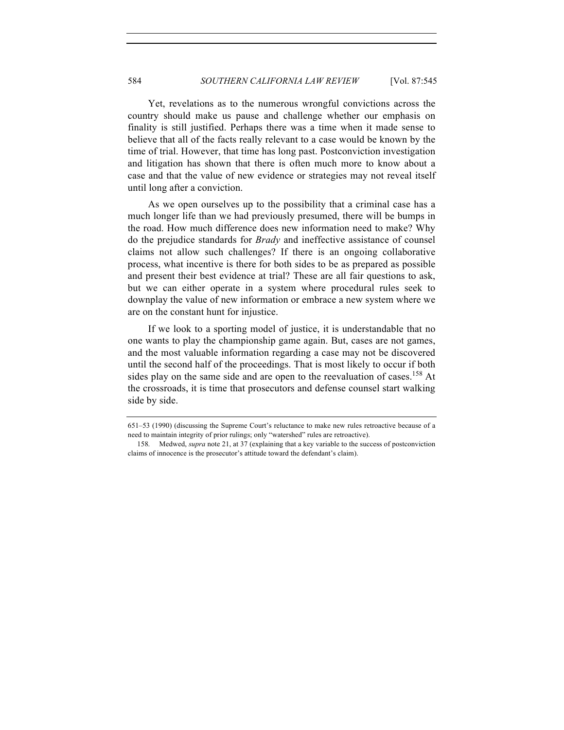Yet, revelations as to the numerous wrongful convictions across the country should make us pause and challenge whether our emphasis on finality is still justified. Perhaps there was a time when it made sense to believe that all of the facts really relevant to a case would be known by the time of trial. However, that time has long past. Postconviction investigation and litigation has shown that there is often much more to know about a case and that the value of new evidence or strategies may not reveal itself until long after a conviction.

As we open ourselves up to the possibility that a criminal case has a much longer life than we had previously presumed, there will be bumps in the road. How much difference does new information need to make? Why do the prejudice standards for *Brady* and ineffective assistance of counsel claims not allow such challenges? If there is an ongoing collaborative process, what incentive is there for both sides to be as prepared as possible and present their best evidence at trial? These are all fair questions to ask, but we can either operate in a system where procedural rules seek to downplay the value of new information or embrace a new system where we are on the constant hunt for injustice.

If we look to a sporting model of justice, it is understandable that no one wants to play the championship game again. But, cases are not games, and the most valuable information regarding a case may not be discovered until the second half of the proceedings. That is most likely to occur if both sides play on the same side and are open to the reevaluation of cases.[158] At the crossroads, it is time that prosecutors and defense counsel start walking side by side.

---

651–53 (1990) (discussing the Supreme Court's reluctance to make new rules retroactive because of a need to maintain integrity of prior rulings; only "watershed" rules are retroactive).

158. Medwed, *supra* note 21, at 37 (explaining that a key variable to the success of postconviction claims of innocence is the prosecutor's attitude toward the defendant's claim).